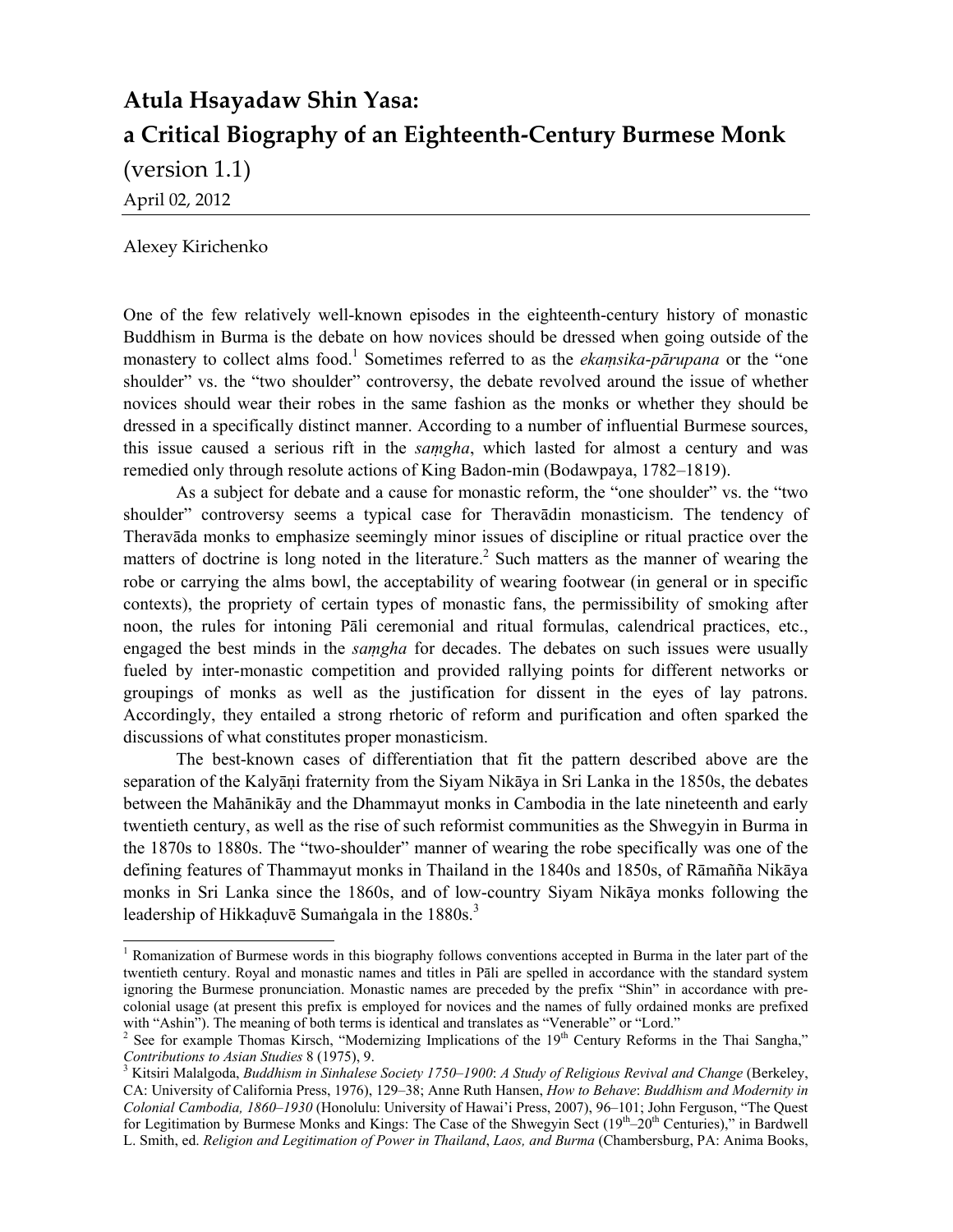# Atula Hsayadaw Shin Yasa: a Critical Biography of an Eighteenth-Century Burmese Monk

(version 1.1)

April 02, 2012

Alexey Kirichenko

One of the few relatively well-known episodes in the eighteenth-century history of monastic Buddhism in Burma is the debate on how novices should be dressed when going outside of the monastery to collect alms food.[1] Sometimes referred to as the *ekaṃsika-pārupana* or the "one shoulder" vs. the "two shoulder" controversy, the debate revolved around the issue of whether novices should wear their robes in the same fashion as the monks or whether they should be dressed in a specifically distinct manner. According to a number of influential Burmese sources, this issue caused a serious rift in the *saṃgha*, which lasted for almost a century and was remedied only through resolute actions of King Badon-min (Bodawpaya, 1782–1819).

As a subject for debate and a cause for monastic reform, the "one shoulder" vs. the "two shoulder" controversy seems a typical case for Theravādin monasticism. The tendency of Theravāda monks to emphasize seemingly minor issues of discipline or ritual practice over the matters of doctrine is long noted in the literature.[2] Such matters as the manner of wearing the robe or carrying the alms bowl, the acceptability of wearing footwear (in general or in specific contexts), the propriety of certain types of monastic fans, the permissibility of smoking after noon, the rules for intoning Pāli ceremonial and ritual formulas, calendrical practices, etc., engaged the best minds in the *saṃgha* for decades. The debates on such issues were usually fueled by inter-monastic competition and provided rallying points for different networks or groupings of monks as well as the justification for dissent in the eyes of lay patrons. Accordingly, they entailed a strong rhetoric of reform and purification and often sparked the discussions of what constitutes proper monasticism.

The best-known cases of differentiation that fit the pattern described above are the separation of the Kalyāṇi fraternity from the Siyam Nikāya in Sri Lanka in the 1850s, the debates between the Mahānikāy and the Dhammayut monks in Cambodia in the late nineteenth and early twentieth century, as well as the rise of such reformist communities as the Shwegyin in Burma in the 1870s to 1880s. The "two-shoulder" manner of wearing the robe specifically was one of the defining features of Thammayut monks in Thailand in the 1840s and 1850s, of Rāmañña Nikāya monks in Sri Lanka since the 1860s, and of low-country Siyam Nikāya monks following the leadership of Hikkaḍuvē Sumaṅgala in the 1880s.[3]

---

[1] Romanization of Burmese words in this biography follows conventions accepted in Burma in the later part of the twentieth century. Royal and monastic names and titles in Pāli are spelled in accordance with the standard system ignoring the Burmese pronunciation. Monastic names are preceded by the prefix "Shin" in accordance with pre-colonial usage (at present this prefix is employed for novices and the names of fully ordained monks are prefixed with "Ashin"). The meaning of both terms is identical and translates as "Venerable" or "Lord."

[2] See for example Thomas Kirsch, "Modernizing Implications of the 19th Century Reforms in the Thai Sangha," *Contributions to Asian Studies* 8 (1975), 9.

[3] Kitsiri Malalgoda, *Buddhism in Sinhalese Society 1750–1900*: *A Study of Religious Revival and Change* (Berkeley, CA: University of California Press, 1976), 129–38; Anne Ruth Hansen, *How to Behave*: *Buddhism and Modernity in Colonial Cambodia, 1860–1930* (Honolulu: University of Hawai'i Press, 2007), 96–101; John Ferguson, "The Quest for Legitimation by Burmese Monks and Kings: The Case of the Shwegyin Sect (19th–20th Centuries)," in Bardwell L. Smith, ed. *Religion and Legitimation of Power in Thailand*, *Laos, and Burma* (Chambersburg, PA: Anima Books,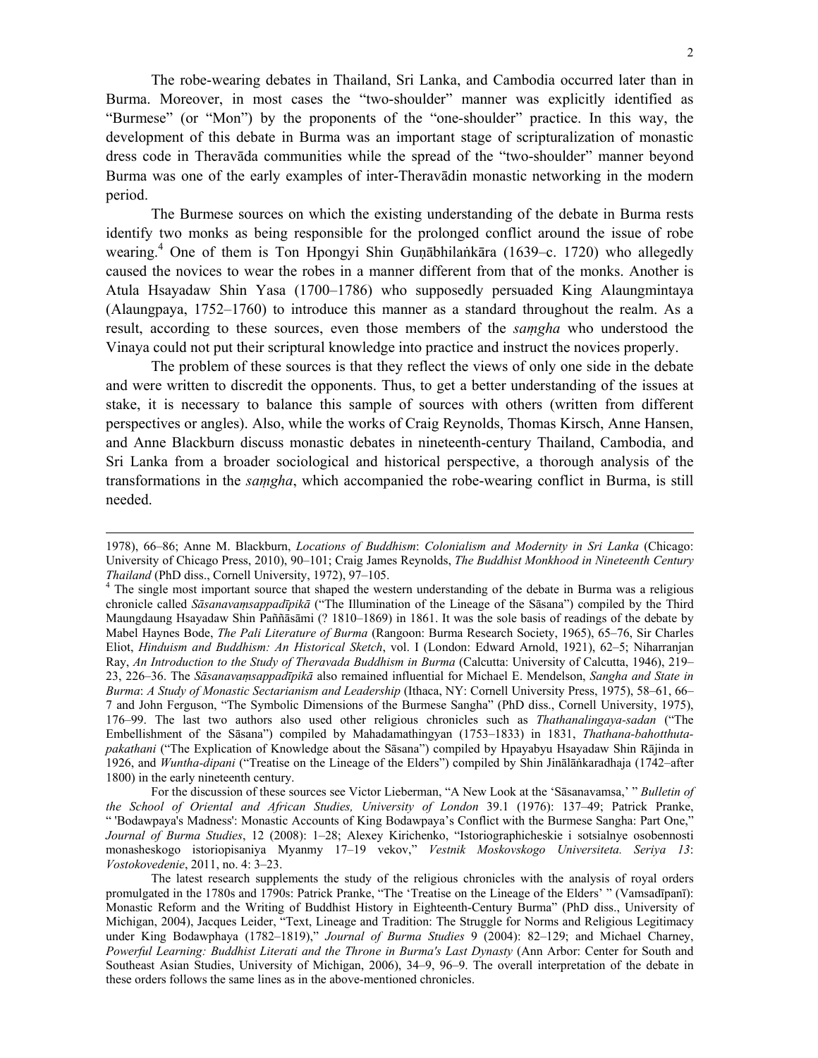The robe-wearing debates in Thailand, Sri Lanka, and Cambodia occurred later than in Burma. Moreover, in most cases the "two-shoulder" manner was explicitly identified as "Burmese" (or "Mon") by the proponents of the "one-shoulder" practice. In this way, the development of this debate in Burma was an important stage of scripturalization of monastic dress code in Theravāda communities while the spread of the "two-shoulder" manner beyond Burma was one of the early examples of inter-Theravādin monastic networking in the modern period.

The Burmese sources on which the existing understanding of the debate in Burma rests identify two monks as being responsible for the prolonged conflict around the issue of robe wearing.[4] One of them is Ton Hpongyi Shin Guṇābhilaṅkāra (1639–c. 1720) who allegedly caused the novices to wear the robes in a manner different from that of the monks. Another is Atula Hsayadaw Shin Yasa (1700–1786) who supposedly persuaded King Alaungmintaya (Alaungpaya, 1752–1760) to introduce this manner as a standard throughout the realm. As a result, according to these sources, even those members of the *saṃgha* who understood the Vinaya could not put their scriptural knowledge into practice and instruct the novices properly.

The problem of these sources is that they reflect the views of only one side in the debate and were written to discredit the opponents. Thus, to get a better understanding of the issues at stake, it is necessary to balance this sample of sources with others (written from different perspectives or angles). Also, while the works of Craig Reynolds, Thomas Kirsch, Anne Hansen, and Anne Blackburn discuss monastic debates in nineteenth-century Thailand, Cambodia, and Sri Lanka from a broader sociological and historical perspective, a thorough analysis of the transformations in the *saṃgha*, which accompanied the robe-wearing conflict in Burma, is still needed.

---

1978), 66–86; Anne M. Blackburn, *Locations of Buddhism*: *Colonialism and Modernity in Sri Lanka* (Chicago: University of Chicago Press, 2010), 90–101; Craig James Reynolds, *The Buddhist Monkhood in Nineteenth Century Thailand* (PhD diss., Cornell University, 1972), 97–105.

[4] The single most important source that shaped the western understanding of the debate in Burma was a religious chronicle called *Sāsanavaṃsappadīpikā* ("The Illumination of the Lineage of the Sāsana") compiled by the Third Maungdaung Hsayadaw Shin Paññāsāmi (? 1810–1869) in 1861. It was the sole basis of readings of the debate by Mabel Haynes Bode, *The Pali Literature of Burma* (Rangoon: Burma Research Society, 1965), 65–76, Sir Charles Eliot, *Hinduism and Buddhism: An Historical Sketch*, vol. I (London: Edward Arnold, 1921), 62–5; Niharranjan Ray, *An Introduction to the Study of Theravada Buddhism in Burma* (Calcutta: University of Calcutta, 1946), 219–23, 226–36. The *Sāsanavaṃsappadīpikā* also remained influential for Michael E. Mendelson, *Sangha and State in Burma*: *A Study of Monastic Sectarianism and Leadership* (Ithaca, NY: Cornell University Press, 1975), 58–61, 66–7 and John Ferguson, "The Symbolic Dimensions of the Burmese Sangha" (PhD diss., Cornell University, 1975), 176–99. The last two authors also used other religious chronicles such as *Thathanalingaya-sadan* ("The Embellishment of the Sāsana") compiled by Mahadamathingyan (1753–1833) in 1831, *Thathana-bahotthuta-pakathani* ("The Explication of Knowledge about the Sāsana") compiled by Hpayabyu Hsayadaw Shin Rājinda in 1926, and *Wuntha-dipani* ("Treatise on the Lineage of the Elders") compiled by Shin Jinālāṅkaradhaja (1742–after 1800) in the early nineteenth century.

For the discussion of these sources see Victor Lieberman, "A New Look at the 'Sāsanavamsa,' " *Bulletin of the School of Oriental and African Studies, University of London* 39.1 (1976): 137–49; Patrick Pranke, " 'Bodawpaya's Madness': Monastic Accounts of King Bodawpaya's Conflict with the Burmese Sangha: Part One," *Journal of Burma Studies*, 12 (2008): 1–28; Alexey Kirichenko, "Istoriographicheskie i sotsialnye osobennosti monasheskogo istoriopisaniya Myanmy 17–19 vekov," *Vestnik Moskovskogo Universiteta. Seriya 13*: *Vostokovedenie*, 2011, no. 4: 3–23.

The latest research supplements the study of the religious chronicles with the analysis of royal orders promulgated in the 1780s and 1790s: Patrick Pranke, "The 'Treatise on the Lineage of the Elders' " (Vamsadīpanī): Monastic Reform and the Writing of Buddhist History in Eighteenth-Century Burma" (PhD diss., University of Michigan, 2004), Jacques Leider, "Text, Lineage and Tradition: The Struggle for Norms and Religious Legitimacy under King Bodawphaya (1782–1819)," *Journal of Burma Studies* 9 (2004): 82–129; and Michael Charney, *Powerful Learning: Buddhist Literati and the Throne in Burma's Last Dynasty* (Ann Arbor: Center for South and Southeast Asian Studies, University of Michigan, 2006), 34–9, 96–9. The overall interpretation of the debate in these orders follows the same lines as in the above-mentioned chronicles.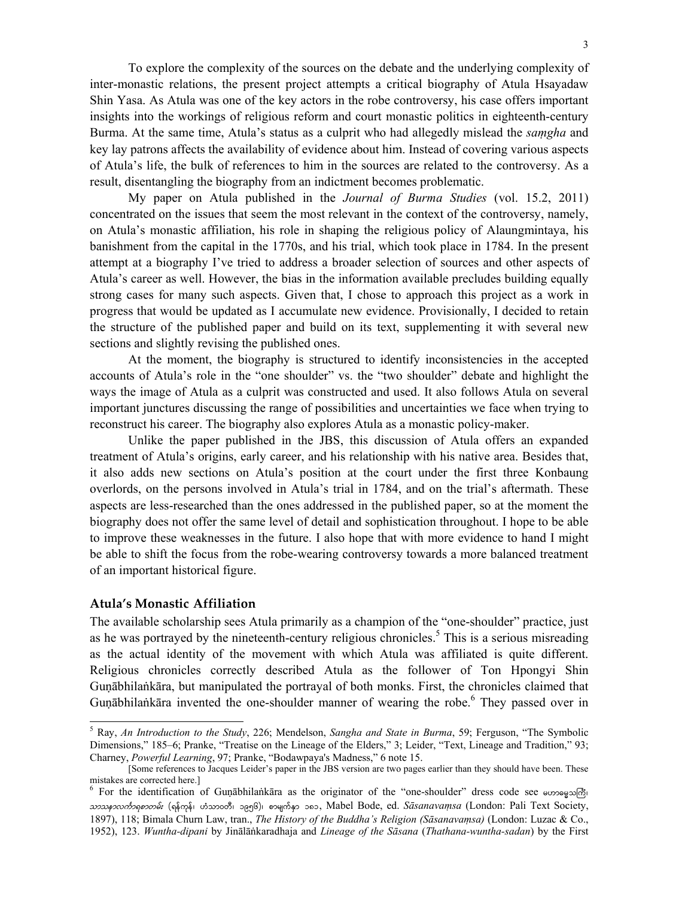To explore the complexity of the sources on the debate and the underlying complexity of inter-monastic relations, the present project attempts a critical biography of Atula Hsayadaw Shin Yasa. As Atula was one of the key actors in the robe controversy, his case offers important insights into the workings of religious reform and court monastic politics in eighteenth-century Burma. At the same time, Atula's status as a culprit who had allegedly mislead the *saṃgha* and key lay patrons affects the availability of evidence about him. Instead of covering various aspects of Atula's life, the bulk of references to him in the sources are related to the controversy. As a result, disentangling the biography from an indictment becomes problematic.

My paper on Atula published in the *Journal of Burma Studies* (vol. 15.2, 2011) concentrated on the issues that seem the most relevant in the context of the controversy, namely, on Atula's monastic affiliation, his role in shaping the religious policy of Alaungmintaya, his banishment from the capital in the 1770s, and his trial, which took place in 1784. In the present attempt at a biography I've tried to address a broader selection of sources and other aspects of Atula's career as well. However, the bias in the information available precludes building equally strong cases for many such aspects. Given that, I chose to approach this project as a work in progress that would be updated as I accumulate new evidence. Provisionally, I decided to retain the structure of the published paper and build on its text, supplementing it with several new sections and slightly revising the published ones.

At the moment, the biography is structured to identify inconsistencies in the accepted accounts of Atula's role in the "one shoulder" vs. the "two shoulder" debate and highlight the ways the image of Atula as a culprit was constructed and used. It also follows Atula on several important junctures discussing the range of possibilities and uncertainties we face when trying to reconstruct his career. The biography also explores Atula as a monastic policy-maker.

Unlike the paper published in the JBS, this discussion of Atula offers an expanded treatment of Atula's origins, early career, and his relationship with his native area. Besides that, it also adds new sections on Atula's position at the court under the first three Konbaung overlords, on the persons involved in Atula's trial in 1784, and on the trial's aftermath. These aspects are less-researched than the ones addressed in the published paper, so at the moment the biography does not offer the same level of detail and sophistication throughout. I hope to be able to improve these weaknesses in the future. I also hope that with more evidence to hand I might be able to shift the focus from the robe-wearing controversy towards a more balanced treatment of an important historical figure.

## Atula's Monastic Affiliation

The available scholarship sees Atula primarily as a champion of the "one-shoulder" practice, just as he was portrayed by the nineteenth-century religious chronicles.[5] This is a serious misreading as the actual identity of the movement with which Atula was affiliated is quite different. Religious chronicles correctly described Atula as the follower of Ton Hpongyi Shin Guṇābhilaṅkāra, but manipulated the portrayal of both monks. First, the chronicles claimed that Guṇābhilaṅkāra invented the one-shoulder manner of wearing the robe.[6] They passed over in

---

[5] Ray, *An Introduction to the Study*, 226; Mendelson, *Sangha and State in Burma*, 59; Ferguson, "The Symbolic Dimensions," 185–6; Pranke, "Treatise on the Lineage of the Elders," 3; Leider, "Text, Lineage and Tradition," 93; Charney, *Powerful Learning*, 97; Pranke, "Bodawpaya's Madness," 6 note 15.

[Some references to Jacques Leider's paper in the JBS version are two pages earlier than they should have been. These mistakes are corrected here.]

[6] For the identification of Guṇābhilaṅkāra as the originator of the "one-shoulder" dress code see မဟာဓမ္မသင်္ကြံ၊ *သာသနာလင်္ကာရစာတမ်း* (ရန်ကုန်၊ ဟံသာဝတီ၊ ၁၉၅၆)၊ စာမျက်နှာ ၁၈၁, Mabel Bode, ed. *Sāsanavaṃsa* (London: Pali Text Society, 1897), 118; Bimala Churn Law, tran., *The History of the Buddha's Religion (Sāsanavaṃsa)* (London: Luzac & Co., 1952), 123. *Wuntha-dipani* by Jinālāṅkaradhaja and *Lineage of the Sāsana* (*Thathana-wuntha-sadan*) by the First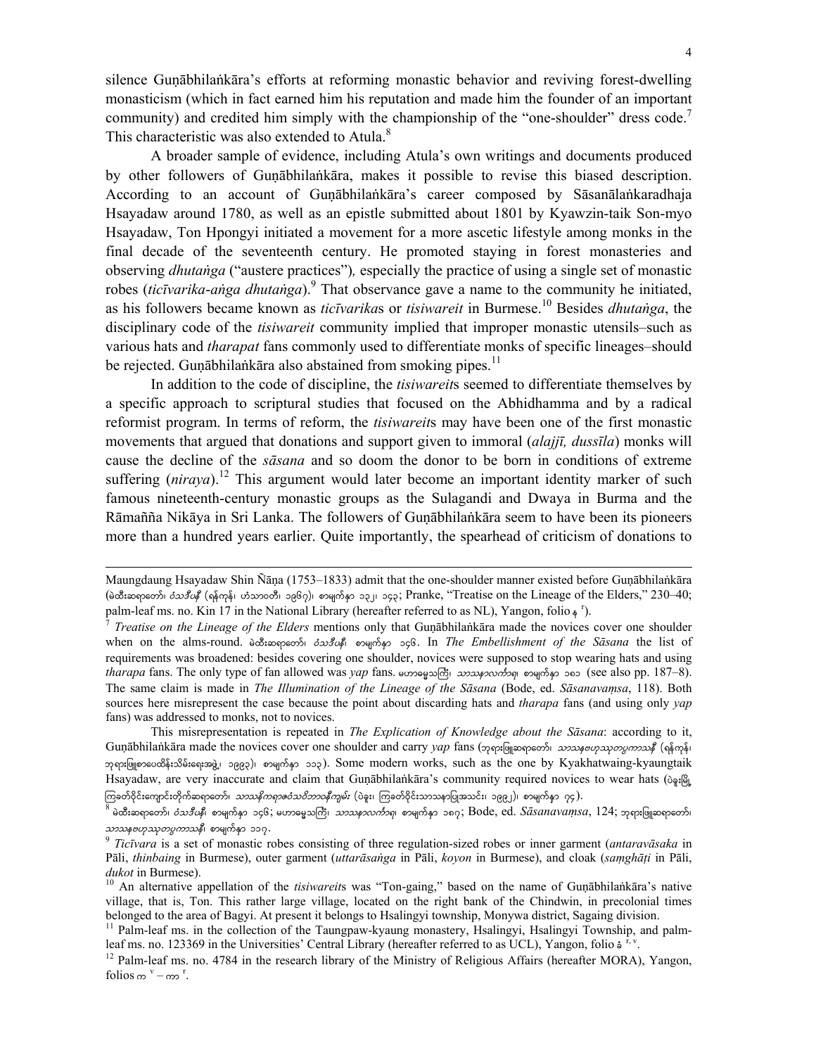silence Guṇābhilaṅkāra's efforts at reforming monastic behavior and reviving forest-dwelling monasticism (which in fact earned him his reputation and made him the founder of an important community) and credited him simply with the championship of the "one-shoulder" dress code.[7] This characteristic was also extended to Atula.[8]

A broader sample of evidence, including Atula's own writings and documents produced by other followers of Guṇābhilaṅkāra, makes it possible to revise this biased description. According to an account of Guṇābhilaṅkāra's career composed by Sāsanālaṅkaradhaja Hsayadaw around 1780, as well as an epistle submitted about 1801 by Kyawzin-taik Son-myo Hsayadaw, Ton Hpongyi initiated a movement for a more ascetic lifestyle among monks in the final decade of the seventeenth century. He promoted staying in forest monasteries and observing *dhutaṅga* ("austere practices")*,* especially the practice of using a single set of monastic robes (*ticīvarika-aṅga dhutaṅga*).[9] That observance gave a name to the community he initiated, as his followers became known as *ticīvarika*s or *tisiwareit* in Burmese.[10] Besides *dhutaṅga*, the disciplinary code of the *tisiwareit* community implied that improper monastic utensils–such as various hats and *tharapat* fans commonly used to differentiate monks of specific lineages–should be rejected. Guṇābhilaṅkāra also abstained from smoking pipes.[11]

In addition to the code of discipline, the *tisiwareit*s seemed to differentiate themselves by a specific approach to scriptural studies that focused on the Abhidhamma and by a radical reformist program. In terms of reform, the *tisiwareit*s may have been one of the first monastic movements that argued that donations and support given to immoral (*alajjī, dussīla*) monks will cause the decline of the *sāsana* and so doom the donor to be born in conditions of extreme suffering (*niraya*).[12] This argument would later become an important identity marker of such famous nineteenth-century monastic groups as the Sulagandi and Dwaya in Burma and the Rāmañña Nikāya in Sri Lanka. The followers of Guṇābhilaṅkāra seem to have been its pioneers more than a hundred years earlier. Quite importantly, the spearhead of criticism of donations to

---

Maungdaung Hsayadaw Shin Ñāṇa (1753–1833) admit that the one-shoulder manner existed before Guṇābhilaṅkāra (မဲထီးဆရာတော်၊ *ဝံသဒီပနီ* (ရန်ကုန်၊ ဟံသာဝတီ၊ ၁၉၆၇)၊ စာမျက်နှာ ၁၃၂၊ ၁၄၃; Pranke, "Treatise on the Lineage of the Elders," 230–40; palm-leaf ms. no. Kin 17 in the National Library (hereafter referred to as NL), Yangon, folio န [r]).

[7] *Treatise on the Lineage of the Elders* mentions only that Guṇābhilaṅkāra made the novices cover one shoulder when on the alms-round. မဲထီးဆရာတော်၊ *ဝံသဒီပနီ*၊ စာမျက်နှာ ၁၄၆. In *The Embellishment of the Sāsana* the list of requirements was broadened: besides covering one shoulder, novices were supposed to stop wearing hats and using *tharapa* fans. The only type of fan allowed was *yap* fans. မဟာဓမ္မသင်္ကြံ၊ *သာသနာလင်္ကာရ*၊ စာမျက်နှာ ၁၈၁ (see also pp. 187–8). The same claim is made in *The Illumination of the Lineage of the Sāsana* (Bode, ed. *Sāsanavaṃsa*, 118). Both sources here misrepresent the case because the point about discarding hats and *tharapa* fans (and using only *yap* fans) was addressed to monks, not to novices.

This misrepresentation is repeated in *The Explication of Knowledge about the Sāsana*: according to it, Guṇābhilaṅkāra made the novices cover one shoulder and carry *yap* fans (ဘုရားဖြူဆရာတော်၊ *သာသနဗဟုဿုတပ္ပကာသနီ* (ရန်ကုန်၊ ဘုရားဖြူစာပေထိန်းသိမ်းရေးအဖွဲ့၊ ၁၉၉၃)၊ စာမျက်နှာ ၁၁၃). Some modern works, such as the one by Kyakhatwaing-kyaungtaik Hsayadaw, are very inaccurate and claim that Guṇābhilaṅkāra's community required novices to wear hats (ဝဲခူးမြို့ ကြခတ်ဝိုင်းကျောင်းတိုက်ဆရာတော်၊ *သာသနိကရာဇဝံသဝိဘာဝနီကျမ်း* (ပဲခူး၊ ကြခတ်ဝိုင်းသာသနာပြုအသင်း၊ ၁၉၉၂)၊ စာမျက်နှာ ၇၄).

[8] မဲထီးဆရာတော်၊ *ဝံသဒီပနီ*၊ စာမျက်နှာ ၁၄၆; မဟာဓမ္မသင်္ကြံ၊ *သာသနာလင်္ကာရ*၊ စာမျက်နှာ ၁၈၇; Bode, ed. *Sāsanavaṃsa*, 124; ဘုရားဖြူဆရာတော်၊ *သာသနဗဟုဿုတပ္ပကာသနီ*၊ စာမျက်နှာ ၁၁၇.

[9] *Ticīvara* is a set of monastic robes consisting of three regulation-sized robes or inner garment (*antaravāsaka* in Pāli, *thinbaing* in Burmese), outer garment (*uttarāsaṅga* in Pāli, *koyon* in Burmese), and cloak (*saṃghāṭi* in Pāli, *dukot* in Burmese).

[10] An alternative appellation of the *tisiwareit*s was "Ton-gaing," based on the name of Guṇābhilaṅkāra's native village, that is, Ton. This rather large village, located on the right bank of the Chindwin, in precolonial times belonged to the area of Bagyi. At present it belongs to Hsalingyi township, Monywa district, Sagaing division.

[11] Palm-leaf ms. in the collection of the Taungpaw-kyaung monastery, Hsalingyi, Hsalingyi Township, and palm-leaf ms. no. 123369 in the Universities' Central Library (hereafter referred to as UCL), Yangon, folio ခံ [r, v].

[12] Palm-leaf ms. no. 4784 in the research library of the Ministry of Religious Affairs (hereafter MORA), Yangon, folios က [v] – ကာ [r].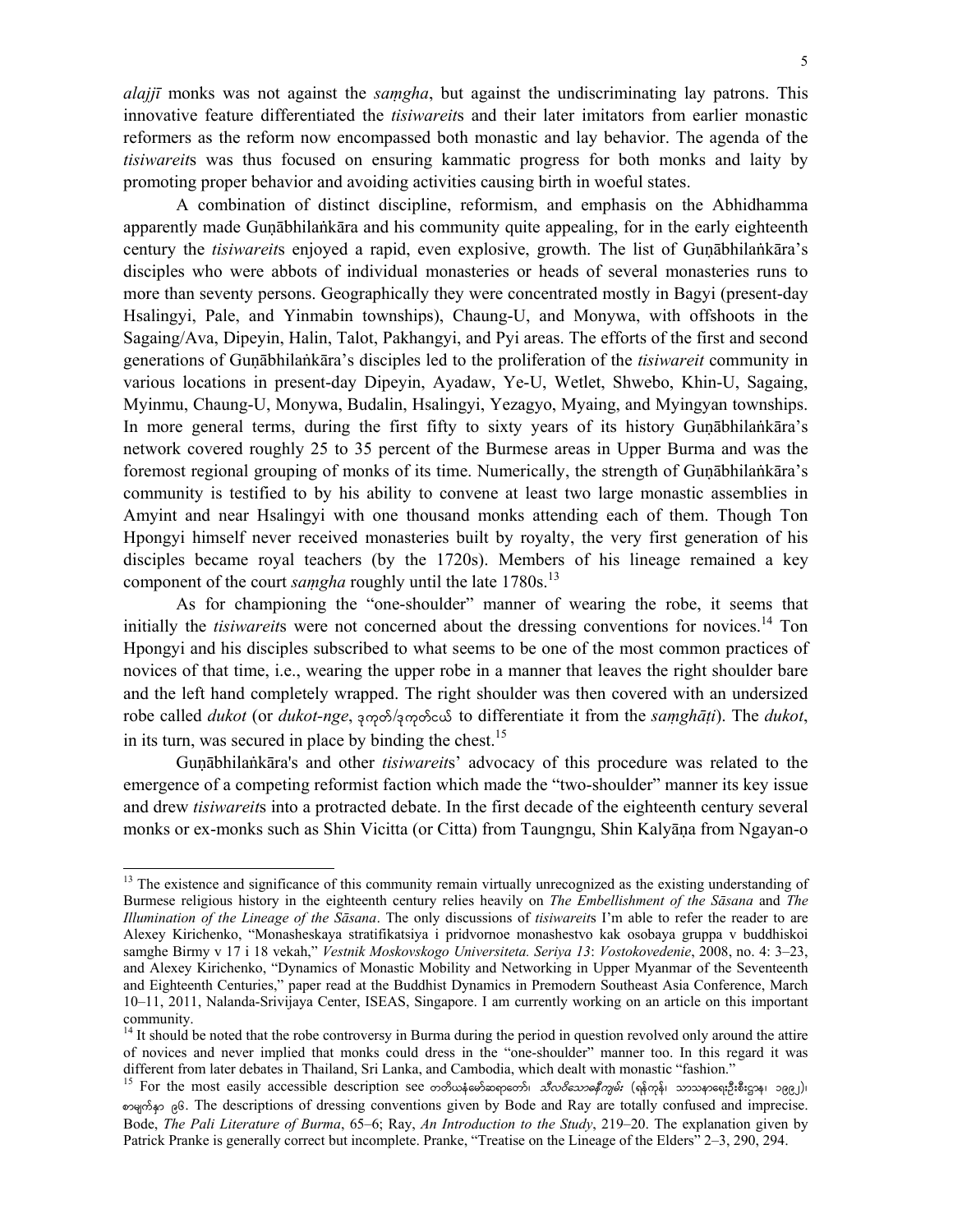*alajjī* monks was not against the *saṃgha*, but against the undiscriminating lay patrons. This innovative feature differentiated the *tisiwareit*s and their later imitators from earlier monastic reformers as the reform now encompassed both monastic and lay behavior. The agenda of the *tisiwareit*s was thus focused on ensuring kammatic progress for both monks and laity by promoting proper behavior and avoiding activities causing birth in woeful states.

A combination of distinct discipline, reformism, and emphasis on the Abhidhamma apparently made Guṇābhilaṅkāra and his community quite appealing, for in the early eighteenth century the *tisiwareit*s enjoyed a rapid, even explosive, growth. The list of Guṇābhilaṅkāra's disciples who were abbots of individual monasteries or heads of several monasteries runs to more than seventy persons. Geographically they were concentrated mostly in Bagyi (present-day Hsalingyi, Pale, and Yinmabin townships), Chaung-U, and Monywa, with offshoots in the Sagaing/Ava, Dipeyin, Halin, Talot, Pakhangyi, and Pyi areas. The efforts of the first and second generations of Guṇābhilaṅkāra's disciples led to the proliferation of the *tisiwareit* community in various locations in present-day Dipeyin, Ayadaw, Ye-U, Wetlet, Shwebo, Khin-U, Sagaing, Myinmu, Chaung-U, Monywa, Budalin, Hsalingyi, Yezagyo, Myaing, and Myingyan townships. In more general terms, during the first fifty to sixty years of its history Guṇābhilaṅkāra's network covered roughly 25 to 35 percent of the Burmese areas in Upper Burma and was the foremost regional grouping of monks of its time. Numerically, the strength of Guṇābhilaṅkāra's community is testified to by his ability to convene at least two large monastic assemblies in Amyint and near Hsalingyi with one thousand monks attending each of them. Though Ton Hpongyi himself never received monasteries built by royalty, the very first generation of his disciples became royal teachers (by the 1720s). Members of his lineage remained a key component of the court *saṃgha* roughly until the late 1780s.[13]

As for championing the "one-shoulder" manner of wearing the robe, it seems that initially the *tisiwareit*s were not concerned about the dressing conventions for novices.[14] Ton Hpongyi and his disciples subscribed to what seems to be one of the most common practices of novices of that time, i.e., wearing the upper robe in a manner that leaves the right shoulder bare and the left hand completely wrapped. The right shoulder was then covered with an undersized robe called *dukot* (or *dukot-nge*, ဒုကုတ်/ဒုကုတ်ငယ် to differentiate it from the *saṃghāṭi*). The *dukot*, in its turn, was secured in place by binding the chest.[15]

Guṇābhilaṅkāra's and other *tisiwareit*s' advocacy of this procedure was related to the emergence of a competing reformist faction which made the "two-shoulder" manner its key issue and drew *tisiwareit*s into a protracted debate. In the first decade of the eighteenth century several monks or ex-monks such as Shin Vicitta (or Citta) from Taungngu, Shin Kalyāṇa from Ngayan-o

---

[13] The existence and significance of this community remain virtually unrecognized as the existing understanding of Burmese religious history in the eighteenth century relies heavily on *The Embellishment of the Sāsana* and *The Illumination of the Lineage of the Sāsana*. The only discussions of *tisiwareit*s I'm able to refer the reader to are Alexey Kirichenko, "Monasheskaya stratifikatsiya i pridvornoe monashestvo kak osobaya gruppa v buddhiskoi samghe Birmy v 17 i 18 vekah," *Vestnik Moskovskogo Universiteta. Seriya 13*: *Vostokovedenie*, 2008, no. 4: 3–23, and Alexey Kirichenko, "Dynamics of Monastic Mobility and Networking in Upper Myanmar of the Seventeenth and Eighteenth Centuries," paper read at the Buddhist Dynamics in Premodern Southeast Asia Conference, March 10–11, 2011, Nalanda-Srivijaya Center, ISEAS, Singapore. I am currently working on an article on this important community.

[14] It should be noted that the robe controversy in Burma during the period in question revolved only around the attire of novices and never implied that monks could dress in the "one-shoulder" manner too. In this regard it was different from later debates in Thailand, Sri Lanka, and Cambodia, which dealt with monastic "fashion."

[15] For the most easily accessible description see တတိယနံမော်ဆရာတော်၊ *သီလဝိသောဓနီကျမ်း* (ရန်ကုန်၊ သာသနာရေးဦးစီးဌာန၊ ၁၉၉၂)၊ စာမျက်နှာ ၉၆. The descriptions of dressing conventions given by Bode and Ray are totally confused and imprecise. Bode, *The Pali Literature of Burma*, 65–6; Ray, *An Introduction to the Study*, 219–20. The explanation given by Patrick Pranke is generally correct but incomplete. Pranke, "Treatise on the Lineage of the Elders" 2–3, 290, 294.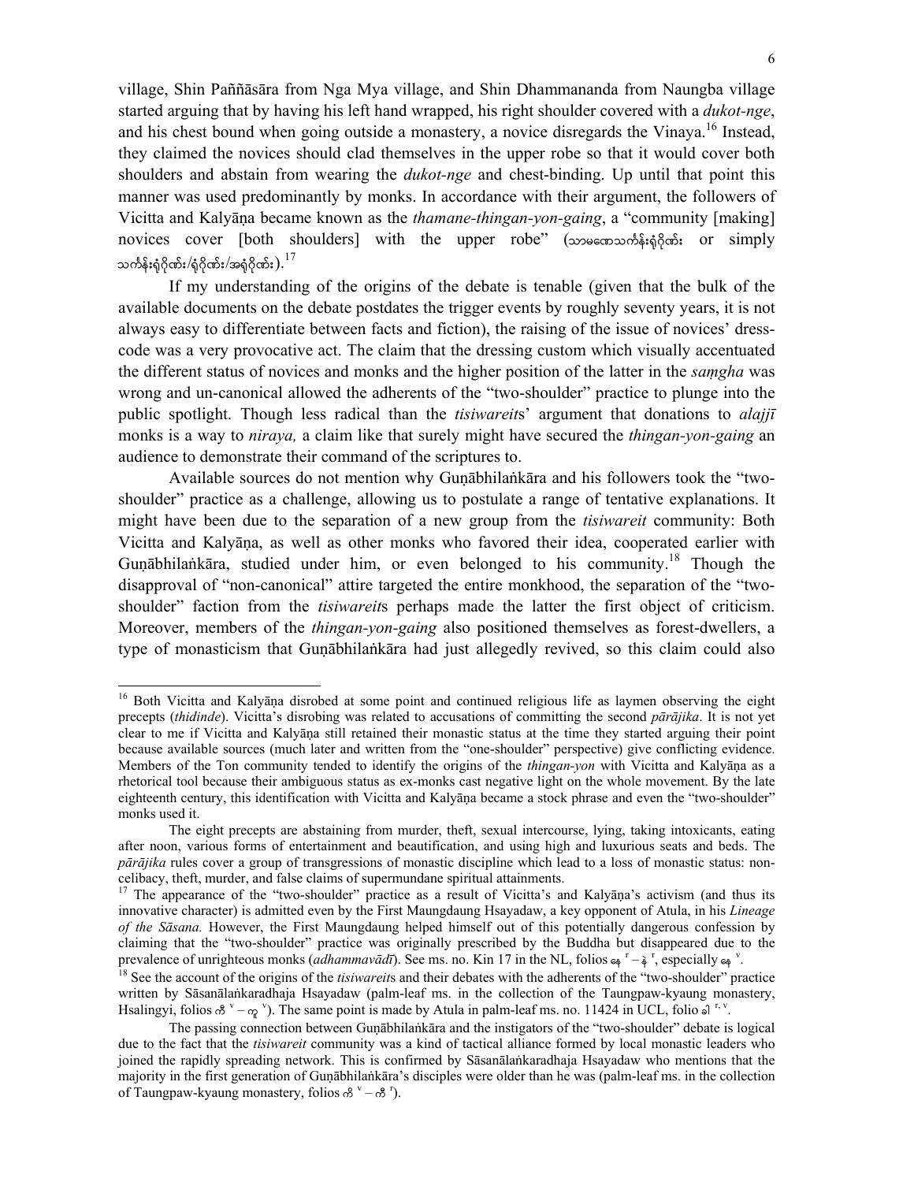village, Shin Paññāsāra from Nga Mya village, and Shin Dhammananda from Naungba village started arguing that by having his left hand wrapped, his right shoulder covered with a *dukot-nge*, and his chest bound when going outside a monastery, a novice disregards the Vinaya.[16] Instead, they claimed the novices should clad themselves in the upper robe so that it would cover both shoulders and abstain from wearing the *dukot-nge* and chest-binding. Up until that point this manner was used predominantly by monks. In accordance with their argument, the followers of Vicitta and Kalyāṇa became known as the *thamane-thingan-yon-gaing*, a "community [making] novices cover [both shoulders] with the upper robe" (သာမဏေသင်္ကန်းရုံဂိုဏ်း or simply သင်္ကန်းရုံဂိုဏ်း/ရုံဂိုဏ်း/အရုံဂိုဏ်း).[17]

If my understanding of the origins of the debate is tenable (given that the bulk of the available documents on the debate postdates the trigger events by roughly seventy years, it is not always easy to differentiate between facts and fiction), the raising of the issue of novices' dress-code was a very provocative act. The claim that the dressing custom which visually accentuated the different status of novices and monks and the higher position of the latter in the *saṃgha* was wrong and un-canonical allowed the adherents of the "two-shoulder" practice to plunge into the public spotlight. Though less radical than the *tisiwareit*s' argument that donations to *alajjī* monks is a way to *niraya,* a claim like that surely might have secured the *thingan-yon-gaing* an audience to demonstrate their command of the scriptures to.

Available sources do not mention why Guṇābhilaṅkāra and his followers took the "two-shoulder" practice as a challenge, allowing us to postulate a range of tentative explanations. It might have been due to the separation of a new group from the *tisiwareit* community: Both Vicitta and Kalyāṇa, as well as other monks who favored their idea, cooperated earlier with Guṇābhilaṅkāra, studied under him, or even belonged to his community.[18] Though the disapproval of "non-canonical" attire targeted the entire monkhood, the separation of the "two-shoulder" faction from the *tisiwareit*s perhaps made the latter the first object of criticism. Moreover, members of the *thingan-yon-gaing* also positioned themselves as forest-dwellers, a type of monasticism that Guṇābhilaṅkāra had just allegedly revived, so this claim could also

---

[16] Both Vicitta and Kalyāṇa disrobed at some point and continued religious life as laymen observing the eight precepts (*thidinde*). Vicitta's disrobing was related to accusations of committing the second *pārājika*. It is not yet clear to me if Vicitta and Kalyāṇa still retained their monastic status at the time they started arguing their point because available sources (much later and written from the "one-shoulder" perspective) give conflicting evidence. Members of the Ton community tended to identify the origins of the *thingan-yon* with Vicitta and Kalyāṇa as a rhetorical tool because their ambiguous status as ex-monks cast negative light on the whole movement. By the late eighteenth century, this identification with Vicitta and Kalyāṇa became a stock phrase and even the "two-shoulder" monks used it.

The eight precepts are abstaining from murder, theft, sexual intercourse, lying, taking intoxicants, eating after noon, various forms of entertainment and beautification, and using high and luxurious seats and beds. The *pārājika* rules cover a group of transgressions of monastic discipline which lead to a loss of monastic status: non-celibacy, theft, murder, and false claims of supermundane spiritual attainments.

[17] The appearance of the "two-shoulder" practice as a result of Vicitta's and Kalyāṇa's activism (and thus its innovative character) is admitted even by the First Maungdaung Hsayadaw, a key opponent of Atula, in his *Lineage of the Sāsana.* However, the First Maungdaung helped himself out of this potentially dangerous confession by claiming that the "two-shoulder" practice was originally prescribed by the Buddha but disappeared due to the prevalence of unrighteous monks (*adhammavādī*). See ms. no. Kin 17 in the NL, folios နေ r – နဲ r, especially နေ v.

[18] See the account of the origins of the *tisiwareit*s and their debates with the adherents of the "two-shoulder" practice written by Sāsanālaṅkaradhaja Hsayadaw (palm-leaf ms. in the collection of the Taungpaw-kyaung monastery, Hsalingyi, folios ဏိ v – ဏူ v). The same point is made by Atula in palm-leaf ms. no. 11424 in UCL, folio ခါ r, v.

The passing connection between Guṇābhilaṅkāra and the instigators of the "two-shoulder" debate is logical due to the fact that the *tisiwareit* community was a kind of tactical alliance formed by local monastic leaders who joined the rapidly spreading network. This is confirmed by Sāsanālaṅkaradhaja Hsayadaw who mentions that the majority in the first generation of Guṇābhilaṅkāra's disciples were older than he was (palm-leaf ms. in the collection of Taungpaw-kyaung monastery, folios ဏိ v – ဏီ r).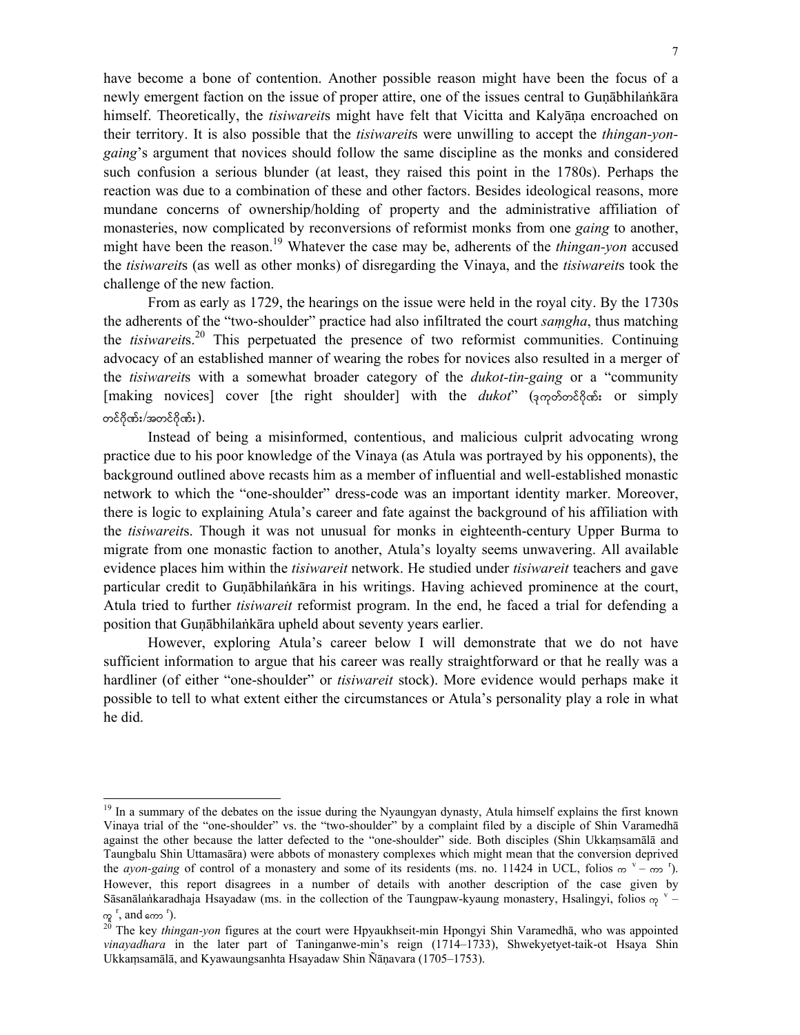have become a bone of contention. Another possible reason might have been the focus of a newly emergent faction on the issue of proper attire, one of the issues central to Guṇābhilaṅkāra himself. Theoretically, the *tisiwareit*s might have felt that Vicitta and Kalyāṇa encroached on their territory. It is also possible that the *tisiwareit*s were unwilling to accept the *thingan-yon-gaing*'s argument that novices should follow the same discipline as the monks and considered such confusion a serious blunder (at least, they raised this point in the 1780s). Perhaps the reaction was due to a combination of these and other factors. Besides ideological reasons, more mundane concerns of ownership/holding of property and the administrative affiliation of monasteries, now complicated by reconversions of reformist monks from one *gaing* to another, might have been the reason.[19] Whatever the case may be, adherents of the *thingan-yon* accused the *tisiwareit*s (as well as other monks) of disregarding the Vinaya, and the *tisiwareit*s took the challenge of the new faction.

From as early as 1729, the hearings on the issue were held in the royal city. By the 1730s the adherents of the "two-shoulder" practice had also infiltrated the court *saṃgha*, thus matching the *tisiwareit*s.[20] This perpetuated the presence of two reformist communities. Continuing advocacy of an established manner of wearing the robes for novices also resulted in a merger of the *tisiwareit*s with a somewhat broader category of the *dukot-tin-gaing* or a "community [making novices] cover [the right shoulder] with the *dukot*" (ဒုကုတ်တင်ဂိုဏ်း or simply တင်ဂိုဏ်း/အတင်ဂိုဏ်း).

Instead of being a misinformed, contentious, and malicious culprit advocating wrong practice due to his poor knowledge of the Vinaya (as Atula was portrayed by his opponents), the background outlined above recasts him as a member of influential and well-established monastic network to which the "one-shoulder" dress-code was an important identity marker. Moreover, there is logic to explaining Atula's career and fate against the background of his affiliation with the *tisiwareit*s. Though it was not unusual for monks in eighteenth-century Upper Burma to migrate from one monastic faction to another, Atula's loyalty seems unwavering. All available evidence places him within the *tisiwareit* network. He studied under *tisiwareit* teachers and gave particular credit to Guṇābhilaṅkāra in his writings. Having achieved prominence at the court, Atula tried to further *tisiwareit* reformist program. In the end, he faced a trial for defending a position that Guṇābhilaṅkāra upheld about seventy years earlier.

However, exploring Atula's career below I will demonstrate that we do not have sufficient information to argue that his career was really straightforward or that he really was a hardliner (of either "one-shoulder" or *tisiwareit* stock). More evidence would perhaps make it possible to tell to what extent either the circumstances or Atula's personality play a role in what he did.

---

[19] In a summary of the debates on the issue during the Nyaungyan dynasty, Atula himself explains the first known Vinaya trial of the "one-shoulder" vs. the "two-shoulder" by a complaint filed by a disciple of Shin Varamedhā against the other because the latter defected to the "one-shoulder" side. Both disciples (Shin Ukkaṃsamālā and Taungbalu Shin Uttamasāra) were abbots of monastery complexes which might mean that the conversion deprived the *ayon-gaing* of control of a monastery and some of its residents (ms. no. 11424 in UCL, folios က v – ကာ r). However, this report disagrees in a number of details with another description of the case given by Sāsanālaṅkaradhaja Hsayadaw (ms. in the collection of the Taungpaw-kyaung monastery, Hsalingyi, folios ကု v – ကူ r, and ကော r).

[20] The key *thingan-yon* figures at the court were Hpyaukhseit-min Hpongyi Shin Varamedhā, who was appointed *vinayadhara* in the later part of Taninganwe-min's reign (1714–1733), Shwekyetyet-taik-ot Hsaya Shin Ukkaṃsamālā, and Kyawaungsanhta Hsayadaw Shin Ñāṇavara (1705–1753).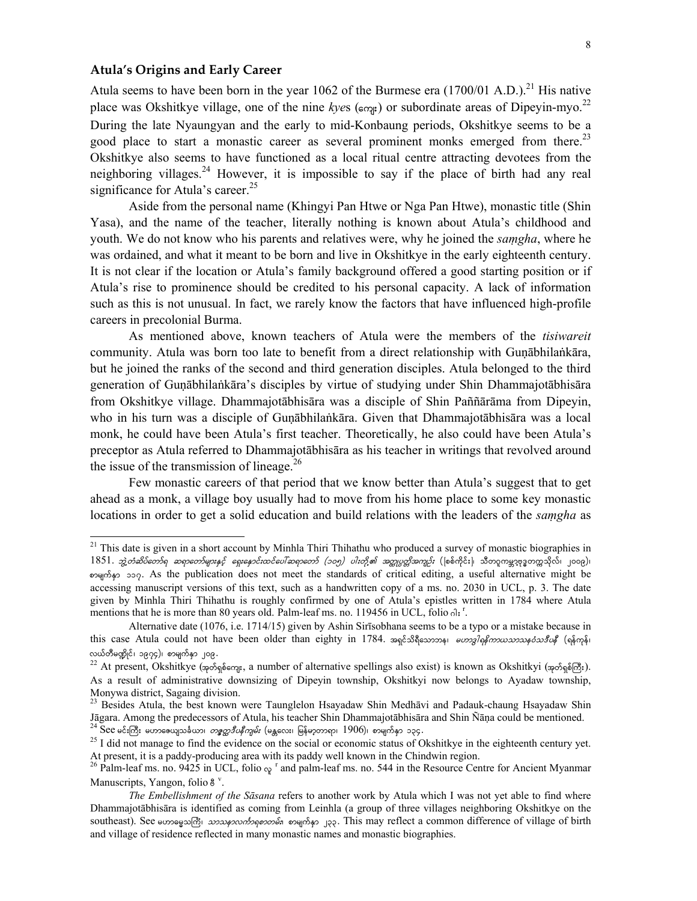## Atula's Origins and Early Career

Atula seems to have been born in the year 1062 of the Burmese era (1700/01 A.D.).[21] His native place was Okshitkye village, one of the nine *kye*s (ကျေး) or subordinate areas of Dipeyin-myo.[22] During the late Nyaungyan and the early to mid-Konbaung periods, Okshitkye seems to be a good place to start a monastic career as several prominent monks emerged from there.[23] Okshitkye also seems to have functioned as a local ritual centre attracting devotees from the neighboring villages.[24] However, it is impossible to say if the place of birth had any real significance for Atula's career.[25]

Aside from the personal name (Khingyi Pan Htwe or Nga Pan Htwe), monastic title (Shin Yasa), and the name of the teacher, literally nothing is known about Atula's childhood and youth. We do not know who his parents and relatives were, why he joined the *saṃgha*, where he was ordained, and what it meant to be born and live in Okshitkye in the early eighteenth century. It is not clear if the location or Atula's family background offered a good starting position or if Atula's rise to prominence should be credited to his personal capacity. A lack of information such as this is not unusual. In fact, we rarely know the factors that have influenced high-profile careers in precolonial Burma.

As mentioned above, known teachers of Atula were the members of the *tisiwareit* community. Atula was born too late to benefit from a direct relationship with Guṇābhilaṅkāra, but he joined the ranks of the second and third generation disciples. Atula belonged to the third generation of Guṇābhilaṅkāra's disciples by virtue of studying under Shin Dhammajotābhisāra from Okshitkye village. Dhammajotābhisāra was a disciple of Shin Paññārāma from Dipeyin, who in his turn was a disciple of Guṇābhilaṅkāra. Given that Dhammajotābhisāra was a local monk, he could have been Atula's first teacher. Theoretically, he also could have been Atula's preceptor as Atula referred to Dhammajotābhisāra as his teacher in writings that revolved around the issue of the transmission of lineage.[26]

Few monastic careers of that period that we know better than Atula's suggest that to get ahead as a monk, a village boy usually had to move from his home place to some key monastic locations in order to get a solid education and build relations with the leaders of the *saṃgha* as

---

[21] This date is given in a short account by Minhla Thiri Thihathu who produced a survey of monastic biographies in 1851. *ဘွဲ့တံဆိပ်တော်ရ ဆရာတော်များနှင့် ရှေးနောင်းထင်ပေါ်ဆရာတော် (၁၀၅) ပါးတို့၏ အတ္ထုပ္ပတ္တိအကျဉ်း* (စစ်ကိုင်း၊ သီတဂူကမ္ဘာ့ဗုဒ္ဓတက္ကသိုလ်၊ ၂၀၀၉)၊ စာမျက်နှာ ၁၁၇. As the publication does not meet the standards of critical editing, a useful alternative might be accessing manuscript versions of this text, such as a handwritten copy of a ms. no. 2030 in UCL, p. 3. The date given by Minhla Thiri Thihathu is roughly confirmed by one of Atula's epistles written in 1784 where Atula mentions that he is more than 80 years old. Palm-leaf ms. no. 119456 in UCL, folio ဂါး ʳ.

Alternative date (1076, i.e. 1714/15) given by Ashin Sirīsobhana seems to be a typo or a mistake because in this case Atula could not have been older than eighty in 1784. အရှင်သိရီသောဘန၊ *မဟာဒွါရနိကာယသာသနဝံသဒီပနီ* (ရန်ကုန်၊ လယ်တီမဏ္ဍိုင်၊ ၁၉၇၄)၊ စာမျက်နှာ ၂၀၉.

[22] At present, Okshitkye (အုတ်ရှစ်ကျေး, a number of alternative spellings also exist) is known as Okshitkyi (အုတ်ရှစ်ကြီး). As a result of administrative downsizing of Dipeyin township, Okshitkyi now belongs to Ayadaw township, Monywa district, Sagaing division.

[23] Besides Atula, the best known were Taunglelon Hsayadaw Shin Medhāvi and Padauk-chaung Hsayadaw Shin Jāgara. Among the predecessors of Atula, his teacher Shin Dhammajotābhisāra and Shin Ñāṇa could be mentioned.

[24] See မင်းကြီး မဟာဓေယျသင်္ခယာ၊ *တန္တွာဒီပနီကျမ်း* (မန္တလေး၊ မြန်မာ့တာရာ၊ 1906)၊ စာမျက်နှာ ၁၃၄.

[25] I did not manage to find the evidence on the social or economic status of Okshitkye in the eighteenth century yet. At present, it is a paddy-producing area with its paddy well known in the Chindwin region.

[26] Palm-leaf ms. no. 9425 in UCL, folio လူ ʳ and palm-leaf ms. no. 544 in the Resource Centre for Ancient Myanmar Manuscripts, Yangon, folio ဇိ ᵛ.

*The Embellishment of the Sāsana* refers to another work by Atula which I was not yet able to find where Dhammajotābhisāra is identified as coming from Leinhla (a group of three villages neighboring Okshitkye on the southeast). See မဟာမွေသကြီး၊ *သာသနာလင်္ကာရစာတမ်း*၊ စာမျက်နှာ ၂၃၃. This may reflect a common difference of village of birth and village of residence reflected in many monastic names and monastic biographies.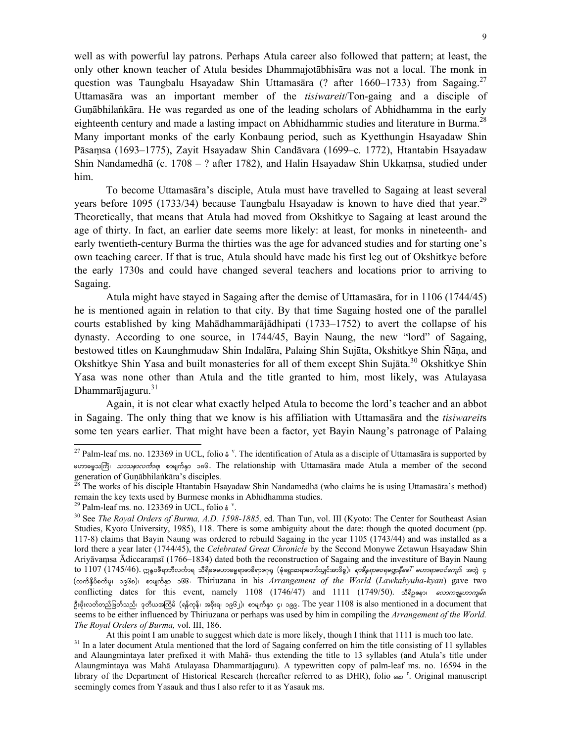well as with powerful lay patrons. Perhaps Atula career also followed that pattern; at least, the only other known teacher of Atula besides Dhammajotābhisāra was not a local. The monk in question was Taungbalu Hsayadaw Shin Uttamasāra (? after 1660–1733) from Sagaing.[27] Uttamasāra was an important member of the *tisiwareit*/Ton-gaing and a disciple of Guṇābhilaṅkāra. He was regarded as one of the leading scholars of Abhidhamma in the early eighteenth century and made a lasting impact on Abhidhammic studies and literature in Burma.[28] Many important monks of the early Konbaung period, such as Kyetthungin Hsayadaw Shin Pāsaṃsa (1693–1775), Zayit Hsayadaw Shin Candāvara (1699–c. 1772), Htantabin Hsayadaw Shin Nandamedhā (c. 1708 – ? after 1782), and Halin Hsayadaw Shin Ukkaṃsa, studied under him.

To become Uttamasāra's disciple, Atula must have travelled to Sagaing at least several years before 1095 (1733/34) because Taungbalu Hsayadaw is known to have died that year.[29] Theoretically, that means that Atula had moved from Okshitkye to Sagaing at least around the age of thirty. In fact, an earlier date seems more likely: at least, for monks in nineteenth- and early twentieth-century Burma the thirties was the age for advanced studies and for starting one's own teaching career. If that is true, Atula should have made his first leg out of Okshitkye before the early 1730s and could have changed several teachers and locations prior to arriving to Sagaing.

Atula might have stayed in Sagaing after the demise of Uttamasāra, for in 1106 (1744/45) he is mentioned again in relation to that city. By that time Sagaing hosted one of the parallel courts established by king Mahādhammarājādhipati (1733–1752) to avert the collapse of his dynasty. According to one source, in 1744/45, Bayin Naung, the new "lord" of Sagaing, bestowed titles on Kaunghmudaw Shin Indalāra, Palaing Shin Sujāta, Okshitkye Shin Ñāṇa, and Okshitkye Shin Yasa and built monasteries for all of them except Shin Sujāta.[30] Okshitkye Shin Yasa was none other than Atula and the title granted to him, most likely, was Atulayasa Dhammarājaguru.[31]

Again, it is not clear what exactly helped Atula to become the lord's teacher and an abbot in Sagaing. The only thing that we know is his affiliation with Uttamasāra and the *tisiwareit*s some ten years earlier. That might have been a factor, yet Bayin Naung's patronage of Palaing

---

[27] Palm-leaf ms. no. 123369 in UCL, folio ခံ ᵛ. The identification of Atula as a disciple of Uttamasāra is supported by မဟာဓမ္မသင်္ကြံ၊ *သာသနာလင်္ကာရ*၊ စာမျက်နှာ ၁၈၆. The relationship with Uttamasāra made Atula a member of the second generation of Guṇābhilaṅkāra's disciples.

[28] The works of his disciple Htantabin Hsayadaw Shin Nandamedhā (who claims he is using Uttamasāra's method) remain the key texts used by Burmese monks in Abhidhamma studies.

[29] Palm-leaf ms. no. 123369 in UCL, folio ခံ ᵛ.

[30] See *The Royal Orders of Burma, A.D. 1598-1885,* ed. Than Tun, vol. III (Kyoto: The Center for Southeast Asian Studies, Kyoto University, 1985), 118. There is some ambiguity about the date: though the quoted document (pp. 117-8) claims that Bayin Naung was ordered to rebuild Sagaing in the year 1105 (1743/44) and was installed as a lord there a year later (1744/45), the *Celebrated Great Chronicle* by the Second Monywe Zetawun Hsayadaw Shin Ariyāvaṃsa Ādiccaraṃsī (1766–1834) dated both the reconstruction of Sagaing and the investiture of Bayin Naung to 1107 (1745/46). ဣန္ဒဝံသရာဇာသီလင်္ကာရ သီရိဓမ္မဟာဓမ္မရာဇာဓိရာဇဂုရု (မုံရွေးဆရာတော်သျှင်အာဒိစ္စ)၊ *ရာဇိန္ဒရာဇဝေဒ မဟာရာဇဝင်ကျော်*၊ အတွဲ ၄ (လက်နိုင်စက်မှု၊ ၁၉၆၈)၊ စာမျက်နှာ ၁၆၆. Thiriuzana in his *Arrangement of the World* (*Lawkabyuha-kyan*) gave two conflicting dates for this event, namely 1108 (1746/47) and 1111 (1749/50). သီရိဥဇနာ၊ *လောကဗျူဟာကျမ်း*၊ ဦးဖိုးလတ်တည်ဖြတ်သည်၊ ဒုတိယအကြိမ် (ရန်ကုန်၊ အစိုးရ၊ ၁၉၆၂)၊ စာမျက်နှာ ၄၊ ၁၉၉. The year 1108 is also mentioned in a document that seems to be either influenced by Thiriuzana or perhaps was used by him in compiling the *Arrangement of the World. The Royal Orders of Burma,* vol. III, 186.

At this point I am unable to suggest which date is more likely, though I think that 1111 is much too late.

[31] In a later document Atula mentioned that the lord of Sagaing conferred on him the title consisting of 11 syllables and Alaungmintaya later prefixed it with Mahā- thus extending the title to 13 syllables (and Atula's title under Alaungmintaya was Mahā Atulayasa Dhammarājaguru). A typewritten copy of palm-leaf ms. no. 16594 in the library of the Department of Historical Research (hereafter referred to as DHR), folio ဆေ ʳ. Original manuscript seemingly comes from Yasauk and thus I also refer to it as Yasauk ms.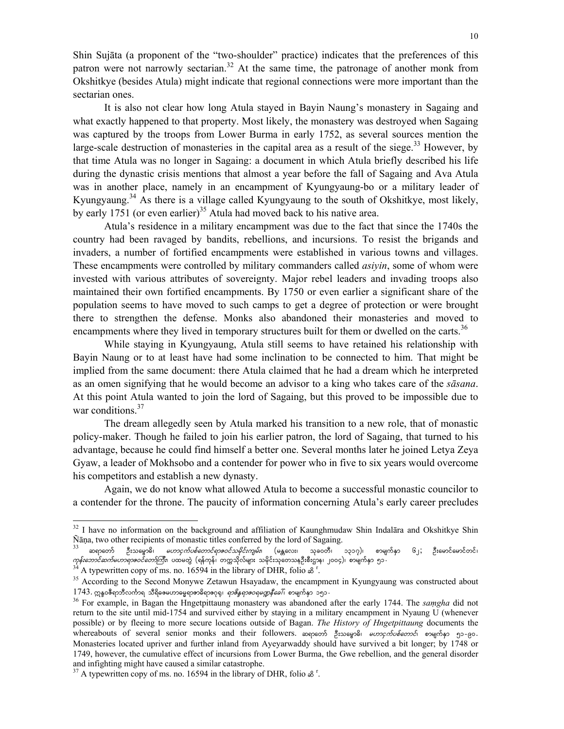Shin Sujāta (a proponent of the "two-shoulder" practice) indicates that the preferences of this patron were not narrowly sectarian.[32] At the same time, the patronage of another monk from Okshitkye (besides Atula) might indicate that regional connections were more important than the sectarian ones.

It is also not clear how long Atula stayed in Bayin Naung's monastery in Sagaing and what exactly happened to that property. Most likely, the monastery was destroyed when Sagaing was captured by the troops from Lower Burma in early 1752, as several sources mention the large-scale destruction of monasteries in the capital area as a result of the siege.[33] However, by that time Atula was no longer in Sagaing: a document in which Atula briefly described his life during the dynastic crisis mentions that almost a year before the fall of Sagaing and Ava Atula was in another place, namely in an encampment of Kyungyaung-bo or a military leader of Kyungyaung.[34] As there is a village called Kyungyaung to the south of Okshitkye, most likely, by early 1751 (or even earlier)[35] Atula had moved back to his native area.

Atula's residence in a military encampment was due to the fact that since the 1740s the country had been ravaged by bandits, rebellions, and incursions. To resist the brigands and invaders, a number of fortified encampments were established in various towns and villages. These encampments were controlled by military commanders called *asiyin*, some of whom were invested with various attributes of sovereignty. Major rebel leaders and invading troops also maintained their own fortified encampments. By 1750 or even earlier a significant share of the population seems to have moved to such camps to get a degree of protection or were brought there to strengthen the defense. Monks also abandoned their monasteries and moved to encampments where they lived in temporary structures built for them or dwelled on the carts.[36]

While staying in Kyungyaung, Atula still seems to have retained his relationship with Bayin Naung or to at least have had some inclination to be connected to him. That might be implied from the same document: there Atula claimed that he had a dream which he interpreted as an omen signifying that he would become an advisor to a king who takes care of the *sāsana*. At this point Atula wanted to join the lord of Sagaing, but this proved to be impossible due to war conditions.[37]

The dream allegedly seen by Atula marked his transition to a new role, that of monastic policy-maker. Though he failed to join his earlier patron, the lord of Sagaing, that turned to his advantage, because he could find himself a better one. Several months later he joined Letya Zeya Gyaw, a leader of Mokhsobo and a contender for power who in five to six years would overcome his competitors and establish a new dynasty.

Again, we do not know what allowed Atula to become a successful monastic councilor to a contender for the throne. The paucity of information concerning Atula's early career precludes

---

[32] I have no information on the background and affiliation of Kaunghmudaw Shin Indalāra and Okshitkye Shin Ñāṇa, two other recipients of monastic titles conferred by the lord of Sagaing.

[33] ဆရာတော် ဦးသမ္မောဓိ၊ *မဟာငှက်ပစ်တောင်ရာဇဝင်သမိုင်းကျမ်း* (မန္တလေး၊ သုခဝတီ၊ ၁၃၁၇)၊ စာမျက်နှာ ၆၂; ဦးမောင်မောင်တင်၊ *ကုန်းဘောင်ဆက်မဟာရာဇဝင်တော်ကြီး*၊ ပထမတွဲ (ရန်ကုန်၊ တက္ကသိုလ်များ သမိုင်းသုတေသနဦးစီးဌာန၊ ၂၀၀၄)၊ စာမျက်နှာ ၅၁.

[34] A typewritten copy of ms. no. 16594 in the library of DHR, folio ဆိ r.

[35] According to the Second Monywe Zetawun Hsayadaw, the encampment in Kyungyaung was constructed about 1743. ဣန္ဒဝံသရာဇီလင်္ကာရ သီရိဓမ္မမဟာဓမ္မရာဇာဓိရာဇဂုရု၊ *ရာဇိန္ဒရာဇဝရမဏ္ဍနီကော်*၊ စာမျက်နှာ ၁၅၁.

[36] For example, in Bagan the Hngetpittaung monastery was abandoned after the early 1744. The *saṃgha* did not return to the site until mid-1754 and survived either by staying in a military encampment in Nyaung U (whenever possible) or by fleeing to more secure locations outside of Bagan. *The History of Hngetpittaung* documents the whereabouts of several senior monks and their followers. ဆရာတော် ဦးသမ္မောဓိ၊ *မဟာငှက်ပစ်တောင်*၊ စာမျက်နှာ ၅၁-၉၀. Monasteries located upriver and further inland from Ayeyarwaddy should have survived a bit longer; by 1748 or 1749, however, the cumulative effect of incursions from Lower Burma, the Gwe rebellion, and the general disorder and infighting might have caused a similar catastrophe.

[37] A typewritten copy of ms. no. 16594 in the library of DHR, folio ဆိ r.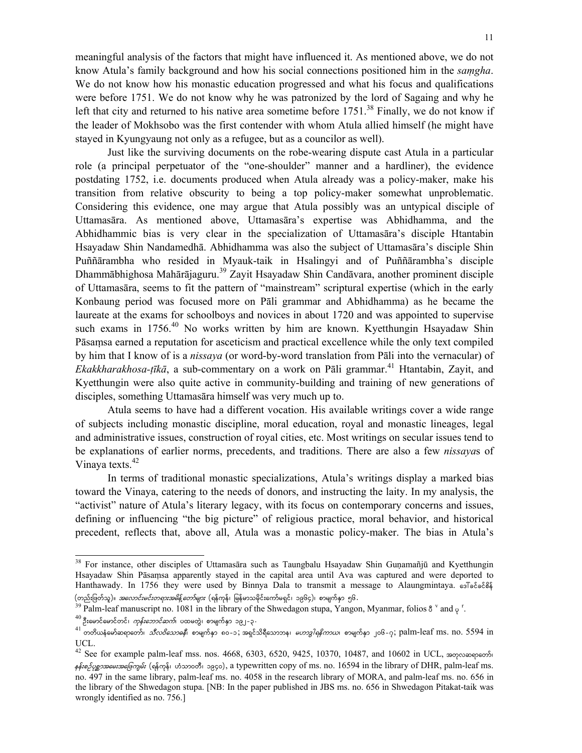meaningful analysis of the factors that might have influenced it. As mentioned above, we do not know Atula's family background and how his social connections positioned him in the *saṃgha*. We do not know how his monastic education progressed and what his focus and qualifications were before 1751. We do not know why he was patronized by the lord of Sagaing and why he left that city and returned to his native area sometime before 1751.[38] Finally, we do not know if the leader of Mokhsobo was the first contender with whom Atula allied himself (he might have stayed in Kyungyaung not only as a refugee, but as a councilor as well).

Just like the surviving documents on the robe-wearing dispute cast Atula in a particular role (a principal perpetuator of the "one-shoulder" manner and a hardliner), the evidence postdating 1752, i.e. documents produced when Atula already was a policy-maker, make his transition from relative obscurity to being a top policy-maker somewhat unproblematic. Considering this evidence, one may argue that Atula possibly was an untypical disciple of Uttamasāra. As mentioned above, Uttamasāra's expertise was Abhidhamma, and the Abhidhammic bias is very clear in the specialization of Uttamasāra's disciple Htantabin Hsayadaw Shin Nandamedhā. Abhidhamma was also the subject of Uttamasāra's disciple Shin Puññārambha who resided in Myauk-taik in Hsalingyi and of Puññārambha's disciple Dhammābhighosa Mahārājaguru.[39] Zayit Hsayadaw Shin Candāvara, another prominent disciple of Uttamasāra, seems to fit the pattern of "mainstream" scriptural expertise (which in the early Konbaung period was focused more on Pāli grammar and Abhidhamma) as he became the laureate at the exams for schoolboys and novices in about 1720 and was appointed to supervise such exams in 1756.[40] No works written by him are known. Kyetthungin Hsayadaw Shin Pāsaṃsa earned a reputation for asceticism and practical excellence while the only text compiled by him that I know of is a *nissaya* (or word-by-word translation from Pāli into the vernacular) of *Ekakkharakhosa-ṭīkā*, a sub-commentary on a work on Pāli grammar.[41] Htantabin, Zayit, and Kyetthungin were also quite active in community-building and training of new generations of disciples, something Uttamasāra himself was very much up to.

Atula seems to have had a different vocation. His available writings cover a wide range of subjects including monastic discipline, moral education, royal and monastic lineages, legal and administrative issues, construction of royal cities, etc. Most writings on secular issues tend to be explanations of earlier norms, precedents, and traditions. There are also a few *nissaya*s of Vinaya texts.[42]

In terms of traditional monastic specializations, Atula's writings display a marked bias toward the Vinaya, catering to the needs of donors, and instructing the laity. In my analysis, the "activist" nature of Atula's literary legacy, with its focus on contemporary concerns and issues, defining or influencing "the big picture" of religious practice, moral behavior, and historical precedent, reflects that, above all, Atula was a monastic policy-maker. The bias in Atula's

---

[38] For instance, other disciples of Uttamasāra such as Taungbalu Hsayadaw Shin Guṇamañjū and Kyetthungin Hsayadaw Shin Pāsaṃsa apparently stayed in the capital area until Ava was captured and were deported to Hanthawady. In 1756 they were used by Binnya Dala to transmit a message to Alaungmintaya. ဒေါ်ခင်ခင်စိန် (တည်းဖြတ်သူ)။ *အလောင်းမင်းတရားအမိန့်တော်များ* (ရန်ကုန်၊ မြန်မာသမိုင်းကော်မရှင်၊ ၁၉၆၄)၊ စာမျက်နှာ ၅၆.

[39] Palm-leaf manuscript no. 1081 in the library of the Shwedagon stupa, Yangon, Myanmar, folios ဒိ v and ပု r.

[40] ဦးမောင်မောင်တင်၊ *ကုန်းဘောင်ဆက်*၊ ပထမတွဲ၊ စာမျက်နှာ ၁၉၂-၃.

[41] တတိယနံမော်ဆရာတော်၊ *သီလဝိသောဓနီ*၊ စာမျက်နှာ ၈၀-၁; အရှင်သီရိသောဘန၊ *မဟာဒ္ဒါရုန်ကာယ*၊ စာမျက်နှာ ၂၀၆-၇; palm-leaf ms. no. 5594 in UCL.

[42] See for example palm-leaf mss. nos. 4668, 6303, 6520, 9425, 10370, 10487, and 10602 in UCL, အတုလဆရာတော်၊ *နန်းစဉ်ပုစ္ဆာအမေးအဖြေကျမ်း* (ရန်ကုန်၊ ဟံသာဝတီ၊ ၁၉၄၀), a typewritten copy of ms. no. 16594 in the library of DHR, palm-leaf ms. no. 497 in the same library, palm-leaf ms. no. 4058 in the research library of MORA, and palm-leaf ms. no. 656 in the library of the Shwedagon stupa. [NB: In the paper published in JBS ms. no. 656 in Shwedagon Pitakat-taik was wrongly identified as no. 756.]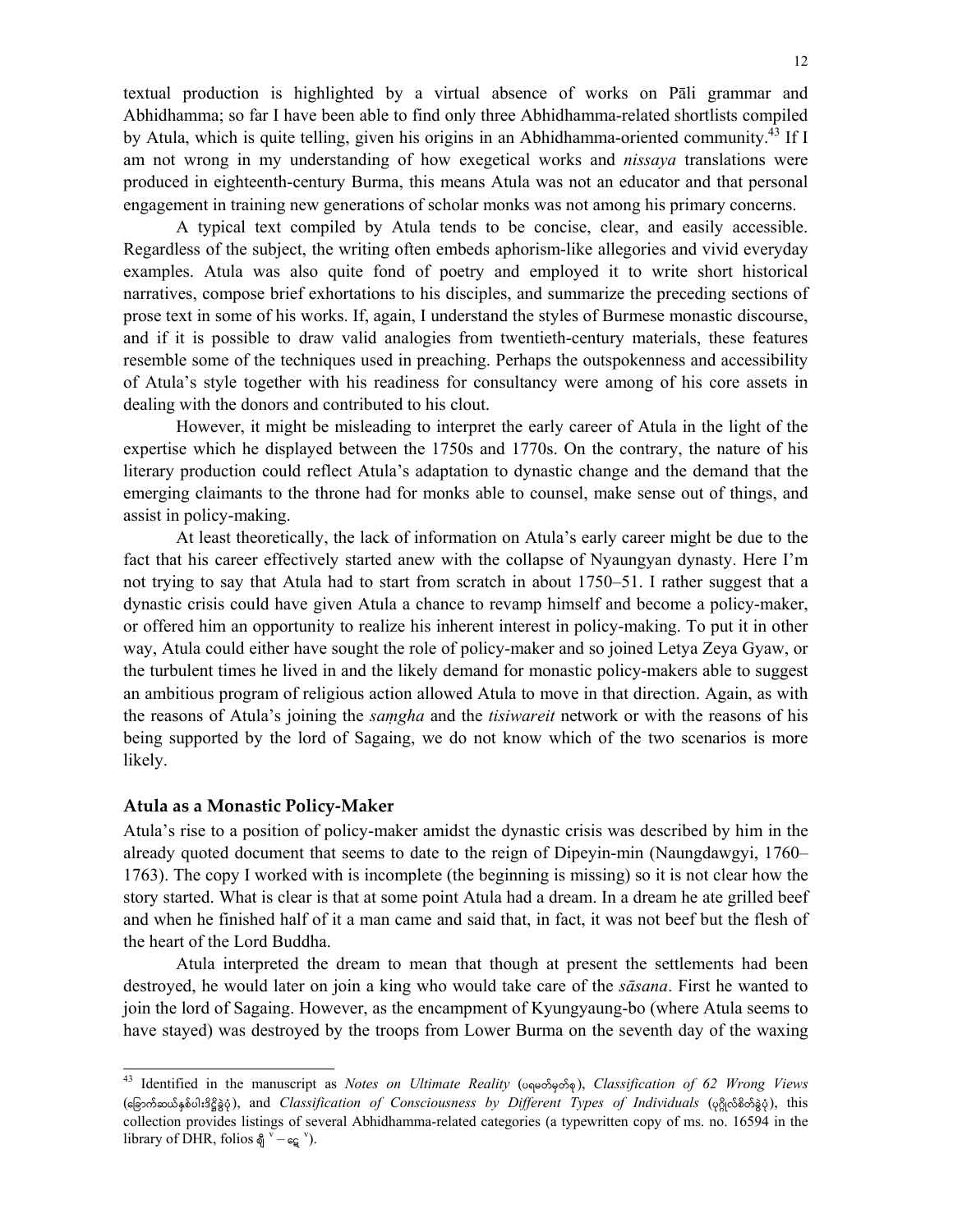textual production is highlighted by a virtual absence of works on Pāli grammar and Abhidhamma; so far I have been able to find only three Abhidhamma-related shortlists compiled by Atula, which is quite telling, given his origins in an Abhidhamma-oriented community.[43] If I am not wrong in my understanding of how exegetical works and *nissaya* translations were produced in eighteenth-century Burma, this means Atula was not an educator and that personal engagement in training new generations of scholar monks was not among his primary concerns.

A typical text compiled by Atula tends to be concise, clear, and easily accessible. Regardless of the subject, the writing often embeds aphorism-like allegories and vivid everyday examples. Atula was also quite fond of poetry and employed it to write short historical narratives, compose brief exhortations to his disciples, and summarize the preceding sections of prose text in some of his works. If, again, I understand the styles of Burmese monastic discourse, and if it is possible to draw valid analogies from twentieth-century materials, these features resemble some of the techniques used in preaching. Perhaps the outspokenness and accessibility of Atula's style together with his readiness for consultancy were among of his core assets in dealing with the donors and contributed to his clout.

However, it might be misleading to interpret the early career of Atula in the light of the expertise which he displayed between the 1750s and 1770s. On the contrary, the nature of his literary production could reflect Atula's adaptation to dynastic change and the demand that the emerging claimants to the throne had for monks able to counsel, make sense out of things, and assist in policy-making.

At least theoretically, the lack of information on Atula's early career might be due to the fact that his career effectively started anew with the collapse of Nyaungyan dynasty. Here I'm not trying to say that Atula had to start from scratch in about 1750–51. I rather suggest that a dynastic crisis could have given Atula a chance to revamp himself and become a policy-maker, or offered him an opportunity to realize his inherent interest in policy-making. To put it in other way, Atula could either have sought the role of policy-maker and so joined Letya Zeya Gyaw, or the turbulent times he lived in and the likely demand for monastic policy-makers able to suggest an ambitious program of religious action allowed Atula to move in that direction. Again, as with the reasons of Atula's joining the *samgha* and the *tisiwareit* network or with the reasons of his being supported by the lord of Sagaing, we do not know which of the two scenarios is more likely.

## Atula as a Monastic Policy-Maker

Atula's rise to a position of policy-maker amidst the dynastic crisis was described by him in the already quoted document that seems to date to the reign of Dipeyin-min (Naungdawgyi, 1760–1763). The copy I worked with is incomplete (the beginning is missing) so it is not clear how the story started. What is clear is that at some point Atula had a dream. In a dream he ate grilled beef and when he finished half of it a man came and said that, in fact, it was not beef but the flesh of the heart of the Lord Buddha.

Atula interpreted the dream to mean that though at present the settlements had been destroyed, he would later on join a king who would take care of the *sāsana*. First he wanted to join the lord of Sagaing. However, as the encampment of Kyungyaung-bo (where Atula seems to have stayed) was destroyed by the troops from Lower Burma on the seventh day of the waxing

---

[43] Identified in the manuscript as *Notes on Ultimate Reality* (ပရမတ်မှတ်စု), *Classification of 62 Wrong Views* (ခြောက်ဆယ့်နှစ်ပါးဒိဋ္ဌိခွဲပုံ), and *Classification of Consciousness by Different Types of Individuals* (ပုဂ္ဂိုလ်စိတ်ခွဲပုံ), this collection provides listings of several Abhidhamma-related categories (a typewritten copy of ms. no. 16594 in the library of DHR, folios ရှိ ᵛ – ရှေ ᵛ).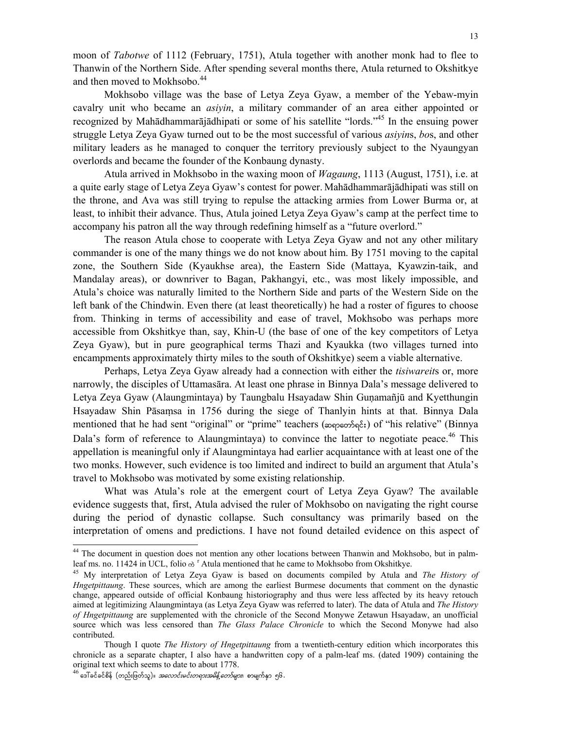moon of *Tabotwe* of 1112 (February, 1751), Atula together with another monk had to flee to Thanwin of the Northern Side. After spending several months there, Atula returned to Okshitkye and then moved to Mokhsobo.[44]

Mokhsobo village was the base of Letya Zeya Gyaw, a member of the Yebaw-myin cavalry unit who became an *asiyin*, a military commander of an area either appointed or recognized by Mahādhammarājādhipati or some of his satellite "lords."[45] In the ensuing power struggle Letya Zeya Gyaw turned out to be the most successful of various *asiyin*s, *bo*s, and other military leaders as he managed to conquer the territory previously subject to the Nyaungyan overlords and became the founder of the Konbaung dynasty.

Atula arrived in Mokhsobo in the waxing moon of *Wagaung*, 1113 (August, 1751), i.e. at a quite early stage of Letya Zeya Gyaw's contest for power. Mahādhammarājādhipati was still on the throne, and Ava was still trying to repulse the attacking armies from Lower Burma or, at least, to inhibit their advance. Thus, Atula joined Letya Zeya Gyaw's camp at the perfect time to accompany his patron all the way through redefining himself as a "future overlord."

The reason Atula chose to cooperate with Letya Zeya Gyaw and not any other military commander is one of the many things we do not know about him. By 1751 moving to the capital zone, the Southern Side (Kyaukhse area), the Eastern Side (Mattaya, Kyawzin-taik, and Mandalay areas), or downriver to Bagan, Pakhangyi, etc., was most likely impossible, and Atula's choice was naturally limited to the Northern Side and parts of the Western Side on the left bank of the Chindwin. Even there (at least theoretically) he had a roster of figures to choose from. Thinking in terms of accessibility and ease of travel, Mokhsobo was perhaps more accessible from Okshitkye than, say, Khin-U (the base of one of the key competitors of Letya Zeya Gyaw), but in pure geographical terms Thazi and Kyaukka (two villages turned into encampments approximately thirty miles to the south of Okshitkye) seem a viable alternative.

Perhaps, Letya Zeya Gyaw already had a connection with either the *tisiwareit*s or, more narrowly, the disciples of Uttamasāra. At least one phrase in Binnya Dala's message delivered to Letya Zeya Gyaw (Alaungmintaya) by Taungbalu Hsayadaw Shin Guṇamañjū and Kyetthungin Hsayadaw Shin Pāsaṃsa in 1756 during the siege of Thanlyin hints at that. Binnya Dala mentioned that he had sent "original" or "prime" teachers (ဆရာတော်ရင်း) of "his relative" (Binnya Dala's form of reference to Alaungmintaya) to convince the latter to negotiate peace.[46] This appellation is meaningful only if Alaungmintaya had earlier acquaintance with at least one of the two monks. However, such evidence is too limited and indirect to build an argument that Atula's travel to Mokhsobo was motivated by some existing relationship.

What was Atula's role at the emergent court of Letya Zeya Gyaw? The available evidence suggests that, first, Atula advised the ruler of Mokhsobo on navigating the right course during the period of dynastic collapse. Such consultancy was primarily based on the interpretation of omens and predictions. I have not found detailed evidence on this aspect of

---

[44] The document in question does not mention any other locations between Thanwin and Mokhsobo, but in palm-leaf ms. no. 11424 in UCL, folio ဏဲ Atula mentioned that he came to Mokhsobo from Okshitkye.

[45] My interpretation of Letya Zeya Gyaw is based on documents compiled by Atula and *The History of Hngetpittaung*. These sources, which are among the earliest Burmese documents that comment on the dynastic change, appeared outside of official Konbaung historiography and thus were less affected by its heavy retouch aimed at legitimizing Alaungmintaya (as Letya Zeya Gyaw was referred to later). The data of Atula and *The History of Hngetpittaung* are supplemented with the chronicle of the Second Monywe Zetawun Hsayadaw, an unofficial source which was less censored than *The Glass Palace Chronicle* to which the Second Monywe had also contributed.

Though I quote *The History of Hngetpittaung* from a twentieth-century edition which incorporates this chronicle as a separate chapter, I also have a handwritten copy of a palm-leaf ms. (dated 1909) containing the original text which seems to date to about 1778.

[46] ဒေါ်ခင်ခင်စိန် (တည်းဖြတ်သူ)။ *အလောင်းမင်းတရားအမိန့်တော်များ*၊ စာမျက်နှာ ၅၆.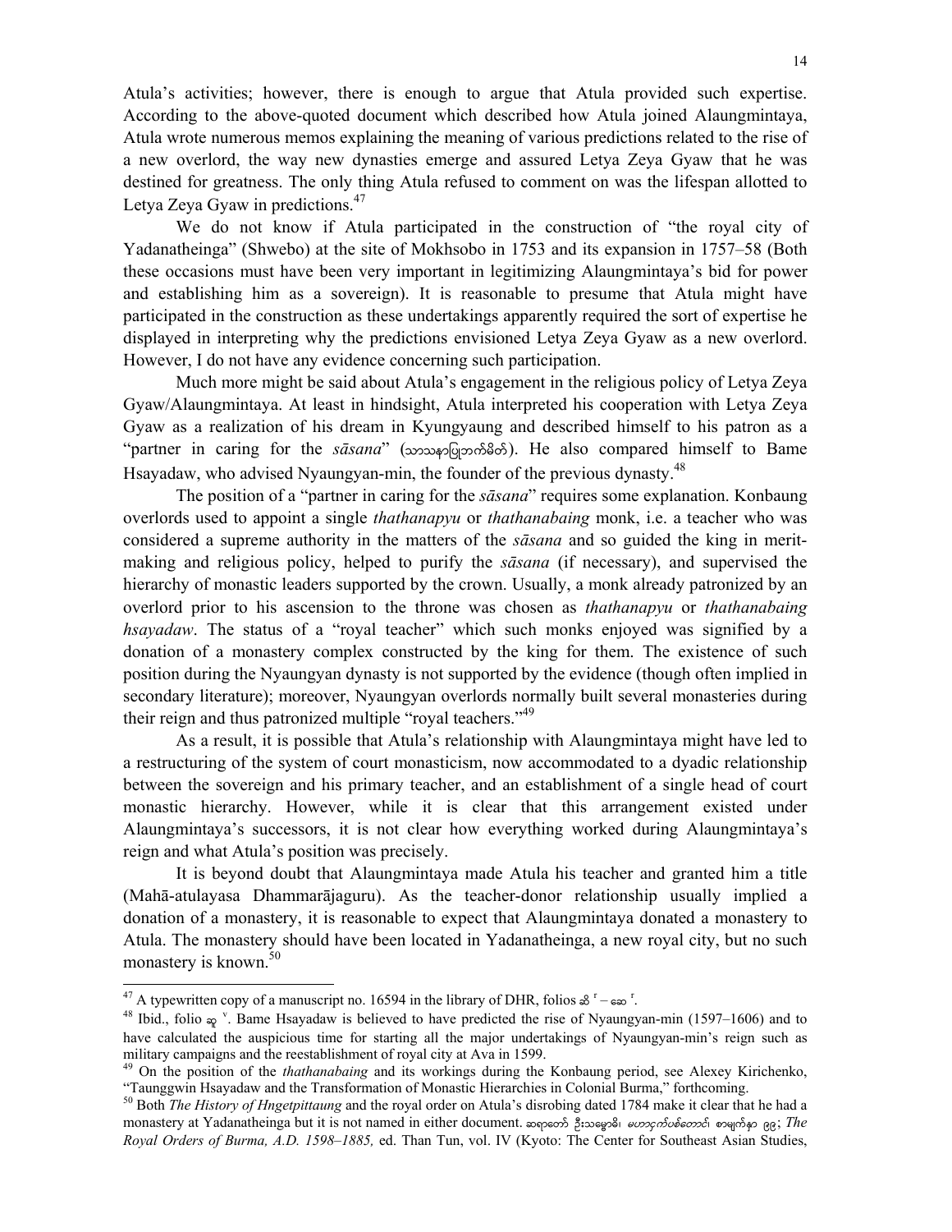Atula's activities; however, there is enough to argue that Atula provided such expertise. According to the above-quoted document which described how Atula joined Alaungmintaya, Atula wrote numerous memos explaining the meaning of various predictions related to the rise of a new overlord, the way new dynasties emerge and assured Letya Zeya Gyaw that he was destined for greatness. The only thing Atula refused to comment on was the lifespan allotted to Letya Zeya Gyaw in predictions.[47]

We do not know if Atula participated in the construction of "the royal city of Yadanatheinga" (Shwebo) at the site of Mokhsobo in 1753 and its expansion in 1757–58 (Both these occasions must have been very important in legitimizing Alaungmintaya's bid for power and establishing him as a sovereign). It is reasonable to presume that Atula might have participated in the construction as these undertakings apparently required the sort of expertise he displayed in interpreting why the predictions envisioned Letya Zeya Gyaw as a new overlord. However, I do not have any evidence concerning such participation.

Much more might be said about Atula's engagement in the religious policy of Letya Zeya Gyaw/Alaungmintaya. At least in hindsight, Atula interpreted his cooperation with Letya Zeya Gyaw as a realization of his dream in Kyungyaung and described himself to his patron as a "partner in caring for the *sāsana*" (သာသနာပြုဘက်မိတ်). He also compared himself to Bame Hsayadaw, who advised Nyaungyan-min, the founder of the previous dynasty.[48]

The position of a "partner in caring for the *sāsana*" requires some explanation. Konbaung overlords used to appoint a single *thathanapyu* or *thathanabaing* monk, i.e. a teacher who was considered a supreme authority in the matters of the *sāsana* and so guided the king in merit-making and religious policy, helped to purify the *sāsana* (if necessary), and supervised the hierarchy of monastic leaders supported by the crown. Usually, a monk already patronized by an overlord prior to his ascension to the throne was chosen as *thathanapyu* or *thathanabaing hsayadaw*. The status of a "royal teacher" which such monks enjoyed was signified by a donation of a monastery complex constructed by the king for them. The existence of such position during the Nyaungyan dynasty is not supported by the evidence (though often implied in secondary literature); moreover, Nyaungyan overlords normally built several monasteries during their reign and thus patronized multiple "royal teachers."[49]

As a result, it is possible that Atula's relationship with Alaungmintaya might have led to a restructuring of the system of court monasticism, now accommodated to a dyadic relationship between the sovereign and his primary teacher, and an establishment of a single head of court monastic hierarchy. However, while it is clear that this arrangement existed under Alaungmintaya's successors, it is not clear how everything worked during Alaungmintaya's reign and what Atula's position was precisely.

It is beyond doubt that Alaungmintaya made Atula his teacher and granted him a title (Mahā-atulayasa Dhammarājaguru). As the teacher-donor relationship usually implied a donation of a monastery, it is reasonable to expect that Alaungmintaya donated a monastery to Atula. The monastery should have been located in Yadanatheinga, a new royal city, but no such monastery is known.[50]

---

[47] A typewritten copy of a manuscript no. 16594 in the library of DHR, folios ဆိ r – ဆေ r.

[48] Ibid., folio ဆု v. Bame Hsayadaw is believed to have predicted the rise of Nyaungyan-min (1597–1606) and to have calculated the auspicious time for starting all the major undertakings of Nyaungyan-min's reign such as military campaigns and the reestablishment of royal city at Ava in 1599.

[49] On the position of the *thathanabaing* and its workings during the Konbaung period, see Alexey Kirichenko, "Taunggwin Hsayadaw and the Transformation of Monastic Hierarchies in Colonial Burma," forthcoming.

[50] Both *The History of Hngetpittaung* and the royal order on Atula's disrobing dated 1784 make it clear that he had a monastery at Yadanatheinga but it is not named in either document. ဆရာတော် ဦးသမ္မောဓိ၊ *ငှက်ပစ်တောင်*၊ စာမျက်နှာ ၉၉; *The Royal Orders of Burma, A.D. 1598–1885,* ed. Than Tun, vol. IV (Kyoto: The Center for Southeast Asian Studies,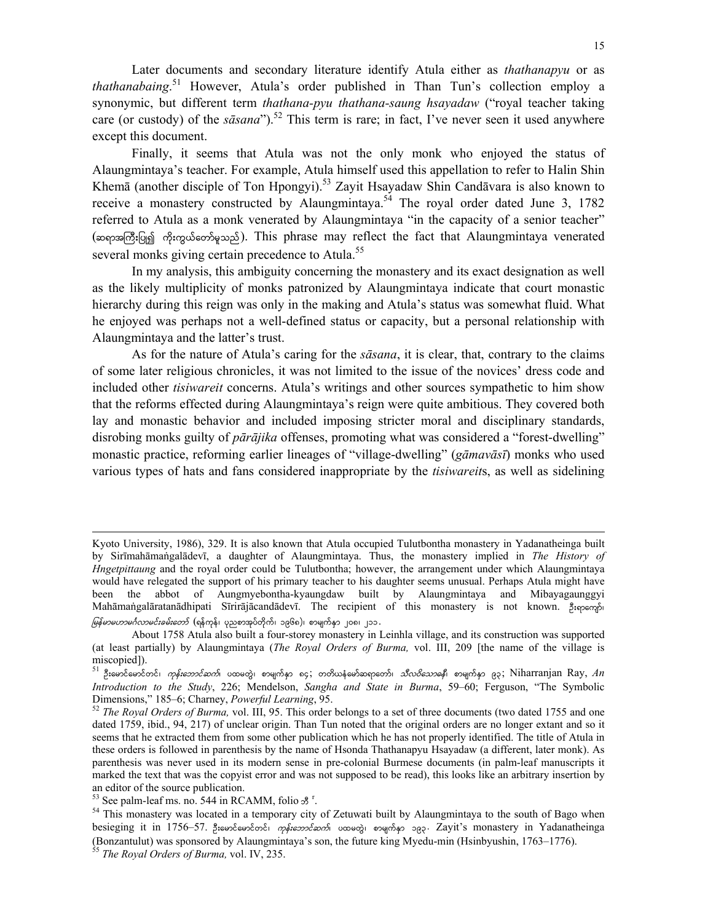Later documents and secondary literature identify Atula either as *thathanapyu* or as *thathanabaing*.[51] However, Atula's order published in Than Tun's collection employ a synonymic, but different term *thathana-pyu thathana-saung hsayadaw* ("royal teacher taking care (or custody) of the *sāsana*").[52] This term is rare; in fact, I've never seen it used anywhere except this document.

Finally, it seems that Atula was not the only monk who enjoyed the status of Alaungmintaya's teacher. For example, Atula himself used this appellation to refer to Halin Shin Khemā (another disciple of Ton Hpongyi).[53] Zayit Hsayadaw Shin Candāvara is also known to receive a monastery constructed by Alaungmintaya.[54] The royal order dated June 3, 1782 referred to Atula as a monk venerated by Alaungmintaya "in the capacity of a senior teacher" (ဆရာအကြီးပြု၍ ကိုးကွယ်တော်မူသည်). This phrase may reflect the fact that Alaungmintaya venerated several monks giving certain precedence to Atula.[55]

In my analysis, this ambiguity concerning the monastery and its exact designation as well as the likely multiplicity of monks patronized by Alaungmintaya indicate that court monastic hierarchy during this reign was only in the making and Atula's status was somewhat fluid. What he enjoyed was perhaps not a well-defined status or capacity, but a personal relationship with Alaungmintaya and the latter's trust.

As for the nature of Atula's caring for the *sāsana*, it is clear, that, contrary to the claims of some later religious chronicles, it was not limited to the issue of the novices' dress code and included other *tisiwareit* concerns. Atula's writings and other sources sympathetic to him show that the reforms effected during Alaungmintaya's reign were quite ambitious. They covered both lay and monastic behavior and included imposing stricter moral and disciplinary standards, disrobing monks guilty of *pārājika* offenses, promoting what was considered a "forest-dwelling" monastic practice, reforming earlier lineages of "village-dwelling" (*gāmavāsī*) monks who used various types of hats and fans considered inappropriate by the *tisiwareit*s, as well as sidelining

---

Kyoto University, 1986), 329. It is also known that Atula occupied Tulutbontha monastery in Yadanatheinga built by Sirīmahāmaṅgalādevī, a daughter of Alaungmintaya. Thus, the monastery implied in *The History of Hngetpittaung* and the royal order could be Tulutbontha; however, the arrangement under which Alaungmintaya would have relegated the support of his primary teacher to his daughter seems unusual. Perhaps Atula might have been the abbot of Aungmyebontha-kyaungdaw built by Alaungmintaya and Mibayagaunggyi Mahāmaṅgalāratanādhipati Sīrirājācandādevī. The recipient of this monastery is not known. ဦးရာကျော်၊ *မြန်မာမဟာမင်္ဂလာမင်းခမ်းတော်* (ရန်ကုန်၊ ပုညစာအုပ်တိုက်၊ ၁၉၆၈)၊ စာမျက်နှာ ၂၀၈၊ ၂၁၁.

About 1758 Atula also built a four-storey monastery in Leinhla village, and its construction was supported (at least partially) by Alaungmintaya (*The Royal Orders of Burma,* vol. III, 209 [the name of the village is miscopied]).

[51] ဦးမောင်မောင်တင်၊ *ကုန်းဘောင်ဆက်*၊ ပထမတွဲ၊ စာမျက်နှာ ၈၄; တတိယနံမော်ဆရာတော်၊ *သီလဝိသောဓနီ*၊ စာမျက်နှာ ၉၃; Niharranjan Ray, *An Introduction to the Study*, 226; Mendelson, *Sangha and State in Burma*, 59–60; Ferguson, "The Symbolic Dimensions," 185–6; Charney, *Powerful Learning*, 95.

[52] *The Royal Orders of Burma,* vol. III, 95. This order belongs to a set of three documents (two dated 1755 and one dated 1759, ibid., 94, 217) of unclear origin. Than Tun noted that the original orders are no longer extant and so it seems that he extracted them from some other publication which he has not properly identified. The title of Atula in these orders is followed in parenthesis by the name of Hsonda Thathanapyu Hsayadaw (a different, later monk). As parenthesis was never used in its modern sense in pre-colonial Burmese documents (in palm-leaf manuscripts it marked the text that was the copyist error and was not supposed to be read), this looks like an arbitrary insertion by an editor of the source publication.

[53] See palm-leaf ms. no. 544 in RCAMM, folio ဘိ r.

[54] This monastery was located in a temporary city of Zetuwati built by Alaungmintaya to the south of Bago when besieging it in 1756–57. ဦးမောင်မောင်တင်၊ *ကုန်းဘောင်ဆက်*၊ ပထမတွဲ၊ စာမျက်နှာ ၁၉၃. Zayit's monastery in Yadanatheinga (Bonzantulut) was sponsored by Alaungmintaya's son, the future king Myedu-min (Hsinbyushin, 1763–1776).

[55] *The Royal Orders of Burma,* vol. IV, 235.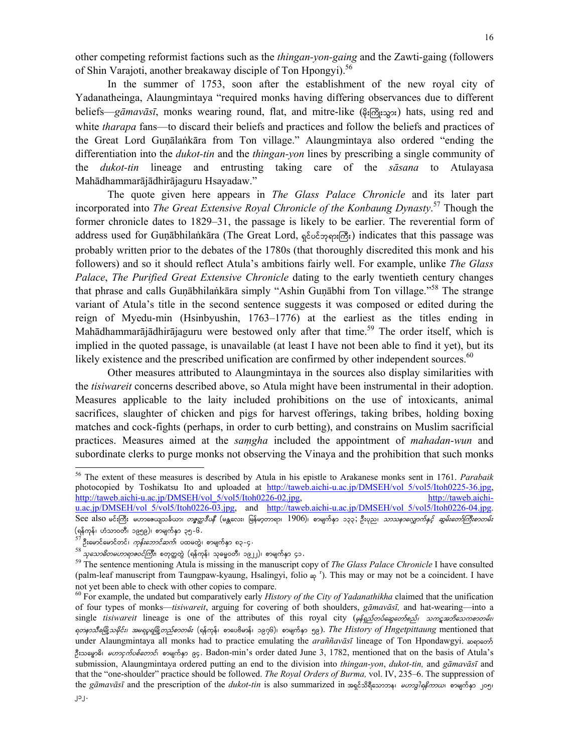other competing reformist factions such as the *thingan-yon-gaing* and the Zawti-gaing (followers of Shin Varajoti, another breakaway disciple of Ton Hpongyi).[56]

In the summer of 1753, soon after the establishment of the new royal city of Yadanatheinga, Alaungmintaya "required monks having differing observances due to different beliefs—*gāmavāsī*, monks wearing round, flat, and mitre-like (မိုးကြိုးသွား) hats, using red and white *tharapa* fans—to discard their beliefs and practices and follow the beliefs and practices of the Great Lord Guṇālaṅkāra from Ton village." Alaungmintaya also ordered "ending the differentiation into the *dukot-tin* and the *thingan-yon* lines by prescribing a single community of the *dukot-tin* lineage and entrusting taking care of the *sāsana* to Atulayasa Mahādhammarājādhirājaguru Hsayadaw."

The quote given here appears in *The Glass Palace Chronicle* and its later part incorporated into *The Great Extensive Royal Chronicle of the Konbaung Dynasty*.[57] Though the former chronicle dates to 1829–31, the passage is likely to be earlier. The reverential form of address used for Guṇābhilaṅkāra (The Great Lord, ရှင်ပင်ဘုရားကြီး) indicates that this passage was probably written prior to the debates of the 1780s (that thoroughly discredited this monk and his followers) and so it should reflect Atula's ambitions fairly well. For example, unlike *The Glass Palace*, *The Purified Great Extensive Chronicle* dating to the early twentieth century changes that phrase and calls Guṇābhilaṅkāra simply "Ashin Guṇābhi from Ton village."[58] The strange variant of Atula's title in the second sentence suggests it was composed or edited during the reign of Myedu-min (Hsinbyushin, 1763–1776) at the earliest as the titles ending in Mahādhammarājādhirājaguru were bestowed only after that time.[59] The order itself, which is implied in the quoted passage, is unavailable (at least I have not been able to find it yet), but its likely existence and the prescribed unification are confirmed by other independent sources.[60]

Other measures attributed to Alaungmintaya in the sources also display similarities with the *tisiwareit* concerns described above, so Atula might have been instrumental in their adoption. Measures applicable to the laity included prohibitions on the use of intoxicants, animal sacrifices, slaughter of chicken and pigs for harvest offerings, taking bribes, holding boxing matches and cock-fights (perhaps, in order to curb betting), and constrains on Muslim sacrificial practices. Measures aimed at the *saṃgha* included the appointment of *mahadan-wun* and subordinate clerks to purge monks not observing the Vinaya and the prohibition that such monks

---

[56] The extent of these measures is described by Atula in his epistle to Arakanese monks sent in 1761. *Parabaik* photocopied by Toshikatsu Ito and uploaded at http://taweb.aichi-u.ac.jp/DMSEH/vol_5/vol5/Itoh0225-36.jpg, http://taweb.aichi-u.ac.jp/DMSEH/vol_5/vol5/Itoh0226-02.jpg, and http://taweb.aichi-u.ac.jp/DMSEH/vol_5/vol5/Itoh0226-03.jpg, and http://taweb.aichi-u.ac.jp/DMSEH/vol_5/vol5/Itoh0226-04.jpg. See also မင်းကြီး မဟာဇေယျသင်္ခယာ၊ *တမ္ဗဒီပနီ* (မန္တလေး၊ မြန်မာ့တာရာ၊ 1906)၊ စာမျက်နှာ ၁၃၃; ဦးပုညာ၊ *သာသနာလင်္ကာရစာတမ်းနှင့် ဆွမ်းတော်ကြီးစာတမ်း* (ရန်ကုန်၊ ဟံသာဝတီ၊ ၁၉၅၉)၊ စာမျက်နှာ ၃၅-၆.

[57] ဦးမောင်မောင်တင်၊ *ကုန်းဘောင်ဆက်*၊ ပထမတွဲ၊ စာမျက်နှာ ၈၃-၄.

[58] *သုသောဓိတမဟာရာဇဝင်ကြီး*၊ စတုတ္ထတွဲ (ရန်ကုန်၊ သုဓမ္မဝတီ၊ ၁၉၂၂)၊ စာမျက်နှာ ၄၁.

[59] The sentence mentioning Atula is missing in the manuscript copy of *The Glass Palace Chronicle* I have consulted (palm-leaf manuscript from Taungpaw-kyaung, Hsalingyi, folio ဆု ʳ). This may or may not be a coincident. I have not yet been able to check with other copies to compare.

[60] For example, the undated but comparatively early *History of the City of Yadanathikha* claimed that the unification of four types of monks—*tisiwareit*, arguing for covering of both shoulders, *gāmavāsī*, and hat-wearing—into a single *tisiwareit* lineage is one of the attributes of this royal city (*မှန်ရှည်တပ်ဆွေတော်စည်၊ သကင့်အဘိသေကစာတမ်း၊ ရတနာသီခမြို့သမိုင်း၊ အမရပူရမြို့တည်စာတမ်း* (ရန်ကုန်၊ စာပေဗိမာန်၊ ၁၉၇၆)၊ စာမျက်နှာ ၅၉). *The History of Hngetpittaung* mentioned that under Alaungmintaya all monks had to practice emulating the *araññavāsī* lineage of Ton Hpondawgyi. ဆရာတော် ဦးသမ္မောဓိ၊ *မဟာငှက်ပစ်တောင်*၊ စာမျက်နှာ ၉၄. Badon-min's order dated June 3, 1782, mentioned that on the basis of Atula's submission, Alaungmintaya ordered putting an end to the division into *thingan-yon*, *dukot-tin,* and *gāmavāsī* and that the "one-shoulder" practice should be followed. *The Royal Orders of Burma,* vol. IV, 235–6. The suppression of the *gāmavāsī* and the prescription of the *dukot-tin* is also summarized in အရှင်သိရိသောဘဏ၊ *မဟာဒွါရနိကာယ*၊ စာမျက်နှာ ၂၀၅၊ ၂၁၂.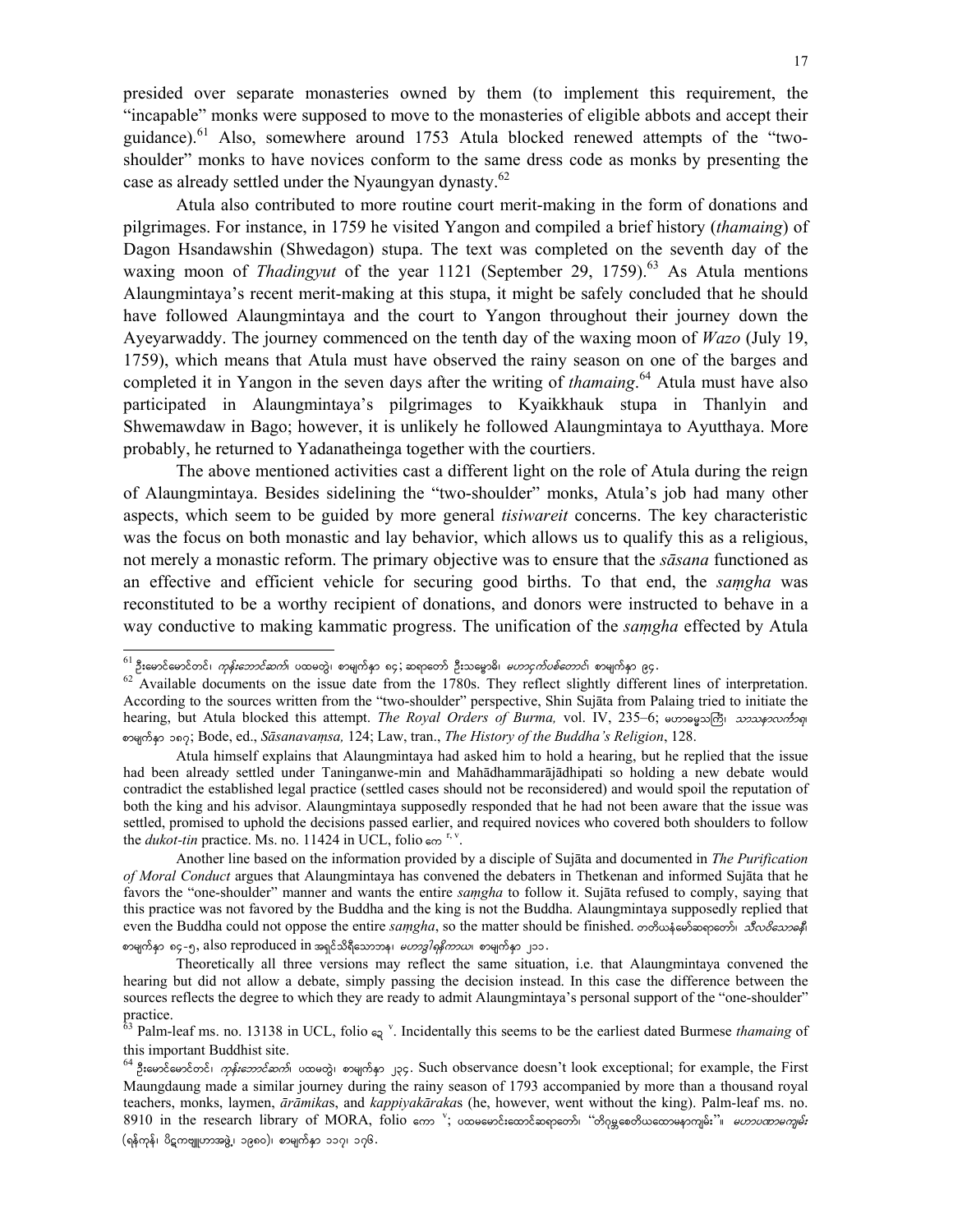presided over separate monasteries owned by them (to implement this requirement, the "incapable" monks were supposed to move to the monasteries of eligible abbots and accept their guidance).[61] Also, somewhere around 1753 Atula blocked renewed attempts of the "two-shoulder" monks to have novices conform to the same dress code as monks by presenting the case as already settled under the Nyaungyan dynasty.[62]

Atula also contributed to more routine court merit-making in the form of donations and pilgrimages. For instance, in 1759 he visited Yangon and compiled a brief history (*thamaing*) of Dagon Hsandawshin (Shwedagon) stupa. The text was completed on the seventh day of the waxing moon of *Thadingyut* of the year 1121 (September 29, 1759).[63] As Atula mentions Alaungmintaya's recent merit-making at this stupa, it might be safely concluded that he should have followed Alaungmintaya and the court to Yangon throughout their journey down the Ayeyarwaddy. The journey commenced on the tenth day of the waxing moon of *Wazo* (July 19, 1759), which means that Atula must have observed the rainy season on one of the barges and completed it in Yangon in the seven days after the writing of *thamaing*.[64] Atula must have also participated in Alaungmintaya's pilgrimages to Kyaikkhauk stupa in Thanlyin and Shwemawdaw in Bago; however, it is unlikely he followed Alaungmintaya to Ayutthaya. More probably, he returned to Yadanatheinga together with the courtiers.

The above mentioned activities cast a different light on the role of Atula during the reign of Alaungmintaya. Besides sidelining the "two-shoulder" monks, Atula's job had many other aspects, which seem to be guided by more general *tisiwareit* concerns. The key characteristic was the focus on both monastic and lay behavior, which allows us to qualify this as a religious, not merely a monastic reform. The primary objective was to ensure that the *sāsana* functioned as an effective and efficient vehicle for securing good births. To that end, the *saṃgha* was reconstituted to be a worthy recipient of donations, and donors were instructed to behave in a way conductive to making kammatic progress. The unification of the *saṃgha* effected by Atula

---

[61] ဦးမောင်မောင်တင်၊ *ကုန်းဘောင်ဆက်*၊ ပထမတွဲ၊ စာမျက်နှာ ၈၄; ဆရာတော် ဦးသမ္မောဓိ၊ *မဟာဥက်ပစ်တောင်*၊ စာမျက်နှာ ၉၄.

[62] Available documents on the issue date from the 1780s. They reflect slightly different lines of interpretation. According to the sources written from the "two-shoulder" perspective, Shin Sujāta from Palaing tried to initiate the hearing, but Atula blocked this attempt. *The Royal Orders of Burma,* vol. IV, 235–6; မဟာဓမ္မသင်္ကြံ၊ *သာသနာလင်္ကာရ*၊ စာမျက်နှာ ၁၈၇; Bode, ed., *Sāsanavaṃsa,* 124; Law, tran., *The History of the Buddha's Religion*, 128.

Atula himself explains that Alaungmintaya had asked him to hold a hearing, but he replied that the issue had been already settled under Taninganwe-min and Mahādhammarājādhipati so holding a new debate would contradict the established legal practice (settled cases should not be reconsidered) and would spoil the reputation of both the king and his advisor. Alaungmintaya supposedly responded that he had not been aware that the issue was settled, promised to uphold the decisions passed earlier, and required novices who covered both shoulders to follow the *dukot-tin* practice. Ms. no. 11424 in UCL, folio ကေ r, v.

Another line based on the information provided by a disciple of Sujāta and documented in *The Purification of Moral Conduct* argues that Alaungmintaya has convened the debaters in Thetkenan and informed Sujāta that he favors the "one-shoulder" manner and wants the entire *saṃgha* to follow it. Sujāta refused to comply, saying that this practice was not favored by the Buddha and the king is not the Buddha. Alaungmintaya supposedly replied that even the Buddha could not oppose the entire *saṃgha*, so the matter should be finished. တတိယနဲ့မော်ဆရာတော်၊ *သီလဝိသောဓနီ*၊ စာမျက်နှာ ၈၄-၅, also reproduced in အရှင်သိရီသောဘန၊ *မဟာဒွါရနိကာယ*၊ စာမျက်နှာ ၂၁၁.

Theoretically all three versions may reflect the same situation, i.e. that Alaungmintaya convened the hearing but did not allow a debate, simply passing the decision instead. In this case the difference between the sources reflects the degree to which they are ready to admit Alaungmintaya's personal support of the "one-shoulder" practice.

[63] Palm-leaf ms. no. 13138 in UCL, folio ငှ v. Incidentally this seems to be the earliest dated Burmese *thamaing* of this important Buddhist site.

[64] ဦးမောင်မောင်တင်၊ *ကုန်းဘောင်ဆက်*၊ ပထမတွဲ၊ စာမျက်နှာ ၂၃၄. Such observance doesn't look exceptional; for example, the First Maungdaung made a similar journey during the rainy season of 1793 accompanied by more than a thousand royal teachers, monks, laymen, *ārāmika*s, and *kappiyakāraka*s (he, however, went without the king). Palm-leaf ms. no. 8910 in the research library of MORA, folio ကော v; ပထမမောင်းထောင်ဆရာတော်၊ "တိဂုမ္ဘစေတီယထောမနာကျမ်း"။ *မဟာပဏာမကျမ်း* (ရန်ကုန်၊ ပိဋကဏ္ဍျူဟာအဖွဲ့၊ ၁၉၈၀)၊ စာမျက်နှာ ၁၁၇၊ ၁၇၆.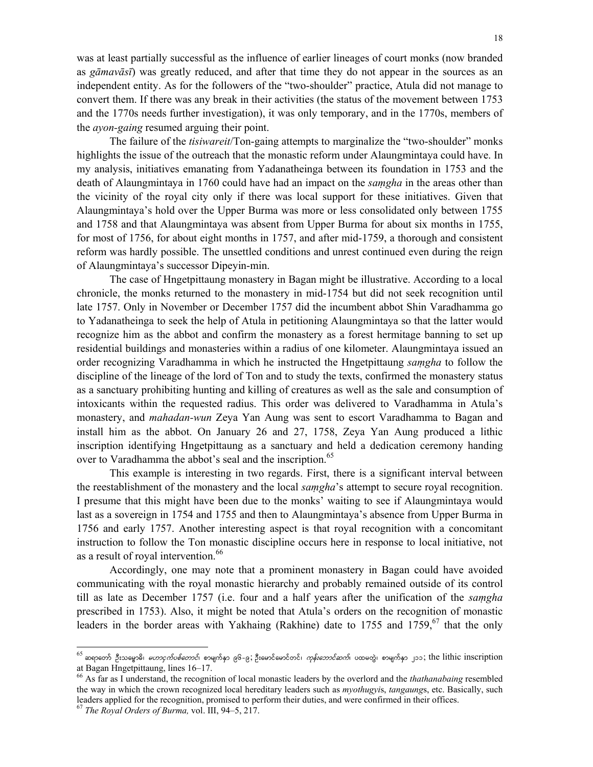was at least partially successful as the influence of earlier lineages of court monks (now branded as *gāmavāsī*) was greatly reduced, and after that time they do not appear in the sources as an independent entity. As for the followers of the "two-shoulder" practice, Atula did not manage to convert them. If there was any break in their activities (the status of the movement between 1753 and the 1770s needs further investigation), it was only temporary, and in the 1770s, members of the *ayon-gaing* resumed arguing their point.

The failure of the *tisiwareit*/Ton-gaing attempts to marginalize the "two-shoulder" monks highlights the issue of the outreach that the monastic reform under Alaungmintaya could have. In my analysis, initiatives emanating from Yadanatheinga between its foundation in 1753 and the death of Alaungmintaya in 1760 could have had an impact on the *saṃgha* in the areas other than the vicinity of the royal city only if there was local support for these initiatives. Given that Alaungmintaya's hold over the Upper Burma was more or less consolidated only between 1755 and 1758 and that Alaungmintaya was absent from Upper Burma for about six months in 1755, for most of 1756, for about eight months in 1757, and after mid-1759, a thorough and consistent reform was hardly possible. The unsettled conditions and unrest continued even during the reign of Alaungmintaya's successor Dipeyin-min.

The case of Hngetpittaung monastery in Bagan might be illustrative. According to a local chronicle, the monks returned to the monastery in mid-1754 but did not seek recognition until late 1757. Only in November or December 1757 did the incumbent abbot Shin Varadhamma go to Yadanatheinga to seek the help of Atula in petitioning Alaungmintaya so that the latter would recognize him as the abbot and confirm the monastery as a forest hermitage banning to set up residential buildings and monasteries within a radius of one kilometer. Alaungmintaya issued an order recognizing Varadhamma in which he instructed the Hngetpittaung *saṃgha* to follow the discipline of the lineage of the lord of Ton and to study the texts, confirmed the monastery status as a sanctuary prohibiting hunting and killing of creatures as well as the sale and consumption of intoxicants within the requested radius. This order was delivered to Varadhamma in Atula's monastery, and *mahadan-wun* Zeya Yan Aung was sent to escort Varadhamma to Bagan and install him as the abbot. On January 26 and 27, 1758, Zeya Yan Aung produced a lithic inscription identifying Hngetpittaung as a sanctuary and held a dedication ceremony handing over to Varadhamma the abbot's seal and the inscription.[65]

This example is interesting in two regards. First, there is a significant interval between the reestablishment of the monastery and the local *saṃgha*'s attempt to secure royal recognition. I presume that this might have been due to the monks' waiting to see if Alaungmintaya would last as a sovereign in 1754 and 1755 and then to Alaungmintaya's absence from Upper Burma in 1756 and early 1757. Another interesting aspect is that royal recognition with a concomitant instruction to follow the Ton monastic discipline occurs here in response to local initiative, not as a result of royal intervention.[66]

Accordingly, one may note that a prominent monastery in Bagan could have avoided communicating with the royal monastic hierarchy and probably remained outside of its control till as late as December 1757 (i.e. four and a half years after the unification of the *saṃgha* prescribed in 1753). Also, it might be noted that Atula's orders on the recognition of monastic leaders in the border areas with Yakhaing (Rakhine) date to 1755 and 1759,[67] that the only

---

[65] ဆရာတော် ဦးသမ္မောဓိ၊ *ငှက်ပစ်တောင်*၊ စာမျက်နှာ ၉၆-၉; ဦးမောင်မောင်တင်၊ *ကုန်းဘောင်ဆက်*၊ ပထမတွဲ၊ စာမျက်နှာ ၂၁၁; the lithic inscription at Bagan Hngetpittaung, lines 16–17.

[66] As far as I understand, the recognition of local monastic leaders by the overlord and the *thathanabaing* resembled the way in which the crown recognized local hereditary leaders such as *myothugyi*s, *tangaung*s, etc. Basically, such leaders applied for the recognition, promised to perform their duties, and were confirmed in their offices.

[67] *The Royal Orders of Burma,* vol. III, 94–5, 217.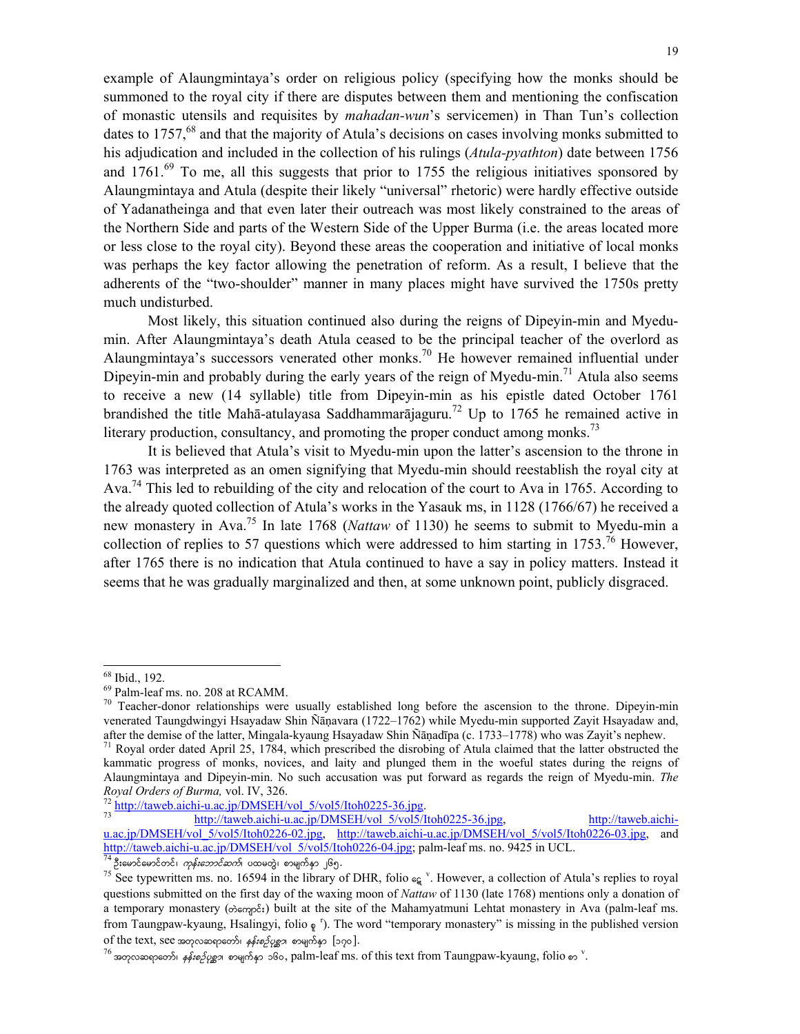example of Alaungmintaya's order on religious policy (specifying how the monks should be summoned to the royal city if there are disputes between them and mentioning the confiscation of monastic utensils and requisites by *mahadan-wun*'s servicemen) in Than Tun's collection dates to 1757,[68] and that the majority of Atula's decisions on cases involving monks submitted to his adjudication and included in the collection of his rulings (*Atula-pyathton*) date between 1756 and 1761.[69] To me, all this suggests that prior to 1755 the religious initiatives sponsored by Alaungmintaya and Atula (despite their likely "universal" rhetoric) were hardly effective outside of Yadanatheinga and that even later their outreach was most likely constrained to the areas of the Northern Side and parts of the Western Side of the Upper Burma (i.e. the areas located more or less close to the royal city). Beyond these areas the cooperation and initiative of local monks was perhaps the key factor allowing the penetration of reform. As a result, I believe that the adherents of the "two-shoulder" manner in many places might have survived the 1750s pretty much undisturbed.

Most likely, this situation continued also during the reigns of Dipeyin-min and Myedu-min. After Alaungmintaya's death Atula ceased to be the principal teacher of the overlord as Alaungmintaya's successors venerated other monks.[70] He however remained influential under Dipeyin-min and probably during the early years of the reign of Myedu-min.[71] Atula also seems to receive a new (14 syllable) title from Dipeyin-min as his epistle dated October 1761 brandished the title Mahā-atulayasa Saddhammarājaguru.[72] Up to 1765 he remained active in literary production, consultancy, and promoting the proper conduct among monks.[73]

It is believed that Atula's visit to Myedu-min upon the latter's ascension to the throne in 1763 was interpreted as an omen signifying that Myedu-min should reestablish the royal city at Ava.[74] This led to rebuilding of the city and relocation of the court to Ava in 1765. According to the already quoted collection of Atula's works in the Yasauk ms, in 1128 (1766/67) he received a new monastery in Ava.[75] In late 1768 (*Nattaw* of 1130) he seems to submit to Myedu-min a collection of replies to 57 questions which were addressed to him starting in 1753.[76] However, after 1765 there is no indication that Atula continued to have a say in policy matters. Instead it seems that he was gradually marginalized and then, at some unknown point, publicly disgraced.

---

[68] Ibid., 192.

[69] Palm-leaf ms. no. 208 at RCAMM.

[70] Teacher-donor relationships were usually established long before the ascension to the throne. Dipeyin-min venerated Taungdwingyi Hsayadaw Shin Ñāṇavara (1722–1762) while Myedu-min supported Zayit Hsayadaw and, after the demise of the latter, Mingala-kyaung Hsayadaw Shin Ñāṇadīpa (c. 1733–1778) who was Zayit's nephew.

[71] Royal order dated April 25, 1784, which prescribed the disrobing of Atula claimed that the latter obstructed the kammatic progress of monks, novices, and laity and plunged them in the woeful states during the reigns of Alaungmintaya and Dipeyin-min. No such accusation was put forward as regards the reign of Myedu-min. *The Royal Orders of Burma,* vol. IV, 326.

[72] http://taweb.aichi-u.ac.jp/DMSEH/vol_5/vol5/Itoh0225-36.jpg.

[73] http://taweb.aichi-u.ac.jp/DMSEH/vol_5/vol5/Itoh0225-36.jpg, http://taweb.aichi-u.ac.jp/DMSEH/vol_5/vol5/Itoh0226-02.jpg, http://taweb.aichi-u.ac.jp/DMSEH/vol_5/vol5/Itoh0226-03.jpg, and http://taweb.aichi-u.ac.jp/DMSEH/vol_5/vol5/Itoh0226-04.jpg; palm-leaf ms. no. 9425 in UCL.

[74] ဦးမောင်မောင်တင်၊ *ကုန်းဘောင်ဆက်*၊ ပထမတွဲ၊ စာမျက်နှာ ၂၆၅.

[75] See typewritten ms. no. 16594 in the library of DHR, folio ငွေ ᵛ. However, a collection of Atula's replies to royal questions submitted on the first day of the waxing moon of *Nattaw* of 1130 (late 1768) mentions only a donation of a temporary monastery (တဲကျောင်း) built at the site of the Mahamyatmuni Lehtat monastery in Ava (palm-leaf ms. from Taungpaw-kyaung, Hsalingyi, folio စူ ʳ). The word "temporary monastery" is missing in the published version of the text, see အတုလဆရာတော်၊ *နန်းစဉ်ပုစ္ဆာ*၊ စာမျက်နှာ [၁၇၀].

[76] အတုလဆရာတော်၊ *နန်းစဉ်ပုစ္ဆာ*၊ စာမျက်နှာ ၁၆၀, palm-leaf ms. of this text from Taungpaw-kyaung, folio စာ ᵛ.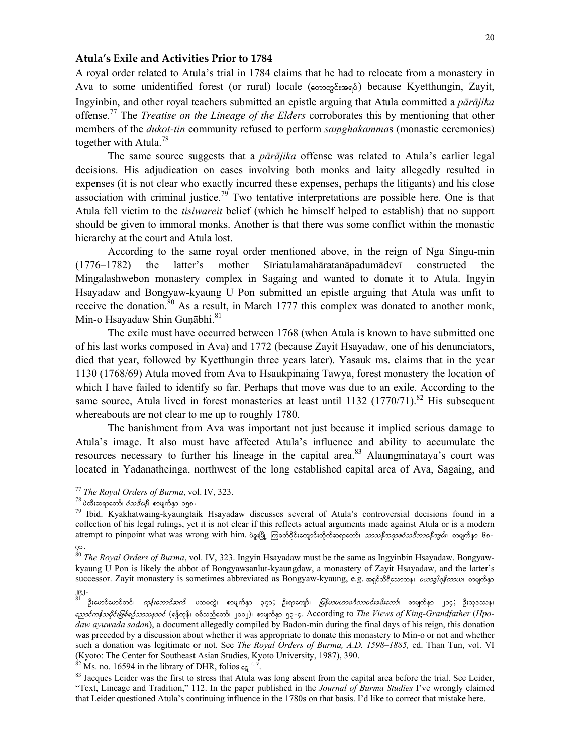### Atula's Exile and Activities Prior to 1784

A royal order related to Atula's trial in 1784 claims that he had to relocate from a monastery in Ava to some unidentified forest (or rural) locale (တောတွင်းအရပ်) because Kyetthungin, Zayit, Ingyinbin, and other royal teachers submitted an epistle arguing that Atula committed a *pārājika* offense.[77] The *Treatise on the Lineage of the Elders* corroborates this by mentioning that other members of the *dukot-tin* community refused to perform *saṃghakamma*s (monastic ceremonies) together with Atula.[78]

The same source suggests that a *pārājika* offense was related to Atula's earlier legal decisions. His adjudication on cases involving both monks and laity allegedly resulted in expenses (it is not clear who exactly incurred these expenses, perhaps the litigants) and his close association with criminal justice.[79] Two tentative interpretations are possible here. One is that Atula fell victim to the *tisiwareit* belief (which he himself helped to establish) that no support should be given to immoral monks. Another is that there was some conflict within the monastic hierarchy at the court and Atula lost.

According to the same royal order mentioned above, in the reign of Nga Singu-min (1776–1782) the latter's mother Sīriatulamahāratanāpadumādevī constructed the Mingalashwebon monastery complex in Sagaing and wanted to donate it to Atula. Ingyin Hsayadaw and Bongyaw-kyaung U Pon submitted an epistle arguing that Atula was unfit to receive the donation.[80] As a result, in March 1777 this complex was donated to another monk, Min-o Hsayadaw Shin Guṇābhi.[81]

The exile must have occurred between 1768 (when Atula is known to have submitted one of his last works composed in Ava) and 1772 (because Zayit Hsayadaw, one of his denunciators, died that year, followed by Kyetthungin three years later). Yasauk ms. claims that in the year 1130 (1768/69) Atula moved from Ava to Hsaukpinaing Tawya, forest monastery the location of which I have failed to identify so far. Perhaps that move was due to an exile. According to the same source, Atula lived in forest monasteries at least until 1132 (1770/71).[82] His subsequent whereabouts are not clear to me up to roughly 1780.

The banishment from Ava was important not just because it implied serious damage to Atula's image. It also must have affected Atula's influence and ability to accumulate the resources necessary to further his lineage in the capital area.[83] Alaungminataya's court was located in Yadanatheinga, northwest of the long established capital area of Ava, Sagaing, and

---

[77] *The Royal Orders of Burma*, vol. IV, 323.

[78] မဲထီးဆရာတော်၊ *ဝံသဒီပနီ*၊ စာမျက်နှာ ၁၅၈.

[79] Ibid. Kyakhatwaing-kyaungtaik Hsayadaw discusses several of Atula's controversial decisions found in a collection of his legal rulings, yet it is not clear if this reflects actual arguments made against Atula or is a modern attempt to pinpoint what was wrong with him. ပဲခူးမြို့ ကြာခတ်ဝိုင်းကျောင်းတိုက်ဆရာတော်၊ *သာသနိကရာဇဝံသဝိဘာဝနီကျမ်း*၊ စာမျက်နှာ ၆၈-၇၁.

[80] *The Royal Orders of Burma*, vol. IV, 323. Ingyin Hsayadaw must be the same as Ingyinbin Hsayadaw. Bongyaw-kyaung U Pon is likely the abbot of Bongyawsanlut-kyaungdaw, a monastery of Zayit Hsayadaw, and the latter's successor. Zayit monastery is sometimes abbreviated as Bongyaw-kyaung, e.g. အရှင်သိရီသောဘဏ၊ *မဟာဒွါရနိကာယ*၊ စာမျက်နှာ ၂၉၂.

[81] ဦးမောင်မောင်တင်၊ *ကုန်းဘောင်ဆက်*၊ ပထမတွဲ၊ စာမျက်နှာ ၃၇၁; ဦးရာကျော်၊ *မြန်မာမဟာမင်္ဂလာမင်းခမ်းတော်*၊ စာမျက်နှာ ၂၁၄; ဦးသုဒဿန၊ *ညောင်ကန်သမိုင်းဖြစ်စဉ်သာသနာဝင်* (ရန်ကုန်၊ စစ်သည်တော်၊ ၂၀၀၂)၊ စာမျက်နှာ ၅၃-၄. According to *The Views of King-Grandfather* (*Hpo-daw ayuwada sadan*), a document allegedly compiled by Badon-min during the final days of his reign, this donation was preceded by a discussion about whether it was appropriate to donate this monastery to Min-o or not and whether such a donation was legitimate or not. See *The Royal Orders of Burma, A.D. 1598–1885,* ed. Than Tun, vol. VI (Kyoto: The Center for Southeast Asian Studies, Kyoto University, 1987), 390.

[82] Ms. no. 16594 in the library of DHR, folios ငွေ r, v.

[83] Jacques Leider was the first to stress that Atula was long absent from the capital area before the trial. See Leider, "Text, Lineage and Tradition," 112. In the paper published in the *Journal of Burma Studies* I've wrongly claimed that Leider questioned Atula's continuing influence in the 1780s on that basis. I'd like to correct that mistake here.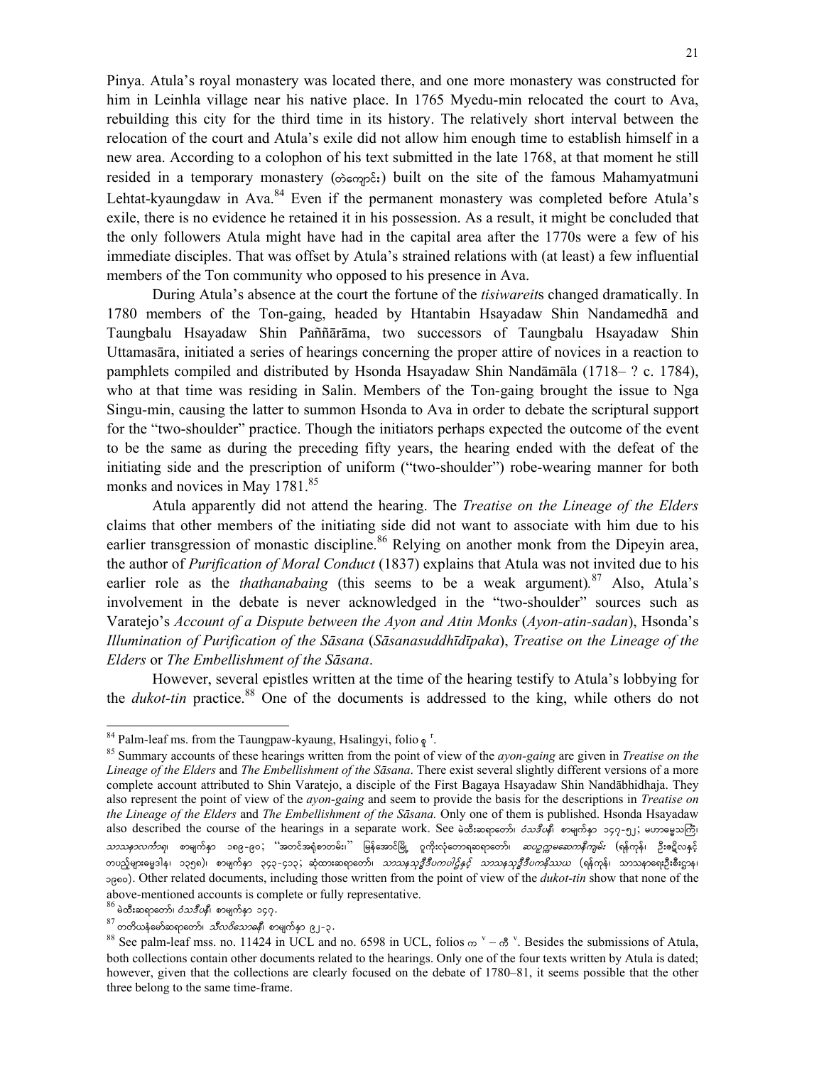Pinya. Atula's royal monastery was located there, and one more monastery was constructed for him in Leinhla village near his native place. In 1765 Myedu-min relocated the court to Ava, rebuilding this city for the third time in its history. The relatively short interval between the relocation of the court and Atula's exile did not allow him enough time to establish himself in a new area. According to a colophon of his text submitted in the late 1768, at that moment he still resided in a temporary monastery (တဲကျောင်း) built on the site of the famous Mahamyatmuni Lehtat-kyaungdaw in Ava.[84] Even if the permanent monastery was completed before Atula's exile, there is no evidence he retained it in his possession. As a result, it might be concluded that the only followers Atula might have had in the capital area after the 1770s were a few of his immediate disciples. That was offset by Atula's strained relations with (at least) a few influential members of the Ton community who opposed to his presence in Ava.

During Atula's absence at the court the fortune of the *tisiwareit*s changed dramatically. In 1780 members of the Ton-gaing, headed by Htantabin Hsayadaw Shin Nandamedhā and Taungbalu Hsayadaw Shin Paññārāma, two successors of Taungbalu Hsayadaw Shin Uttamasāra, initiated a series of hearings concerning the proper attire of novices in a reaction to pamphlets compiled and distributed by Hsonda Hsayadaw Shin Nandāmāla (1718– ? c. 1784), who at that time was residing in Salin. Members of the Ton-gaing brought the issue to Nga Singu-min, causing the latter to summon Hsonda to Ava in order to debate the scriptural support for the "two-shoulder" practice. Though the initiators perhaps expected the outcome of the event to be the same as during the preceding fifty years, the hearing ended with the defeat of the initiating side and the prescription of uniform ("two-shoulder") robe-wearing manner for both monks and novices in May 1781.[85]

Atula apparently did not attend the hearing. The *Treatise on the Lineage of the Elders* claims that other members of the initiating side did not want to associate with him due to his earlier transgression of monastic discipline.[86] Relying on another monk from the Dipeyin area, the author of *Purification of Moral Conduct* (1837) explains that Atula was not invited due to his earlier role as the *thathanabaing* (this seems to be a weak argument).[87] Also, Atula's involvement in the debate is never acknowledged in the "two-shoulder" sources such as Varatejo's *Account of a Dispute between the Ayon and Atin Monks* (*Ayon-atin-sadan*), Hsonda's *Illumination of Purification of the Sāsana* (*Sāsanasuddhīdīpaka*), *Treatise on the Lineage of the Elders* or *The Embellishment of the Sāsana*.

However, several epistles written at the time of the hearing testify to Atula's lobbying for the *dukot-tin* practice.[88] One of the documents is addressed to the king, while others do not

---

[84] Palm-leaf ms. from the Taungpaw-kyaung, Hsalingyi, folio စု r.

[85] Summary accounts of these hearings written from the point of view of the *ayon-gaing* are given in *Treatise on the Lineage of the Elders* and *The Embellishment of the Sāsana*. There exist several slightly different versions of a more complete account attributed to Shin Varatejo, a disciple of the First Bagaya Hsayadaw Shin Nandābhidhaja. They also represent the point of view of the *ayon-gaing* and seem to provide the basis for the descriptions in *Treatise on the Lineage of the Elders* and *The Embellishment of the Sāsana.* Only one of them is published. Hsonda Hsayadaw also described the course of the hearings in a separate work. See မဲထီးဆရာတော်၊ *ဝံသဒီပနီ*၊ စာမျက်နှာ ၁၄၇-၅၂; မဟာဓမ္မသင်္ကြံ၊ *သာသနာလင်္ကာရ*၊ စာမျက်နှာ ၁၈၉-၉၀; "အတင်အရုံစာတမ်း၊" မြန်အောင်မြို့ ဥက္ကိုးလုံတောရဆရာတော်၊ *ဆယ့်ဥက္ကမဆောကနီကျမ်း* (ရန်ကုန်၊ ဦးဇင်္ဂလနှင့် တပည့်များဓမ္မဒါန၊ ၁၃၅၈)၊ စာမျက်နှာ ၃၄၃-၄၁၃; ဆုံထားဆရာတော်၊ *သာသနသုဒ္ဓိဒီပကပါဠိနှင့် သာသနသုဒ္ဓိဒီပကနိဿယ* (ရန်ကုန်၊ သာသနာရေးဦးစီးဌာန၊ ၁၉၈၀). Other related documents, including those written from the point of view of the *dukot-tin* show that none of the above-mentioned accounts is complete or fully representative.

[86] မဲထီးဆရာတော်၊ *ဝံသဒီပနီ*၊ စာမျက်နှာ ၁၄၇.

[87] တတိယနံမော်ဆရာတော်၊ *သီလဝိသောဓနီ*၊ စာမျက်နှာ ၉၂-၃.

[88] See palm-leaf mss. no. 11424 in UCL and no. 6598 in UCL, folios က v – ကီ v. Besides the submissions of Atula, both collections contain other documents related to the hearings. Only one of the four texts written by Atula is dated; however, given that the collections are clearly focused on the debate of 1780–81, it seems possible that the other three belong to the same time-frame.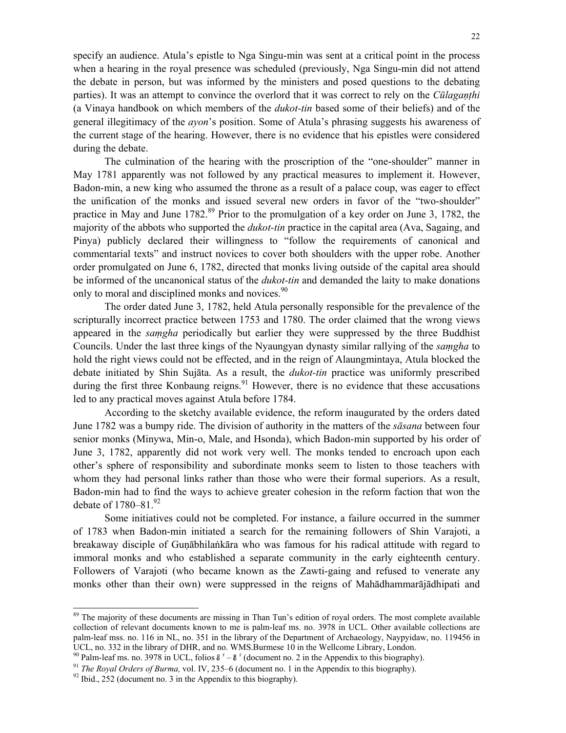specify an audience. Atula's epistle to Nga Singu-min was sent at a critical point in the process when a hearing in the royal presence was scheduled (previously, Nga Singu-min did not attend the debate in person, but was informed by the ministers and posed questions to the debating parties). It was an attempt to convince the overlord that it was correct to rely on the *Cūlagaṇṭhi* (a Vinaya handbook on which members of the *dukot-tin* based some of their beliefs) and of the general illegitimacy of the *ayon*'s position. Some of Atula's phrasing suggests his awareness of the current stage of the hearing. However, there is no evidence that his epistles were considered during the debate.

The culmination of the hearing with the proscription of the "one-shoulder" manner in May 1781 apparently was not followed by any practical measures to implement it. However, Badon-min, a new king who assumed the throne as a result of a palace coup, was eager to effect the unification of the monks and issued several new orders in favor of the "two-shoulder" practice in May and June 1782.[89] Prior to the promulgation of a key order on June 3, 1782, the majority of the abbots who supported the *dukot-tin* practice in the capital area (Ava, Sagaing, and Pinya) publicly declared their willingness to "follow the requirements of canonical and commentarial texts" and instruct novices to cover both shoulders with the upper robe. Another order promulgated on June 6, 1782, directed that monks living outside of the capital area should be informed of the uncanonical status of the *dukot-tin* and demanded the laity to make donations only to moral and disciplined monks and novices.[90]

The order dated June 3, 1782, held Atula personally responsible for the prevalence of the scripturally incorrect practice between 1753 and 1780. The order claimed that the wrong views appeared in the *saṃgha* periodically but earlier they were suppressed by the three Buddhist Councils. Under the last three kings of the Nyaungyan dynasty similar rallying of the *saṃgha* to hold the right views could not be effected, and in the reign of Alaungmintaya, Atula blocked the debate initiated by Shin Sujāta. As a result, the *dukot-tin* practice was uniformly prescribed during the first three Konbaung reigns.[91] However, there is no evidence that these accusations led to any practical moves against Atula before 1784.

According to the sketchy available evidence, the reform inaugurated by the orders dated June 1782 was a bumpy ride. The division of authority in the matters of the *sāsana* between four senior monks (Minywa, Min-o, Male, and Hsonda), which Badon-min supported by his order of June 3, 1782, apparently did not work very well. The monks tended to encroach upon each other's sphere of responsibility and subordinate monks seem to listen to those teachers with whom they had personal links rather than those who were their formal superiors. As a result, Badon-min had to find the ways to achieve greater cohesion in the reform faction that won the debate of 1780–81.[92]

Some initiatives could not be completed. For instance, a failure occurred in the summer of 1783 when Badon-min initiated a search for the remaining followers of Shin Varajoti, a breakaway disciple of Guṇābhilaṅkāra who was famous for his radical attitude with regard to immoral monks and who established a separate community in the early eighteenth century. Followers of Varajoti (who became known as the Zawti-gaing and refused to venerate any monks other than their own) were suppressed in the reigns of Mahādhammarājādhipati and

---

[89] The majority of these documents are missing in Than Tun's edition of royal orders. The most complete available collection of relevant documents known to me is palm-leaf ms. no. 3978 in UCL. Other available collections are palm-leaf mss. no. 116 in NL, no. 351 in the library of the Department of Archaeology, Naypyidaw, no. 119456 in UCL, no. 332 in the library of DHR, and no. WMS.Burmese 10 in the Wellcome Library, London.

[90] Palm-leaf ms. no. 3978 in UCL, folios ဇ ႆ – ဇ ႆ (document no. 2 in the Appendix to this biography).

[91] *The Royal Orders of Burma,* vol. IV, 235–6 (document no. 1 in the Appendix to this biography).

[92] Ibid., 252 (document no. 3 in the Appendix to this biography).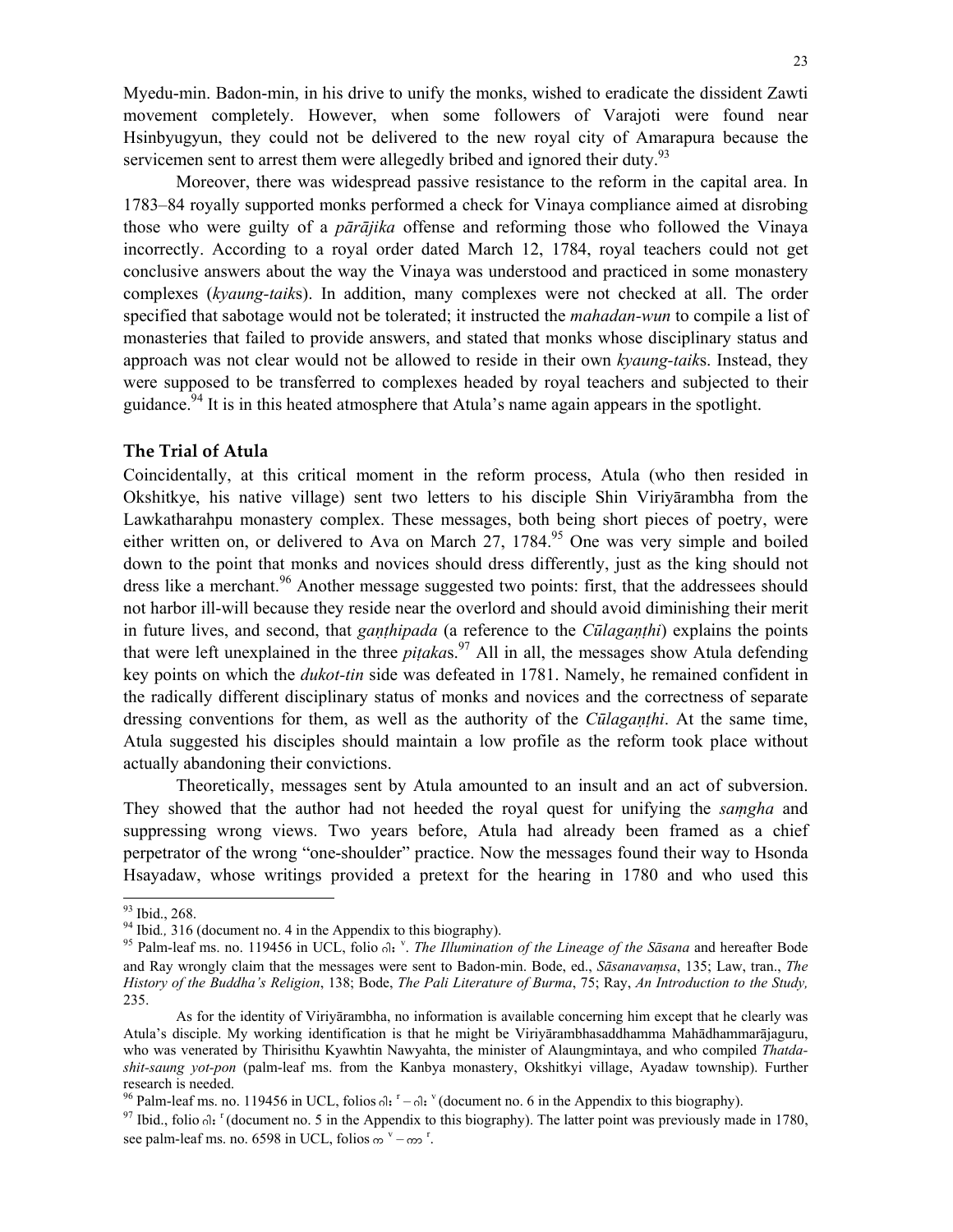Myedu-min. Badon-min, in his drive to unify the monks, wished to eradicate the dissident Zawti movement completely. However, when some followers of Varajoti were found near Hsinbyugyun, they could not be delivered to the new royal city of Amarapura because the servicemen sent to arrest them were allegedly bribed and ignored their duty.[93]

Moreover, there was widespread passive resistance to the reform in the capital area. In 1783–84 royally supported monks performed a check for Vinaya compliance aimed at disrobing those who were guilty of a *pārājika* offense and reforming those who followed the Vinaya incorrectly. According to a royal order dated March 12, 1784, royal teachers could not get conclusive answers about the way the Vinaya was understood and practiced in some monastery complexes (*kyaung-taik*s). In addition, many complexes were not checked at all. The order specified that sabotage would not be tolerated; it instructed the *mahadan-wun* to compile a list of monasteries that failed to provide answers, and stated that monks whose disciplinary status and approach was not clear would not be allowed to reside in their own *kyaung-taik*s. Instead, they were supposed to be transferred to complexes headed by royal teachers and subjected to their guidance.[94] It is in this heated atmosphere that Atula's name again appears in the spotlight.

## The Trial of Atula

Coincidentally, at this critical moment in the reform process, Atula (who then resided in Okshitkye, his native village) sent two letters to his disciple Shin Viriyārambha from the Lawkatharahpu monastery complex. These messages, both being short pieces of poetry, were either written on, or delivered to Ava on March 27, 1784.[95] One was very simple and boiled down to the point that monks and novices should dress differently, just as the king should not dress like a merchant.[96] Another message suggested two points: first, that the addressees should not harbor ill-will because they reside near the overlord and should avoid diminishing their merit in future lives, and second, that *gaṇṭhipada* (a reference to the *Cūlagaṇṭhi*) explains the points that were left unexplained in the three *piṭaka*s.[97] All in all, the messages show Atula defending key points on which the *dukot-tin* side was defeated in 1781. Namely, he remained confident in the radically different disciplinary status of monks and novices and the correctness of separate dressing conventions for them, as well as the authority of the *Cūlagaṇṭhi*. At the same time, Atula suggested his disciples should maintain a low profile as the reform took place without actually abandoning their convictions.

Theoretically, messages sent by Atula amounted to an insult and an act of subversion. They showed that the author had not heeded the royal quest for unifying the *saṃgha* and suppressing wrong views. Two years before, Atula had already been framed as a chief perpetrator of the wrong "one-shoulder" practice. Now the messages found their way to Hsonda Hsayadaw, whose writings provided a pretext for the hearing in 1780 and who used this

---

[93] Ibid., 268.

[94] Ibid., 316 (document no. 4 in the Appendix to this biography).

[95] Palm-leaf ms. no. 119456 in UCL, folio ဂါး [v]. *The Illumination of the Lineage of the Sāsana* and hereafter Bode and Ray wrongly claim that the messages were sent to Badon-min. Bode, ed., *Sāsanavaṃsa*, 135; Law, tran., *The History of the Buddha's Religion*, 138; Bode, *The Pali Literature of Burma*, 75; Ray, *An Introduction to the Study,* 235.

As for the identity of Viriyārambha, no information is available concerning him except that he clearly was Atula's disciple. My working identification is that he might be Viriyārambhasaddhamma Mahādhammarājaguru, who was venerated by Thirisithu Kyawhtin Nawyahta, the minister of Alaungmintaya, and who compiled *Thatda-shit-saung yot-pon* (palm-leaf ms. from the Kanbya monastery, Okshitkyi village, Ayadaw township). Further research is needed.

[96] Palm-leaf ms. no. 119456 in UCL, folios ဂါး [r] – ဂါး [v] (document no. 6 in the Appendix to this biography).

[97] Ibid., folio ဂါး [r] (document no. 5 in the Appendix to this biography). The latter point was previously made in 1780, see palm-leaf ms. no. 6598 in UCL, folios ထ [v] – ထာ [r].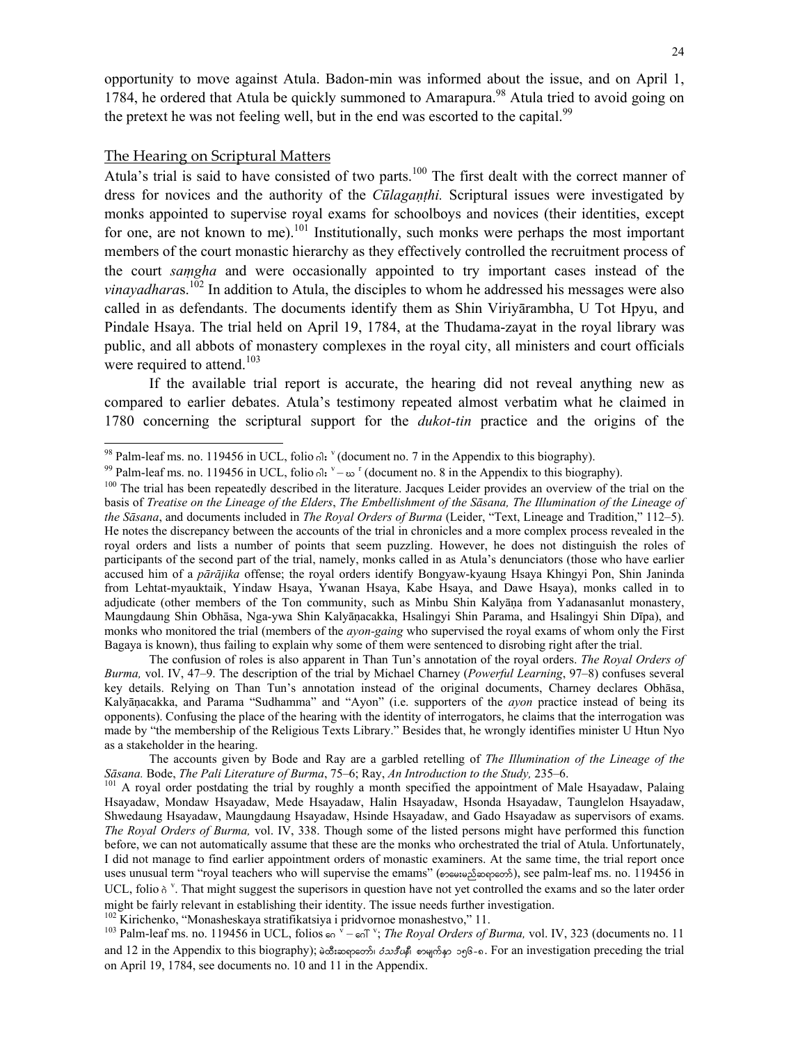opportunity to move against Atula. Badon-min was informed about the issue, and on April 1, 1784, he ordered that Atula be quickly summoned to Amarapura.[98] Atula tried to avoid going on the pretext he was not feeling well, but in the end was escorted to the capital.[99]

## The Hearing on Scriptural Matters

Atula's trial is said to have consisted of two parts.[100] The first dealt with the correct manner of dress for novices and the authority of the *Cūlagaṇṭhi.* Scriptural issues were investigated by monks appointed to supervise royal exams for schoolboys and novices (their identities, except for one, are not known to me).[101] Institutionally, such monks were perhaps the most important members of the court monastic hierarchy as they effectively controlled the recruitment process of the court *saṃgha* and were occasionally appointed to try important cases instead of the *vinayadhara*s.[102] In addition to Atula, the disciples to whom he addressed his messages were also called in as defendants. The documents identify them as Shin Viriyārambha, U Tot Hpyu, and Pindale Hsaya. The trial held on April 19, 1784, at the Thudama-zayat in the royal library was public, and all abbots of monastery complexes in the royal city, all ministers and court officials were required to attend.[103]

If the available trial report is accurate, the hearing did not reveal anything new as compared to earlier debates. Atula's testimony repeated almost verbatim what he claimed in 1780 concerning the scriptural support for the *dukot-tin* practice and the origins of the

---

[98] Palm-leaf ms. no. 119456 in UCL, folio ဂါး ᵛ (document no. 7 in the Appendix to this biography).

[99] Palm-leaf ms. no. 119456 in UCL, folio ဂါး ᵛ – ဃ ʳ (document no. 8 in the Appendix to this biography).

[100] The trial has been repeatedly described in the literature. Jacques Leider provides an overview of the trial on the basis of *Treatise on the Lineage of the Elders*, *The Embellishment of the Sāsana, The Illumination of the Lineage of the Sāsana*, and documents included in *The Royal Orders of Burma* (Leider, "Text, Lineage and Tradition," 112–5). He notes the discrepancy between the accounts of the trial in chronicles and a more complex process revealed in the royal orders and lists a number of points that seem puzzling. However, he does not distinguish the roles of participants of the second part of the trial, namely, monks called in as Atula's denunciators (those who have earlier accused him of a *pārājika* offense; the royal orders identify Bongyaw-kyaung Hsaya Khingyi Pon, Shin Janinda from Lehtat-myauktaik, Yindaw Hsaya, Ywanan Hsaya, Kabe Hsaya, and Dawe Hsaya), monks called in to adjudicate (other members of the Ton community, such as Minbu Shin Kalyāṇa from Yadanasanlut monastery, Maungdaung Shin Obhāsa, Nga-ywa Shin Kalyāṇacakka, Hsalingyi Shin Parama, and Hsalingyi Shin Dīpa), and monks who monitored the trial (members of the *ayon-gaing* who supervised the royal exams of whom only the First Bagaya is known), thus failing to explain why some of them were sentenced to disrobing right after the trial.

The confusion of roles is also apparent in Than Tun's annotation of the royal orders. *The Royal Orders of Burma,* vol. IV, 47–9. The description of the trial by Michael Charney (*Powerful Learning*, 97–8) confuses several key details. Relying on Than Tun's annotation instead of the original documents, Charney declares Obhāsa, Kalyāṇacakka, and Parama "Sudhamma" and "Ayon" (i.e. supporters of the *ayon* practice instead of being its opponents). Confusing the place of the hearing with the identity of interrogators, he claims that the interrogation was made by "the membership of the Religious Texts Library." Besides that, he wrongly identifies minister U Htun Nyo as a stakeholder in the hearing.

The accounts given by Bode and Ray are a garbled retelling of *The Illumination of the Lineage of the Sāsana.* Bode, *The Pali Literature of Burma*, 75–6; Ray, *An Introduction to the Study,* 235–6.

[101] A royal order postdating the trial by roughly a month specified the appointment of Male Hsayadaw, Palaing Hsayadaw, Mondaw Hsayadaw, Mede Hsayadaw, Halin Hsayadaw, Hsonda Hsayadaw, Taunglelon Hsayadaw, Shwedaung Hsayadaw, Maungdaung Hsayadaw, Hsinde Hsayadaw, and Gado Hsayadaw as supervisors of exams. *The Royal Orders of Burma,* vol. IV, 338. Though some of the listed persons might have performed this function before, we can not automatically assume that these are the monks who orchestrated the trial of Atula. Unfortunately, I did not manage to find earlier appointment orders of monastic examiners. At the same time, the trial report once uses unusual term "royal teachers who will supervise the emams" (စာမေးမည့်ဆရာတော်), see palm-leaf ms. no. 119456 in UCL, folio ဂဲ ᵛ. That might suggest the superisors in question have not yet controlled the exams and so the later order might be fairly relevant in establishing their identity. The issue needs further investigation.

[102] Kirichenko, "Monasheskaya stratifikatsiya i pridvornoe monashestvo," 11.

[103] Palm-leaf ms. no. 119456 in UCL, folios ဂေ ᵛ – ဂော ᵛ; *The Royal Orders of Burma,* vol. IV, 323 (documents no. 11 and 12 in the Appendix to this biography); မဲထီးဆရာတော်၊ ဝံသဒီပနီ၊ စာမျက်နှာ ၁၅၆-၈. For an investigation preceding the trial on April 19, 1784, see documents no. 10 and 11 in the Appendix.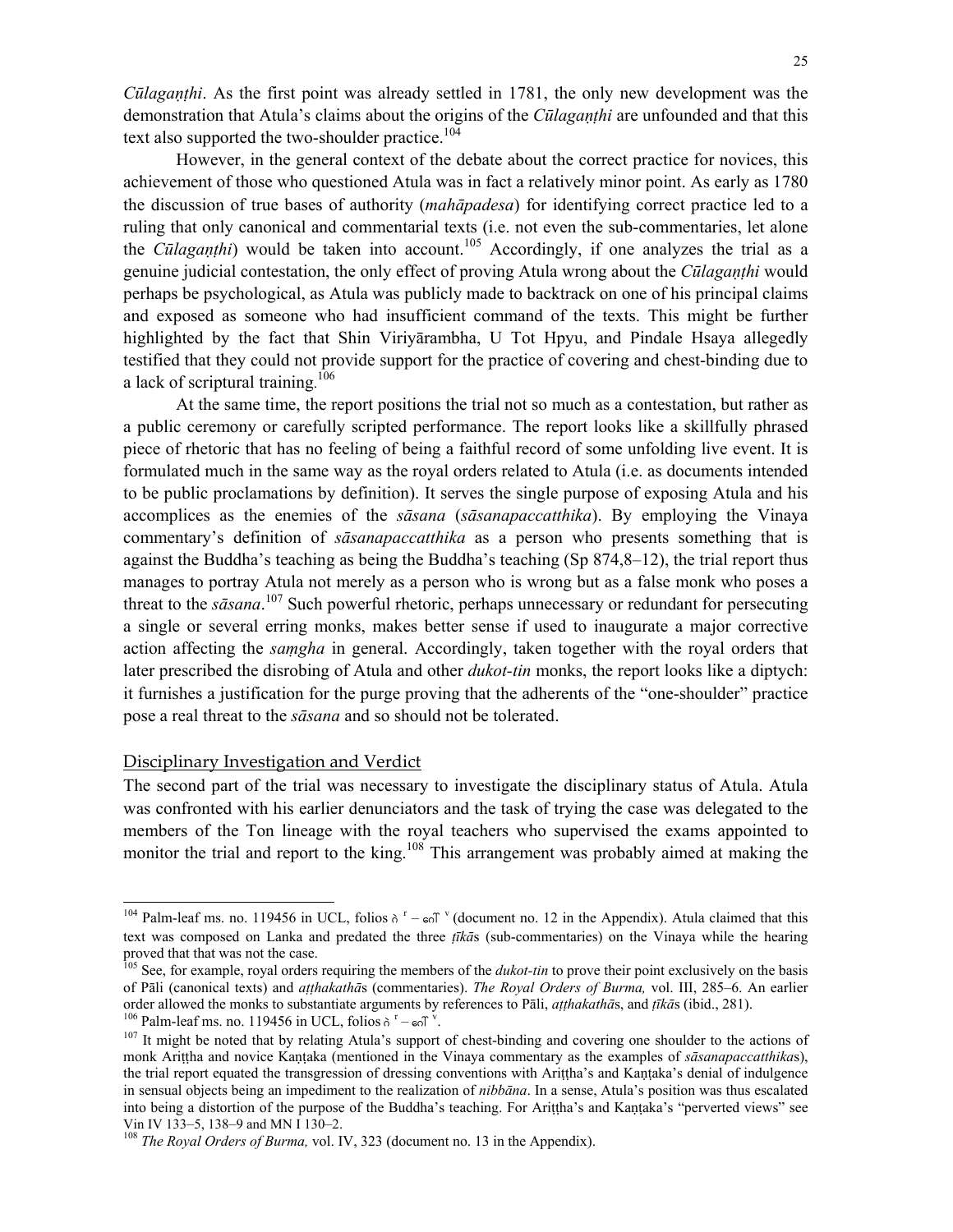*Cūlagaṇṭhi*. As the first point was already settled in 1781, the only new development was the demonstration that Atula's claims about the origins of the *Cūlagaṇṭhi* are unfounded and that this text also supported the two-shoulder practice.[104]

However, in the general context of the debate about the correct practice for novices, this achievement of those who questioned Atula was in fact a relatively minor point. As early as 1780 the discussion of true bases of authority (*mahāpadesa*) for identifying correct practice led to a ruling that only canonical and commentarial texts (i.e. not even the sub-commentaries, let alone the *Cūlagaṇṭhi*) would be taken into account.[105] Accordingly, if one analyzes the trial as a genuine judicial contestation, the only effect of proving Atula wrong about the *Cūlagaṇṭhi* would perhaps be psychological, as Atula was publicly made to backtrack on one of his principal claims and exposed as someone who had insufficient command of the texts. This might be further highlighted by the fact that Shin Viriyārambha, U Tot Hpyu, and Pindale Hsaya allegedly testified that they could not provide support for the practice of covering and chest-binding due to a lack of scriptural training.[106]

At the same time, the report positions the trial not so much as a contestation, but rather as a public ceremony or carefully scripted performance. The report looks like a skillfully phrased piece of rhetoric that has no feeling of being a faithful record of some unfolding live event. It is formulated much in the same way as the royal orders related to Atula (i.e. as documents intended to be public proclamations by definition). It serves the single purpose of exposing Atula and his accomplices as the enemies of the *sāsana* (*sāsanapaccatthika*). By employing the Vinaya commentary's definition of *sāsanapaccatthika* as a person who presents something that is against the Buddha's teaching as being the Buddha's teaching (Sp 874,8–12), the trial report thus manages to portray Atula not merely as a person who is wrong but as a false monk who poses a threat to the *sāsana*.[107] Such powerful rhetoric, perhaps unnecessary or redundant for persecuting a single or several erring monks, makes better sense if used to inaugurate a major corrective action affecting the *saṃgha* in general. Accordingly, taken together with the royal orders that later prescribed the disrobing of Atula and other *dukot-tin* monks, the report looks like a diptych: it furnishes a justification for the purge proving that the adherents of the "one-shoulder" practice pose a real threat to the *sāsana* and so should not be tolerated.

## Disciplinary Investigation and Verdict

The second part of the trial was necessary to investigate the disciplinary status of Atula. Atula was confronted with his earlier denunciators and the task of trying the case was delegated to the members of the Ton lineage with the royal teachers who supervised the exams appointed to monitor the trial and report to the king.[108] This arrangement was probably aimed at making the

---

[104] Palm-leaf ms. no. 119456 in UCL, folios ဝ r – ဓ v (document no. 12 in the Appendix). Atula claimed that this text was composed on Lanka and predated the three *ṭīkā*s (sub-commentaries) on the Vinaya while the hearing proved that that was not the case.

[105] See, for example, royal orders requiring the members of the *dukot-tin* to prove their point exclusively on the basis of Pāli (canonical texts) and *aṭṭhakathā*s (commentaries). *The Royal Orders of Burma,* vol. III, 285–6. An earlier order allowed the monks to substantiate arguments by references to Pāli, *aṭṭhakathā*s, and *ṭīkā*s (ibid., 281).

[106] Palm-leaf ms. no. 119456 in UCL, folios ဝ r – ဓ v.

[107] It might be noted that by relating Atula's support of chest-binding and covering one shoulder to the actions of monk Ariṭṭha and novice Kaṇṭaka (mentioned in the Vinaya commentary as the examples of *sāsanapaccatthika*s), the trial report equated the transgression of dressing conventions with Ariṭṭha's and Kaṇṭaka's denial of indulgence in sensual objects being an impediment to the realization of *nibbāna*. In a sense, Atula's position was thus escalated into being a distortion of the purpose of the Buddha's teaching. For Ariṭṭha's and Kaṇṭaka's "perverted views" see Vin IV 133–5, 138–9 and MN I 130–2.

[108] *The Royal Orders of Burma,* vol. IV, 323 (document no. 13 in the Appendix).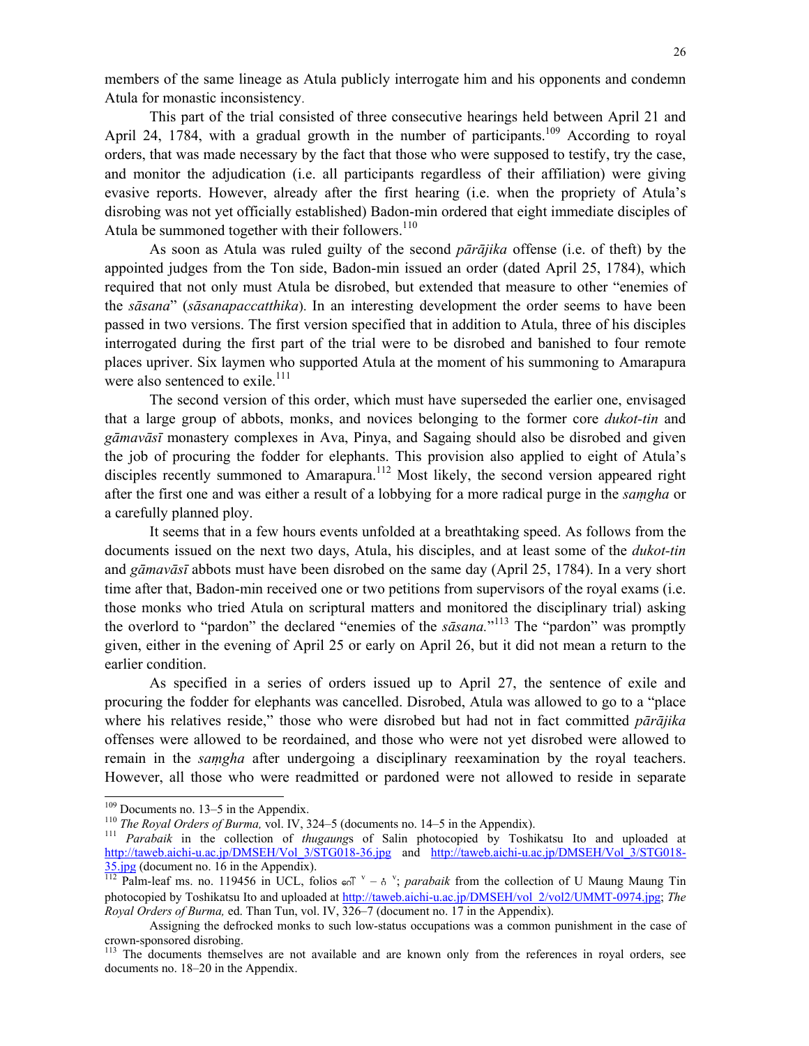members of the same lineage as Atula publicly interrogate him and his opponents and condemn Atula for monastic inconsistency.

This part of the trial consisted of three consecutive hearings held between April 21 and April 24, 1784, with a gradual growth in the number of participants.[109] According to royal orders, that was made necessary by the fact that those who were supposed to testify, try the case, and monitor the adjudication (i.e. all participants regardless of their affiliation) were giving evasive reports. However, already after the first hearing (i.e. when the propriety of Atula's disrobing was not yet officially established) Badon-min ordered that eight immediate disciples of Atula be summoned together with their followers.[110]

As soon as Atula was ruled guilty of the second *pārājika* offense (i.e. of theft) by the appointed judges from the Ton side, Badon-min issued an order (dated April 25, 1784), which required that not only must Atula be disrobed, but extended that measure to other "enemies of the *sāsana*" (*sāsanapaccatthika*). In an interesting development the order seems to have been passed in two versions. The first version specified that in addition to Atula, three of his disciples interrogated during the first part of the trial were to be disrobed and banished to four remote places upriver. Six laymen who supported Atula at the moment of his summoning to Amarapura were also sentenced to exile.[111]

The second version of this order, which must have superseded the earlier one, envisaged that a large group of abbots, monks, and novices belonging to the former core *dukot-tin* and *gāmavāsī* monastery complexes in Ava, Pinya, and Sagaing should also be disrobed and given the job of procuring the fodder for elephants. This provision also applied to eight of Atula's disciples recently summoned to Amarapura.[112] Most likely, the second version appeared right after the first one and was either a result of a lobbying for a more radical purge in the *saṃgha* or a carefully planned ploy.

It seems that in a few hours events unfolded at a breathtaking speed. As follows from the documents issued on the next two days, Atula, his disciples, and at least some of the *dukot-tin* and *gāmavāsī* abbots must have been disrobed on the same day (April 25, 1784). In a very short time after that, Badon-min received one or two petitions from supervisors of the royal exams (i.e. those monks who tried Atula on scriptural matters and monitored the disciplinary trial) asking the overlord to "pardon" the declared "enemies of the *sāsana*."[113] The "pardon" was promptly given, either in the evening of April 25 or early on April 26, but it did not mean a return to the earlier condition.

As specified in a series of orders issued up to April 27, the sentence of exile and procuring the fodder for elephants was cancelled. Disrobed, Atula was allowed to go to a "place where his relatives reside," those who were disrobed but had not in fact committed *pārājika* offenses were allowed to be reordained, and those who were not yet disrobed were allowed to remain in the *saṃgha* after undergoing a disciplinary reexamination by the royal teachers. However, all those who were readmitted or pardoned were not allowed to reside in separate

---

[109] Documents no. 13–5 in the Appendix.

[110] *The Royal Orders of Burma,* vol. IV, 324–5 (documents no. 14–5 in the Appendix).

[111] *Parabaik* in the collection of *thugaung*s of Salin photocopied by Toshikatsu Ito and uploaded at http://taweb.aichi-u.ac.jp/DMSEH/Vol_3/STG018-36.jpg and http://taweb.aichi-u.ac.jp/DMSEH/Vol_3/STG018-35.jpg (document no. 16 in the Appendix).

[112] Palm-leaf ms. no. 119456 in UCL, folios ကေါ ᵛ – ဂ ᵛ; *parabaik* from the collection of U Maung Maung Tin photocopied by Toshikatsu Ito and uploaded at http://taweb.aichi-u.ac.jp/DMSEH/vol_2/vol2/UMMT-0974.jpg; *The Royal Orders of Burma,* ed. Than Tun, vol. IV, 326–7 (document no. 17 in the Appendix).

Assigning the defrocked monks to such low-status occupations was a common punishment in the case of crown-sponsored disrobing.

[113] The documents themselves are not available and are known only from the references in royal orders, see documents no. 18–20 in the Appendix.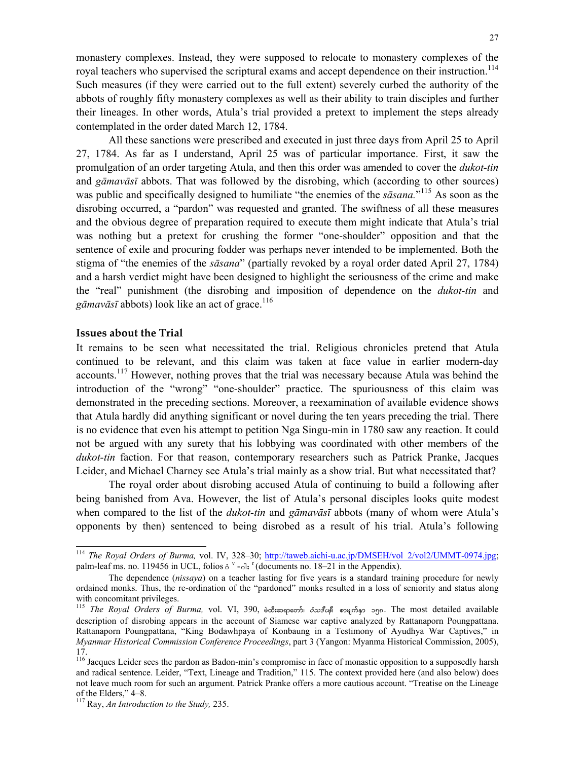monastery complexes. Instead, they were supposed to relocate to monastery complexes of the royal teachers who supervised the scriptural exams and accept dependence on their instruction.[114] Such measures (if they were carried out to the full extent) severely curbed the authority of the abbots of roughly fifty monastery complexes as well as their ability to train disciples and further their lineages. In other words, Atula's trial provided a pretext to implement the steps already contemplated in the order dated March 12, 1784.

All these sanctions were prescribed and executed in just three days from April 25 to April 27, 1784. As far as I understand, April 25 was of particular importance. First, it saw the promulgation of an order targeting Atula, and then this order was amended to cover the *dukot-tin* and *gāmavāsī* abbots. That was followed by the disrobing, which (according to other sources) was public and specifically designed to humiliate "the enemies of the *sāsana.*"[115] As soon as the disrobing occurred, a "pardon" was requested and granted. The swiftness of all these measures and the obvious degree of preparation required to execute them might indicate that Atula's trial was nothing but a pretext for crushing the former "one-shoulder" opposition and that the sentence of exile and procuring fodder was perhaps never intended to be implemented. Both the stigma of "the enemies of the *sāsana*" (partially revoked by a royal order dated April 27, 1784) and a harsh verdict might have been designed to highlight the seriousness of the crime and make the "real" punishment (the disrobing and imposition of dependence on the *dukot-tin* and *gāmavāsī* abbots) look like an act of grace.[116]

## Issues about the Trial

It remains to be seen what necessitated the trial. Religious chronicles pretend that Atula continued to be relevant, and this claim was taken at face value in earlier modern-day accounts.[117] However, nothing proves that the trial was necessary because Atula was behind the introduction of the "wrong" "one-shoulder" practice. The spuriousness of this claim was demonstrated in the preceding sections. Moreover, a reexamination of available evidence shows that Atula hardly did anything significant or novel during the ten years preceding the trial. There is no evidence that even his attempt to petition Nga Singu-min in 1780 saw any reaction. It could not be argued with any surety that his lobbying was coordinated with other members of the *dukot-tin* faction. For that reason, contemporary researchers such as Patrick Pranke, Jacques Leider, and Michael Charney see Atula's trial mainly as a show trial. But what necessitated that?

The royal order about disrobing accused Atula of continuing to build a following after being banished from Ava. However, the list of Atula's personal disciples looks quite modest when compared to the list of the *dukot-tin* and *gāmavāsī* abbots (many of whom were Atula's opponents by then) sentenced to being disrobed as a result of his trial. Atula's following

---

[114] *The Royal Orders of Burma,* vol. IV, 328–30; http://taweb.aichi-u.ac.jp/DMSEH/vol_2/vol2/UMMT-0974.jpg; palm-leaf ms. no. 119456 in UCL, folios ꩻ ᵛ -ꩻ ʳ (documents no. 18–21 in the Appendix).

The dependence (*nissaya*) on a teacher lasting for five years is a standard training procedure for newly ordained monks. Thus, the re-ordination of the "pardoned" monks resulted in a loss of seniority and status along with concomitant privileges.

[115] *The Royal Orders of Burma,* vol. VI, 390, ဓမ္မဓိဋ်ရာဇော်၊ ဝံသဒီပနီ၊ စာမျက်နှာ ၁၅၈. The most detailed available description of disrobing appears in the account of Siamese war captive analyzed by Rattanaporn Poungpattana. Rattanaporn Poungpattana, "King Bodawhpaya of Konbaung in a Testimony of Ayudhya War Captives," in *Myanmar Historical Commission Conference Proceedings*, part 3 (Yangon: Myanma Historical Commission, 2005), 17.

[116] Jacques Leider sees the pardon as Badon-min's compromise in face of monastic opposition to a supposedly harsh and radical sentence. Leider, "Text, Lineage and Tradition," 115. The context provided here (and also below) does not leave much room for such an argument. Patrick Pranke offers a more cautious account. "Treatise on the Lineage of the Elders," 4–8.

[117] Ray, *An Introduction to the Study,* 235.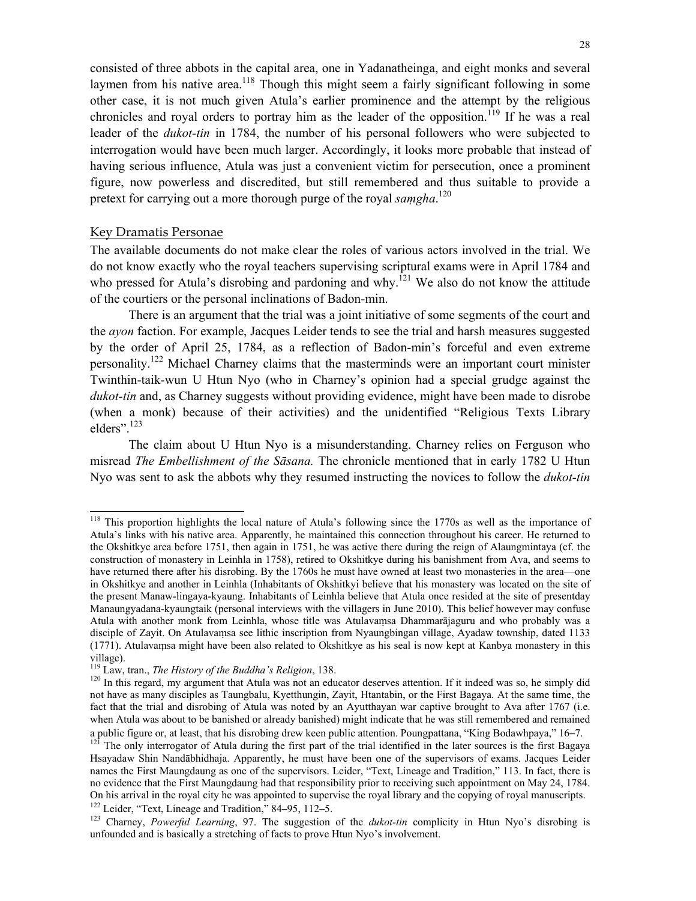consisted of three abbots in the capital area, one in Yadanatheinga, and eight monks and several laymen from his native area.[118] Though this might seem a fairly significant following in some other case, it is not much given Atula's earlier prominence and the attempt by the religious chronicles and royal orders to portray him as the leader of the opposition.[119] If he was a real leader of the *dukot-tin* in 1784, the number of his personal followers who were subjected to interrogation would have been much larger. Accordingly, it looks more probable that instead of having serious influence, Atula was just a convenient victim for persecution, once a prominent figure, now powerless and discredited, but still remembered and thus suitable to provide a pretext for carrying out a more thorough purge of the royal *saṃgha*.[120]

## Key Dramatis Personae

The available documents do not make clear the roles of various actors involved in the trial. We do not know exactly who the royal teachers supervising scriptural exams were in April 1784 and who pressed for Atula's disrobing and pardoning and why.[121] We also do not know the attitude of the courtiers or the personal inclinations of Badon-min.

There is an argument that the trial was a joint initiative of some segments of the court and the *ayon* faction. For example, Jacques Leider tends to see the trial and harsh measures suggested by the order of April 25, 1784, as a reflection of Badon-min's forceful and even extreme personality.[122] Michael Charney claims that the masterminds were an important court minister Twinthin-taik-wun U Htun Nyo (who in Charney's opinion had a special grudge against the *dukot-tin* and, as Charney suggests without providing evidence, might have been made to disrobe (when a monk) because of their activities) and the unidentified "Religious Texts Library elders".[123]

The claim about U Htun Nyo is a misunderstanding. Charney relies on Ferguson who misread *The Embellishment of the Sāsana.* The chronicle mentioned that in early 1782 U Htun Nyo was sent to ask the abbots why they resumed instructing the novices to follow the *dukot-tin*

---

[118] This proportion highlights the local nature of Atula's following since the 1770s as well as the importance of Atula's links with his native area. Apparently, he maintained this connection throughout his career. He returned to the Okshitkye area before 1751, then again in 1751, he was active there during the reign of Alaungmintaya (cf. the construction of monastery in Leinhla in 1758), retired to Okshitkye during his banishment from Ava, and seems to have returned there after his disrobing. By the 1760s he must have owned at least two monasteries in the area—one in Okshitkye and another in Leinhla (Inhabitants of Okshitkyi believe that his monastery was located on the site of the present Manaw-lingaya-kyaung. Inhabitants of Leinhla believe that Atula once resided at the site of presentday Manaungyadana-kyaungtaik (personal interviews with the villagers in June 2010). This belief however may confuse Atula with another monk from Leinhla, whose title was Atulavaṃsa Dhammarājaguru and who probably was a disciple of Zayit. On Atulavaṃsa see lithic inscription from Nyaungbingan village, Ayadaw township, dated 1133 (1771). Atulavaṃsa might have been also related to Okshitkye as his seal is now kept at Kanbya monastery in this village).

[119] Law, tran., *The History of the Buddha's Religion*, 138.

[120] In this regard, my argument that Atula was not an educator deserves attention. If it indeed was so, he simply did not have as many disciples as Taungbalu, Kyetthungin, Zayit, Htantabin, or the First Bagaya. At the same time, the fact that the trial and disrobing of Atula was noted by an Ayutthayan war captive brought to Ava after 1767 (i.e. when Atula was about to be banished or already banished) might indicate that he was still remembered and remained a public figure or, at least, that his disrobing drew keen public attention. Poungpattana, "King Bodawhpaya," 16–7.

[121] The only interrogator of Atula during the first part of the trial identified in the later sources is the first Bagaya Hsayadaw Shin Nandābhidhaja. Apparently, he must have been one of the supervisors of exams. Jacques Leider names the First Maungdaung as one of the supervisors. Leider, "Text, Lineage and Tradition," 113. In fact, there is no evidence that the First Maungdaung had that responsibility prior to receiving such appointment on May 24, 1784. On his arrival in the royal city he was appointed to supervise the royal library and the copying of royal manuscripts.

[122] Leider, "Text, Lineage and Tradition," 84–95, 112–5.

[123] Charney, *Powerful Learning*, 97. The suggestion of the *dukot-tin* complicity in Htun Nyo's disrobing is unfounded and is basically a stretching of facts to prove Htun Nyo's involvement.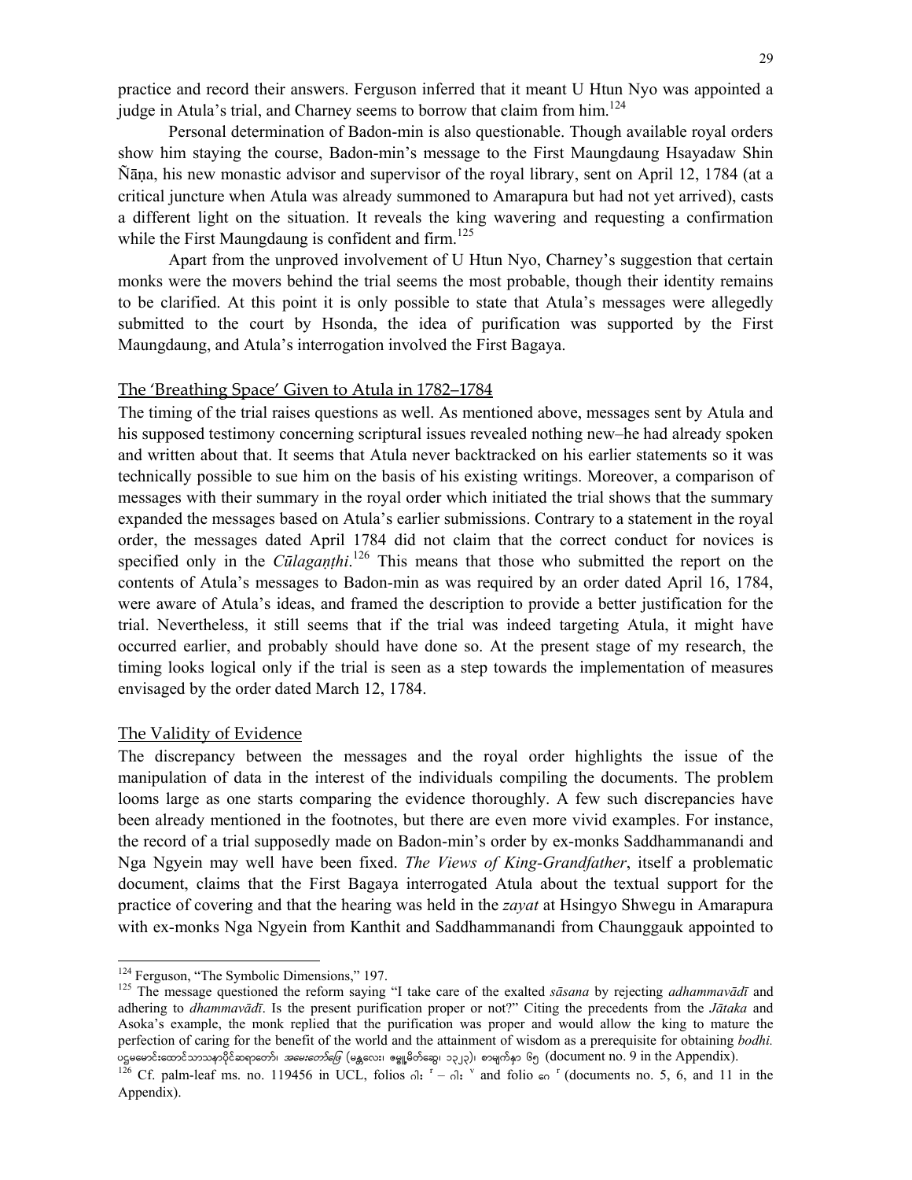practice and record their answers. Ferguson inferred that it meant U Htun Nyo was appointed a judge in Atula's trial, and Charney seems to borrow that claim from him.[124]

Personal determination of Badon-min is also questionable. Though available royal orders show him staying the course, Badon-min's message to the First Maungdaung Hsayadaw Shin Ñāṇa, his new monastic advisor and supervisor of the royal library, sent on April 12, 1784 (at a critical juncture when Atula was already summoned to Amarapura but had not yet arrived), casts a different light on the situation. It reveals the king wavering and requesting a confirmation while the First Maungdaung is confident and firm.[125]

Apart from the unproved involvement of U Htun Nyo, Charney's suggestion that certain monks were the movers behind the trial seems the most probable, though their identity remains to be clarified. At this point it is only possible to state that Atula's messages were allegedly submitted to the court by Hsonda, the idea of purification was supported by the First Maungdaung, and Atula's interrogation involved the First Bagaya.

## The 'Breathing Space' Given to Atula in 1782–1784

The timing of the trial raises questions as well. As mentioned above, messages sent by Atula and his supposed testimony concerning scriptural issues revealed nothing new–he had already spoken and written about that. It seems that Atula never backtracked on his earlier statements so it was technically possible to sue him on the basis of his existing writings. Moreover, a comparison of messages with their summary in the royal order which initiated the trial shows that the summary expanded the messages based on Atula's earlier submissions. Contrary to a statement in the royal order, the messages dated April 1784 did not claim that the correct conduct for novices is specified only in the *Cūlagaṇṭhi*.[126] This means that those who submitted the report on the contents of Atula's messages to Badon-min as was required by an order dated April 16, 1784, were aware of Atula's ideas, and framed the description to provide a better justification for the trial. Nevertheless, it still seems that if the trial was indeed targeting Atula, it might have occurred earlier, and probably should have done so. At the present stage of my research, the timing looks logical only if the trial is seen as a step towards the implementation of measures envisaged by the order dated March 12, 1784.

## The Validity of Evidence

The discrepancy between the messages and the royal order highlights the issue of the manipulation of data in the interest of the individuals compiling the documents. The problem looms large as one starts comparing the evidence thoroughly. A few such discrepancies have been already mentioned in the footnotes, but there are even more vivid examples. For instance, the record of a trial supposedly made on Badon-min's order by ex-monks Saddhammanandi and Nga Ngyein may well have been fixed. *The Views of King-Grandfather*, itself a problematic document, claims that the First Bagaya interrogated Atula about the textual support for the practice of covering and that the hearing was held in the *zayat* at Hsingyo Shwegu in Amarapura with ex-monks Nga Ngyein from Kanthit and Saddhammanandi from Chaunggauk appointed to

---

[124] Ferguson, "The Symbolic Dimensions," 197.

[125] The message questioned the reform saying "I take care of the exalted *sāsana* by rejecting *adhammavādī* and adhering to *dhammavādī*. Is the present purification proper or not?" Citing the precedents from the *Jātaka* and Asoka's example, the monk replied that the purification was proper and would allow the king to mature the perfection of caring for the benefit of the world and the attainment of wisdom as a prerequisite for obtaining *bodhi.* ပဌမမောင်းထောင်သာသနာပိုင်ဆရာတော်၊ *အမေးတော်ဖြေ* (မန္တလေး၊ ဇမ္ဗူမိတ်ဆွေ၊ ၁၃၂၃)၊ စာမျက်နှာ ၆၅ (document no. 9 in the Appendix).

[126] Cf. palm-leaf ms. no. 119456 in UCL, folios ဂါး $^{r}$ – ဂါး $^{v}$ and folio ဓ $^{r}$ (documents no. 5, 6, and 11 in the Appendix).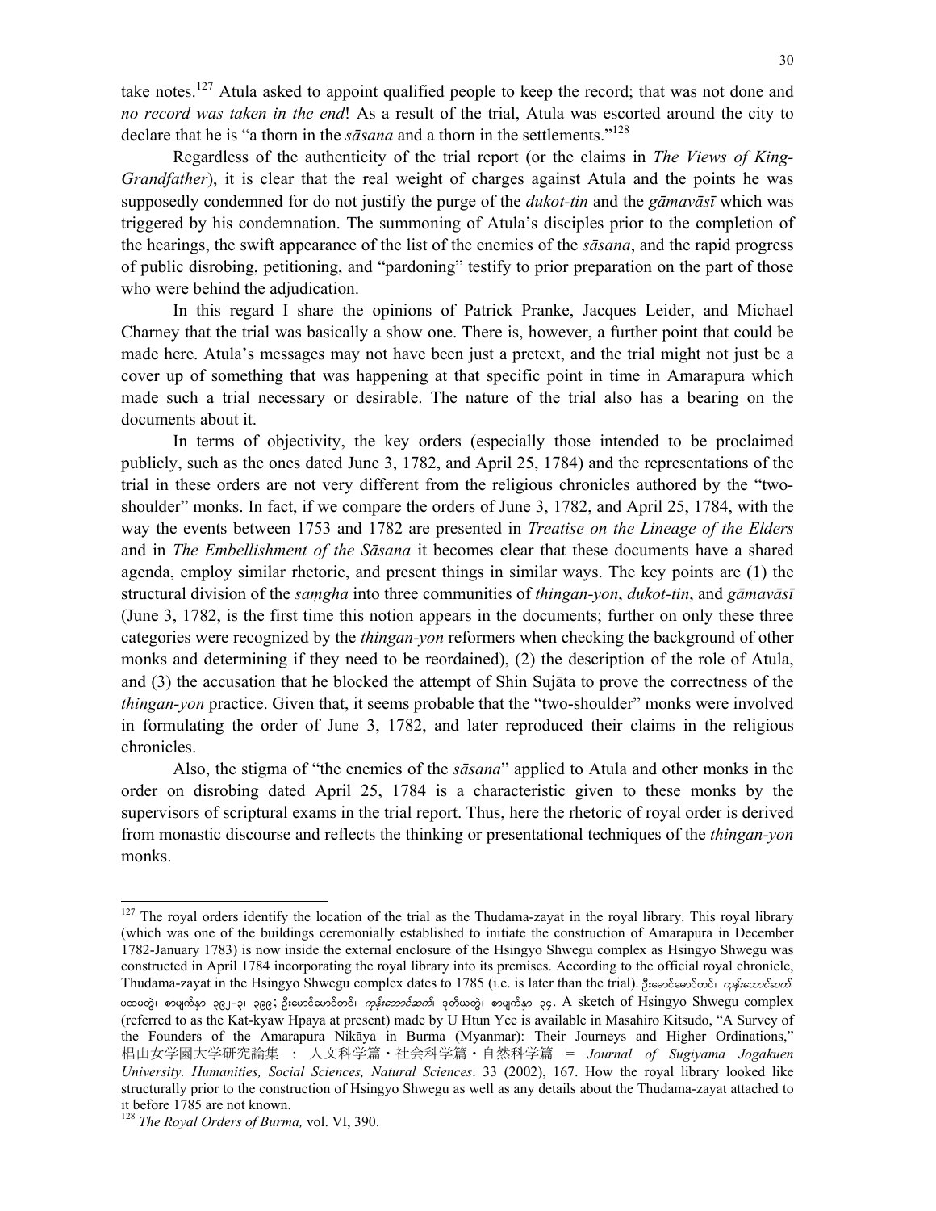take notes.[127] Atula asked to appoint qualified people to keep the record; that was not done and *no record was taken in the end*! As a result of the trial, Atula was escorted around the city to declare that he is "a thorn in the *sāsana* and a thorn in the settlements."[128]

Regardless of the authenticity of the trial report (or the claims in *The Views of King-Grandfather*), it is clear that the real weight of charges against Atula and the points he was supposedly condemned for do not justify the purge of the *dukot-tin* and the *gāmavāsī* which was triggered by his condemnation. The summoning of Atula's disciples prior to the completion of the hearings, the swift appearance of the list of the enemies of the *sāsana*, and the rapid progress of public disrobing, petitioning, and "pardoning" testify to prior preparation on the part of those who were behind the adjudication.

In this regard I share the opinions of Patrick Pranke, Jacques Leider, and Michael Charney that the trial was basically a show one. There is, however, a further point that could be made here. Atula's messages may not have been just a pretext, and the trial might not just be a cover up of something that was happening at that specific point in time in Amarapura which made such a trial necessary or desirable. The nature of the trial also has a bearing on the documents about it.

In terms of objectivity, the key orders (especially those intended to be proclaimed publicly, such as the ones dated June 3, 1782, and April 25, 1784) and the representations of the trial in these orders are not very different from the religious chronicles authored by the "two-shoulder" monks. In fact, if we compare the orders of June 3, 1782, and April 25, 1784, with the way the events between 1753 and 1782 are presented in *Treatise on the Lineage of the Elders* and in *The Embellishment of the Sāsana* it becomes clear that these documents have a shared agenda, employ similar rhetoric, and present things in similar ways. The key points are (1) the structural division of the *saṃgha* into three communities of *thingan-yon*, *dukot-tin*, and *gāmavāsī* (June 3, 1782, is the first time this notion appears in the documents; further on only these three categories were recognized by the *thingan-yon* reformers when checking the background of other monks and determining if they need to be reordained), (2) the description of the role of Atula, and (3) the accusation that he blocked the attempt of Shin Sujāta to prove the correctness of the *thingan-yon* practice. Given that, it seems probable that the "two-shoulder" monks were involved in formulating the order of June 3, 1782, and later reproduced their claims in the religious chronicles.

Also, the stigma of "the enemies of the *sāsana*" applied to Atula and other monks in the order on disrobing dated April 25, 1784 is a characteristic given to these monks by the supervisors of scriptural exams in the trial report. Thus, here the rhetoric of royal order is derived from monastic discourse and reflects the thinking or presentational techniques of the *thingan-yon* monks.

---

[127] The royal orders identify the location of the trial as the Thudama-zayat in the royal library. This royal library (which was one of the buildings ceremonially established to initiate the construction of Amarapura in December 1782-January 1783) is now inside the external enclosure of the Hsingyo Shwegu complex as Hsingyo Shwegu was constructed in April 1784 incorporating the royal library into its premises. According to the official royal chronicle, Thudama-zayat in the Hsingyo Shwegu complex dates to 1785 (i.e. is later than the trial). ဦးမောင်မောင်တင်၊ *ကုန်းဘောင်ဆက်*၊ ပထမတွဲ၊ စာမျက်နှာ ၃၉၂-၃၊ ၃၉၉; ဦးမောင်မောင်တင်၊ *ကုန်းဘောင်ဆက်*၊ ဒုတိယတွဲ၊ စာမျက်နှာ ၃၄. A sketch of Hsingyo Shwegu complex (referred to as the Kat-kyaw Hpaya at present) made by U Htun Yee is available in Masahiro Kitsudo, "A Survey of the Founders of the Amarapura Nikāya in Burma (Myanmar): Their Journeys and Higher Ordinations," 椙山女学園大学研究論集 ： 人文科学篇・社会科学篇・自然科学篇 = *Journal of Sugiyama Jogakuen University. Humanities, Social Sciences, Natural Sciences*. 33 (2002), 167. How the royal library looked like structurally prior to the construction of Hsingyo Shwegu as well as any details about the Thudama-zayat attached to it before 1785 are not known.

[128] *The Royal Orders of Burma,* vol. VI, 390.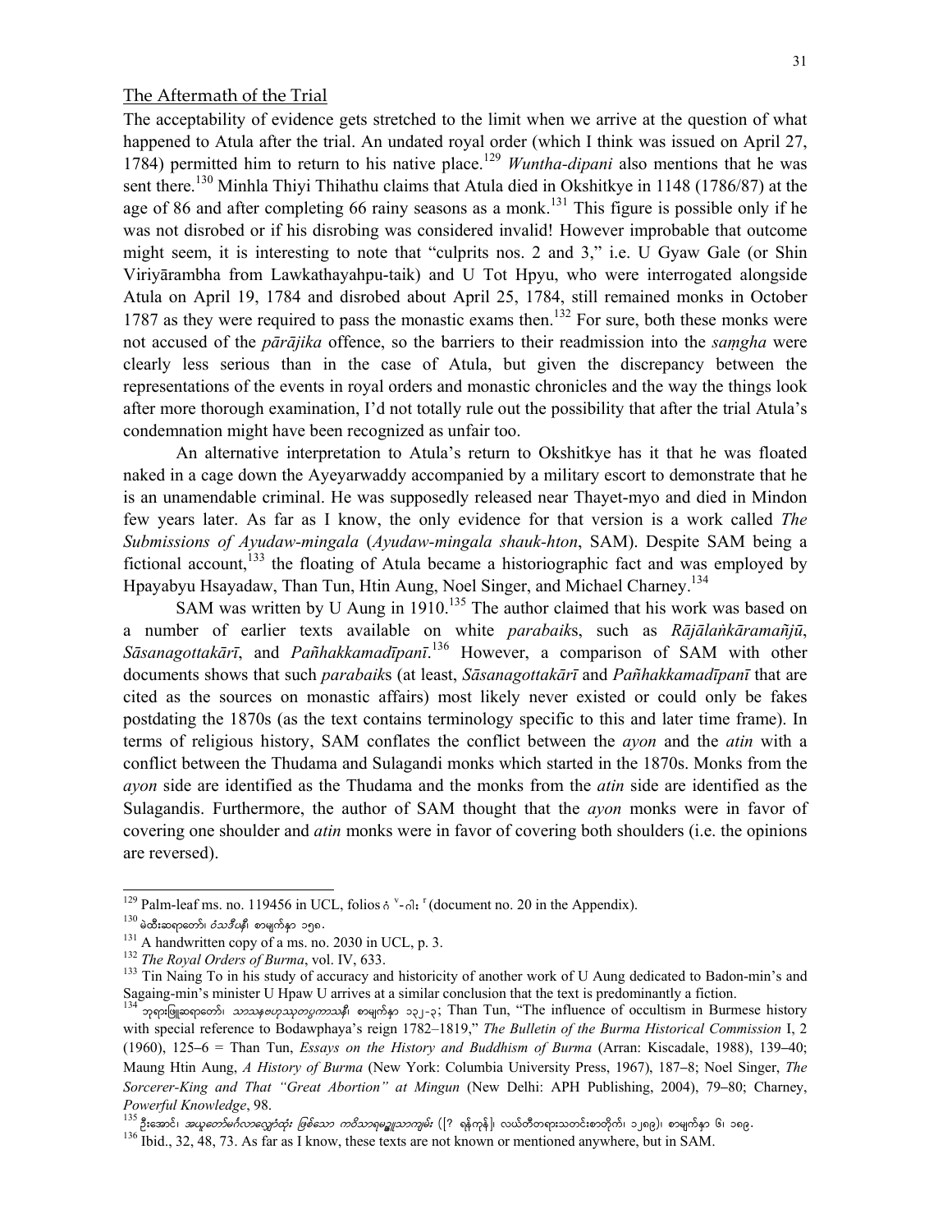## The Aftermath of the Trial

The acceptability of evidence gets stretched to the limit when we arrive at the question of what happened to Atula after the trial. An undated royal order (which I think was issued on April 27, 1784) permitted him to return to his native place.[129] *Wuntha-dipani* also mentions that he was sent there.[130] Minhla Thiyi Thihathu claims that Atula died in Okshitkye in 1148 (1786/87) at the age of 86 and after completing 66 rainy seasons as a monk.[131] This figure is possible only if he was not disrobed or if his disrobing was considered invalid! However improbable that outcome might seem, it is interesting to note that "culprits nos. 2 and 3," i.e. U Gyaw Gale (or Shin Viriyārambha from Lawkathayahpu-taik) and U Tot Hpyu, who were interrogated alongside Atula on April 19, 1784 and disrobed about April 25, 1784, still remained monks in October 1787 as they were required to pass the monastic exams then.[132] For sure, both these monks were not accused of the *pārājika* offence, so the barriers to their readmission into the *saṃgha* were clearly less serious than in the case of Atula, but given the discrepancy between the representations of the events in royal orders and monastic chronicles and the way the things look after more thorough examination, I'd not totally rule out the possibility that after the trial Atula's condemnation might have been recognized as unfair too.

An alternative interpretation to Atula's return to Okshitkye has it that he was floated naked in a cage down the Ayeyarwaddy accompanied by a military escort to demonstrate that he is an unamendable criminal. He was supposedly released near Thayet-myo and died in Mindon few years later. As far as I know, the only evidence for that version is a work called *The Submissions of Ayudaw-mingala* (*Ayudaw-mingala shauk-hton*, SAM). Despite SAM being a fictional account,[133] the floating of Atula became a historiographic fact and was employed by Hpayabyu Hsayadaw, Than Tun, Htin Aung, Noel Singer, and Michael Charney.[134]

SAM was written by U Aung in 1910.[135] The author claimed that his work was based on a number of earlier texts available on white *parabaik*s, such as *Rājālaṅkāramañjū*, *Sāsanagottakārī*, and *Pañhakkamadīpanī*.[136] However, a comparison of SAM with other documents shows that such *parabaik*s (at least, *Sāsanagottakārī* and *Pañhakkamadīpanī* that are cited as the sources on monastic affairs) most likely never existed or could only be fakes postdating the 1870s (as the text contains terminology specific to this and later time frame). In terms of religious history, SAM conflates the conflict between the *ayon* and the *atin* with a conflict between the Thudama and Sulagandi monks which started in the 1870s. Monks from the *ayon* side are identified as the Thudama and the monks from the *atin* side are identified as the Sulagandis. Furthermore, the author of SAM thought that the *ayon* monks were in favor of covering one shoulder and *atin* monks were in favor of covering both shoulders (i.e. the opinions are reversed).

---

[129] Palm-leaf ms. no. 119456 in UCL, folios ဂ ᵛ-ဂါ ʳ (document no. 20 in the Appendix).

[130] မဲထီးဆရာတော်၊ *ဝံသဒီပနီ*၊ စာမျက်နှာ ၁၅၈.

[131] A handwritten copy of a ms. no. 2030 in UCL, p. 3.

[132] *The Royal Orders of Burma*, vol. IV, 633.

[133] Tin Naing To in his study of accuracy and historicity of another work of U Aung dedicated to Badon-min's and Sagaing-min's minister U Hpaw U arrives at a similar conclusion that the text is predominantly a fiction.

[134] ဘုရားဖြူဆရာတော်၊ *သာသနဗဟုသုတပ္ပကာသနီ*၊ စာမျက်နှာ ၁၃၂-၃; Than Tun, "The influence of occultism in Burmese history with special reference to Bodawphaya's reign 1782–1819," *The Bulletin of the Burma Historical Commission* I, 2 (1960), 125–6 = Than Tun, *Essays on the History and Buddhism of Burma* (Arran: Kiscadale, 1988), 139–40; Maung Htin Aung, *A History of Burma* (New York: Columbia University Press, 1967), 187–8; Noel Singer, *The Sorcerer-King and That "Great Abortion" at Mingun* (New Delhi: APH Publishing, 2004), 79–80; Charney, *Powerful Knowledge*, 98.

[135] ဦးအောင်၊ *အယုတော်မင်္ဂလာလျှောက်ထုံး ဖြစ်သော ကဝိသာရမဥ္ဇူသာကျမ်း* ([? ရန်ကုန်]၊ လယ်တီတရားသတင်းစာတိုက်၊ ၁၂၈၉)၊ စာမျက်နှာ ၆၊ ၁၈၉.

[136] Ibid., 32, 48, 73. As far as I know, these texts are not known or mentioned anywhere, but in SAM.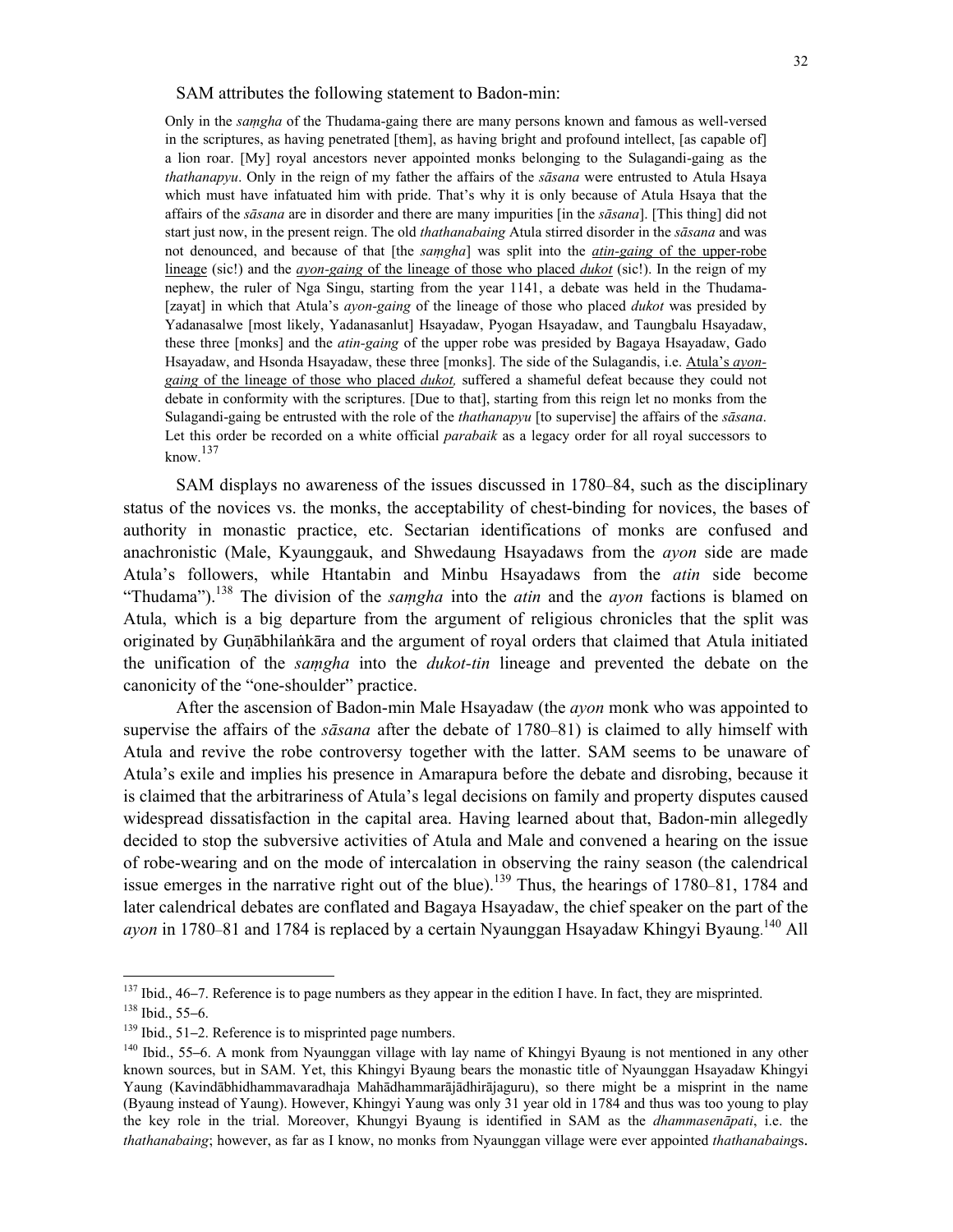SAM attributes the following statement to Badon-min:

> Only in the *saṃgha* of the Thudama-gaing there are many persons known and famous as well-versed in the scriptures, as having penetrated [them], as having bright and profound intellect, [as capable of] a lion roar. [My] royal ancestors never appointed monks belonging to the Sulagandi-gaing as the *thathanapyu*. Only in the reign of my father the affairs of the *sāsana* were entrusted to Atula Hsaya which must have infatuated him with pride. That's why it is only because of Atula Hsaya that the affairs of the *sāsana* are in disorder and there are many impurities [in the *sāsana*]. [This thing] did not start just now, in the present reign. The old *thathanabaing* Atula stirred disorder in the *sāsana* and was not denounced, and because of that [the *saṃgha*] was split into the <u>*atin-gaing* of the upper-robe lineage</u> (sic!) and the <u>*ayon-gaing* of the lineage of those who placed *dukot*</u> (sic!). In the reign of my nephew, the ruler of Nga Singu, starting from the year 1141, a debate was held in the Thudama-[zayat] in which that Atula's *ayon-gaing* of the lineage of those who placed *dukot* was presided by Yadanasalwe [most likely, Yadanasanlut] Hsayadaw, Pyogan Hsayadaw, and Taungbalu Hsayadaw, these three [monks] and the *atin-gaing* of the upper robe was presided by Bagaya Hsayadaw, Gado Hsayadaw, and Hsonda Hsayadaw, these three [monks]. The side of the Sulagandis, i.e. <u>Atula's *ayon-gaing* of the lineage of those who placed *dukot*,</u> suffered a shameful defeat because they could not debate in conformity with the scriptures. [Due to that], starting from this reign let no monks from the Sulagandi-gaing be entrusted with the role of the *thathanapyu* [to supervise] the affairs of the *sāsana*. Let this order be recorded on a white official *parabaik* as a legacy order for all royal successors to know.[137]

SAM displays no awareness of the issues discussed in 1780–84, such as the disciplinary status of the novices vs. the monks, the acceptability of chest-binding for novices, the bases of authority in monastic practice, etc. Sectarian identifications of monks are confused and anachronistic (Male, Kyaunggauk, and Shwedaung Hsayadaws from the *ayon* side are made Atula's followers, while Htantabin and Minbu Hsayadaws from the *atin* side become "Thudama").[138] The division of the *saṃgha* into the *atin* and the *ayon* factions is blamed on Atula, which is a big departure from the argument of religious chronicles that the split was originated by Guṇābhilaṅkāra and the argument of royal orders that claimed that Atula initiated the unification of the *saṃgha* into the *dukot-tin* lineage and prevented the debate on the canonicity of the "one-shoulder" practice.

After the ascension of Badon-min Male Hsayadaw (the *ayon* monk who was appointed to supervise the affairs of the *sāsana* after the debate of 1780–81) is claimed to ally himself with Atula and revive the robe controversy together with the latter. SAM seems to be unaware of Atula's exile and implies his presence in Amarapura before the debate and disrobing, because it is claimed that the arbitrariness of Atula's legal decisions on family and property disputes caused widespread dissatisfaction in the capital area. Having learned about that, Badon-min allegedly decided to stop the subversive activities of Atula and Male and convened a hearing on the issue of robe-wearing and on the mode of intercalation in observing the rainy season (the calendrical issue emerges in the narrative right out of the blue).[139] Thus, the hearings of 1780–81, 1784 and later calendrical debates are conflated and Bagaya Hsayadaw, the chief speaker on the part of the *ayon* in 1780–81 and 1784 is replaced by a certain Nyaunggan Hsayadaw Khingyi Byaung.[140] All

---

[137] Ibid., 46–7. Reference is to page numbers as they appear in the edition I have. In fact, they are misprinted.

[138] Ibid., 55–6.

[139] Ibid., 51–2. Reference is to misprinted page numbers.

[140] Ibid., 55–6. A monk from Nyaunggan village with lay name of Khingyi Byaung is not mentioned in any other known sources, but in SAM. Yet, this Khingyi Byaung bears the monastic title of Nyaunggan Hsayadaw Khingyi Yaung (Kavindābhidhammavaradhaja Mahādhammarājādhirājaguru), so there might be a misprint in the name (Byaung instead of Yaung). However, Khingyi Yaung was only 31 year old in 1784 and thus was too young to play the key role in the trial. Moreover, Khungyi Byaung is identified in SAM as the *dhammasenāpati*, i.e. the *thathanabaing*; however, as far as I know, no monks from Nyaunggan village were ever appointed *thathanabaing*s.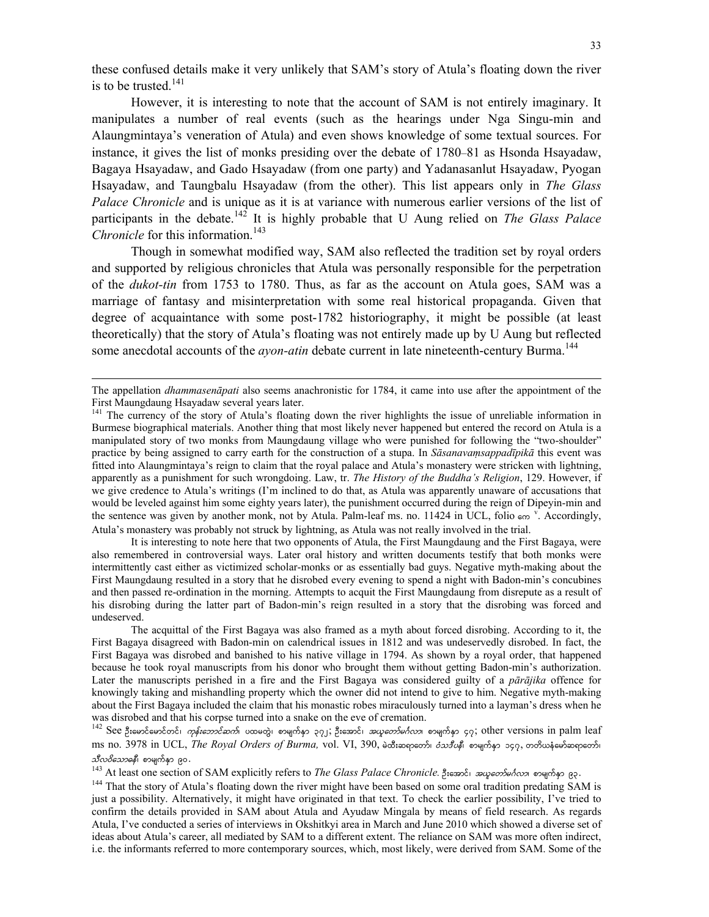these confused details make it very unlikely that SAM's story of Atula's floating down the river is to be trusted.[141]

However, it is interesting to note that the account of SAM is not entirely imaginary. It manipulates a number of real events (such as the hearings under Nga Singu-min and Alaungmintaya's veneration of Atula) and even shows knowledge of some textual sources. For instance, it gives the list of monks presiding over the debate of 1780–81 as Hsonda Hsayadaw, Bagaya Hsayadaw, and Gado Hsayadaw (from one party) and Yadanasanlut Hsayadaw, Pyogan Hsayadaw, and Taungbalu Hsayadaw (from the other). This list appears only in *The Glass Palace Chronicle* and is unique as it is at variance with numerous earlier versions of the list of participants in the debate.[142] It is highly probable that U Aung relied on *The Glass Palace Chronicle* for this information.[143]

Though in somewhat modified way, SAM also reflected the tradition set by royal orders and supported by religious chronicles that Atula was personally responsible for the perpetration of the *dukot-tin* from 1753 to 1780. Thus, as far as the account on Atula goes, SAM was a marriage of fantasy and misinterpretation with some real historical propaganda. Given that degree of acquaintance with some post-1782 historiography, it might be possible (at least theoretically) that the story of Atula's floating was not entirely made up by U Aung but reflected some anecdotal accounts of the *ayon-atin* debate current in late nineteenth-century Burma.[144]

---

The appellation *dhammasenāpati* also seems anachronistic for 1784, it came into use after the appointment of the First Maungdaung Hsayadaw several years later.

[141] The currency of the story of Atula's floating down the river highlights the issue of unreliable information in Burmese biographical materials. Another thing that most likely never happened but entered the record on Atula is a manipulated story of two monks from Maungdaung village who were punished for following the "two-shoulder" practice by being assigned to carry earth for the construction of a stupa. In *Sāsanavaṃsappadīpikā* this event was fitted into Alaungmintaya's reign to claim that the royal palace and Atula's monastery were stricken with lightning, apparently as a punishment for such wrongdoing. Law, tr. *The History of the Buddha's Religion*, 129. However, if we give credence to Atula's writings (I'm inclined to do that, as Atula was apparently unaware of accusations that would be leveled against him some eighty years later), the punishment occurred during the reign of Dipeyin-min and the sentence was given by another monk, not by Atula. Palm-leaf ms. no. 11424 in UCL, folio ကေ ᵛ. Accordingly, Atula's monastery was probably not struck by lightning, as Atula was not really involved in the trial.

It is interesting to note here that two opponents of Atula, the First Maungdaung and the First Bagaya, were also remembered in controversial ways. Later oral history and written documents testify that both monks were intermittently cast either as victimized scholar-monks or as essentially bad guys. Negative myth-making about the First Maungdaung resulted in a story that he disrobed every evening to spend a night with Badon-min's concubines and then passed re-ordination in the morning. Attempts to acquit the First Maungdaung from disrepute as a result of his disrobing during the latter part of Badon-min's reign resulted in a story that the disrobing was forced and undeserved.

The acquittal of the First Bagaya was also framed as a myth about forced disrobing. According to it, the First Bagaya disagreed with Badon-min on calendrical issues in 1812 and was undeservedly disrobed. In fact, the First Bagaya was disrobed and banished to his native village in 1794. As shown by a royal order, that happened because he took royal manuscripts from his donor who brought them without getting Badon-min's authorization. Later the manuscripts perished in a fire and the First Bagaya was considered guilty of a *pārājika* offence for knowingly taking and mishandling property which the owner did not intend to give to him. Negative myth-making about the First Bagaya included the claim that his monastic robes miraculously turned into a layman's dress when he was disrobed and that his corpse turned into a snake on the eve of cremation.

[142] See ဦးမောင်မောင်တင်၊ *ကုန်းဘောင်ဆက်*၊ ပထမတွဲ၊ စာမျက်နှာ ၃၇၂; ဦးအောင်၊ *အယူတော်မင်္ဂလာ*၊ စာမျက်နှာ ၄၇; other versions in palm leaf ms no. 3978 in UCL, *The Royal Orders of Burma,* vol. VI, 390, မဲထီးဆရာတော်၊ *ဝံသဒီပနီ*၊ စာမျက်နှာ ၁၄၇, တတိယနံမော်ဆရာတော်၊ *သီလဝိသောဓနီ*၊ စာမျက်နှာ ၉၀.

[143] At least one section of SAM explicitly refers to *The Glass Palace Chronicle*. ဦးအောင်၊ *အယူတော်မင်္ဂလာ*၊ စာမျက်နှာ ၉၃.

[144] That the story of Atula's floating down the river might have been based on some oral tradition predating SAM is just a possibility. Alternatively, it might have originated in that text. To check the earlier possibility, I've tried to confirm the details provided in SAM about Atula and Ayudaw Mingala by means of field research. As regards Atula, I've conducted a series of interviews in Okshitkyi area in March and June 2010 which showed a diverse set of ideas about Atula's career, all mediated by SAM to a different extent. The reliance on SAM was more often indirect, i.e. the informants referred to more contemporary sources, which, most likely, were derived from SAM. Some of the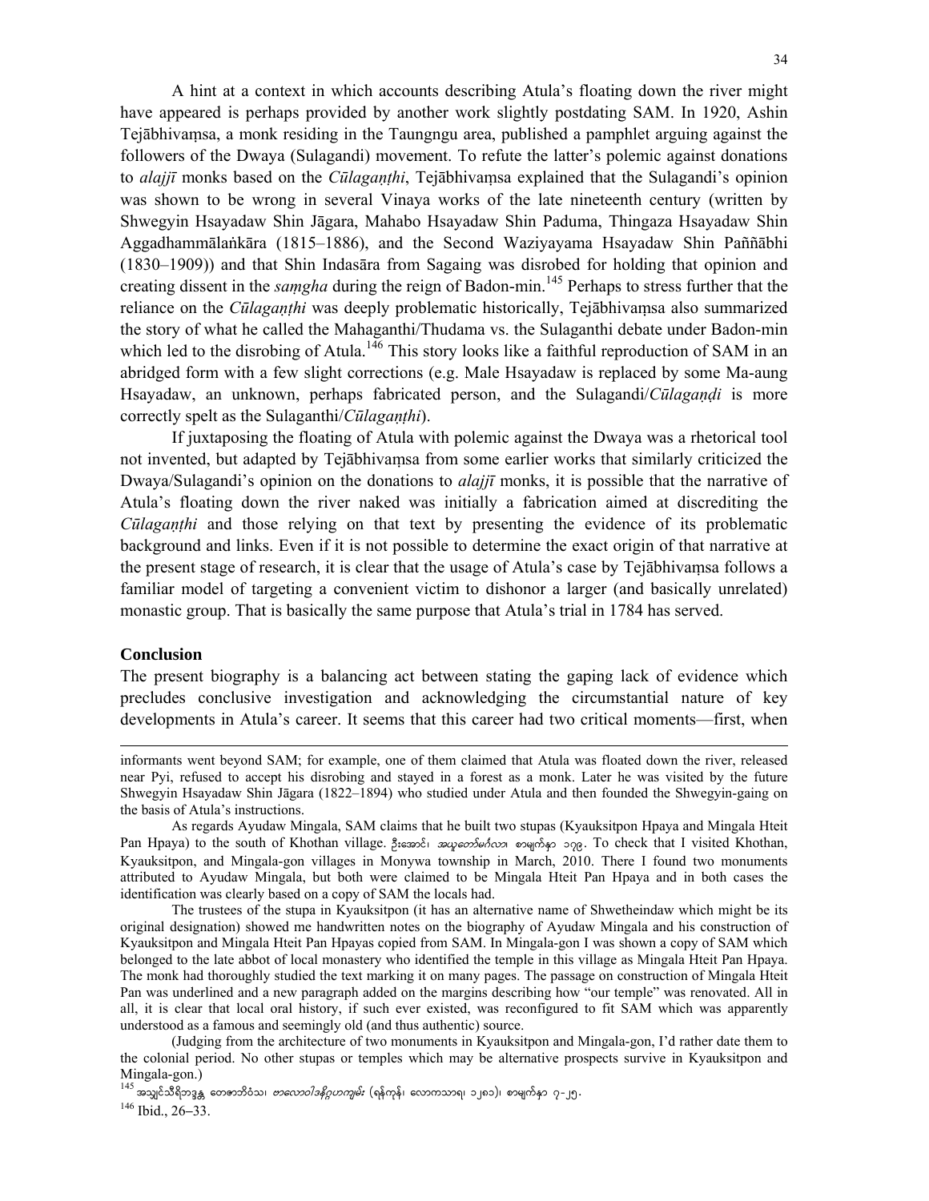A hint at a context in which accounts describing Atula's floating down the river might have appeared is perhaps provided by another work slightly postdating SAM. In 1920, Ashin Tejābhivaṃsa, a monk residing in the Taungngu area, published a pamphlet arguing against the followers of the Dwaya (Sulagandi) movement. To refute the latter's polemic against donations to *alajjī* monks based on the *Cūlagaṇṭhi*, Tejābhivaṃsa explained that the Sulagandi's opinion was shown to be wrong in several Vinaya works of the late nineteenth century (written by Shwegyin Hsayadaw Shin Jāgara, Mahabo Hsayadaw Shin Paduma, Thingaza Hsayadaw Shin Aggadhammālaṅkāra (1815–1886), and the Second Waziyayama Hsayadaw Shin Paññābhi (1830–1909)) and that Shin Indasāra from Sagaing was disrobed for holding that opinion and creating dissent in the *saṃgha* during the reign of Badon-min.[145] Perhaps to stress further that the reliance on the *Cūlagaṇṭhi* was deeply problematic historically, Tejābhivaṃsa also summarized the story of what he called the Mahaganthi/Thudama vs. the Sulaganthi debate under Badon-min which led to the disrobing of Atula.[146] This story looks like a faithful reproduction of SAM in an abridged form with a few slight corrections (e.g. Male Hsayadaw is replaced by some Ma-aung Hsayadaw, an unknown, perhaps fabricated person, and the Sulagandi/*Cūlagaṇḍi* is more correctly spelt as the Sulaganthi/*Cūlagaṇṭhi*).

If juxtaposing the floating of Atula with polemic against the Dwaya was a rhetorical tool not invented, but adapted by Tejābhivaṃsa from some earlier works that similarly criticized the Dwaya/Sulagandi's opinion on the donations to *alajjī* monks, it is possible that the narrative of Atula's floating down the river naked was initially a fabrication aimed at discrediting the *Cūlagaṇṭhi* and those relying on that text by presenting the evidence of its problematic background and links. Even if it is not possible to determine the exact origin of that narrative at the present stage of research, it is clear that the usage of Atula's case by Tejābhivaṃsa follows a familiar model of targeting a convenient victim to dishonor a larger (and basically unrelated) monastic group. That is basically the same purpose that Atula's trial in 1784 has served.

## Conclusion

The present biography is a balancing act between stating the gaping lack of evidence which precludes conclusive investigation and acknowledging the circumstantial nature of key developments in Atula's career. It seems that this career had two critical moments—first, when

---

informants went beyond SAM; for example, one of them claimed that Atula was floated down the river, released near Pyi, refused to accept his disrobing and stayed in a forest as a monk. Later he was visited by the future Shwegyin Hsayadaw Shin Jāgara (1822–1894) who studied under Atula and then founded the Shwegyin-gaing on the basis of Atula's instructions.

As regards Ayudaw Mingala, SAM claims that he built two stupas (Kyauksitpon Hpaya and Mingala Hteit Pan Hpaya) to the south of Khothan village. ဦးအောင်၊ *အယူတော်မင်္ဂလာ* စာမျက်နှာ ၁၇၄. To check that I visited Khothan, Kyauksitpon, and Mingala-gon villages in Monywa township in March, 2010. There I found two monuments attributed to Ayudaw Mingala, but both were claimed to be Mingala Hteit Pan Hpaya and in both cases the identification was clearly based on a copy of SAM the locals had.

The trustees of the stupa in Kyauksitpon (it has an alternative name of Shwetheindaw which might be its original designation) showed me handwritten notes on the biography of Ayudaw Mingala and his construction of Kyauksitpon and Mingala Hteit Pan Hpayas copied from SAM. In Mingala-gon I was shown a copy of SAM which belonged to the late abbot of local monastery who identified the temple in this village as Mingala Hteit Pan Hpaya. The monk had thoroughly studied the text marking it on many pages. The passage on construction of Mingala Hteit Pan was underlined and a new paragraph added on the margins describing how "our temple" was renovated. All in all, it is clear that local oral history, if such ever existed, was reconfigured to fit SAM which was apparently understood as a famous and seemingly old (and thus authentic) source.

(Judging from the architecture of two monuments in Kyauksitpon and Mingala-gon, I'd rather date them to the colonial period. No other stupas or temples which may be alternative prospects survive in Kyauksitpon and Mingala-gon.)

[145] အသျှင်သီရိဘဒ္ဒန္တ တေဇာဘိဝံသ၊ *ဇာလောဝါဒနိဂ္ဂဟကျမ်း* (ရန်ကုန်၊ လောကသာရ၊ ၁၂၈၁)၊ စာမျက်နှာ ၇–၂၅.

[146] Ibid., 26–33.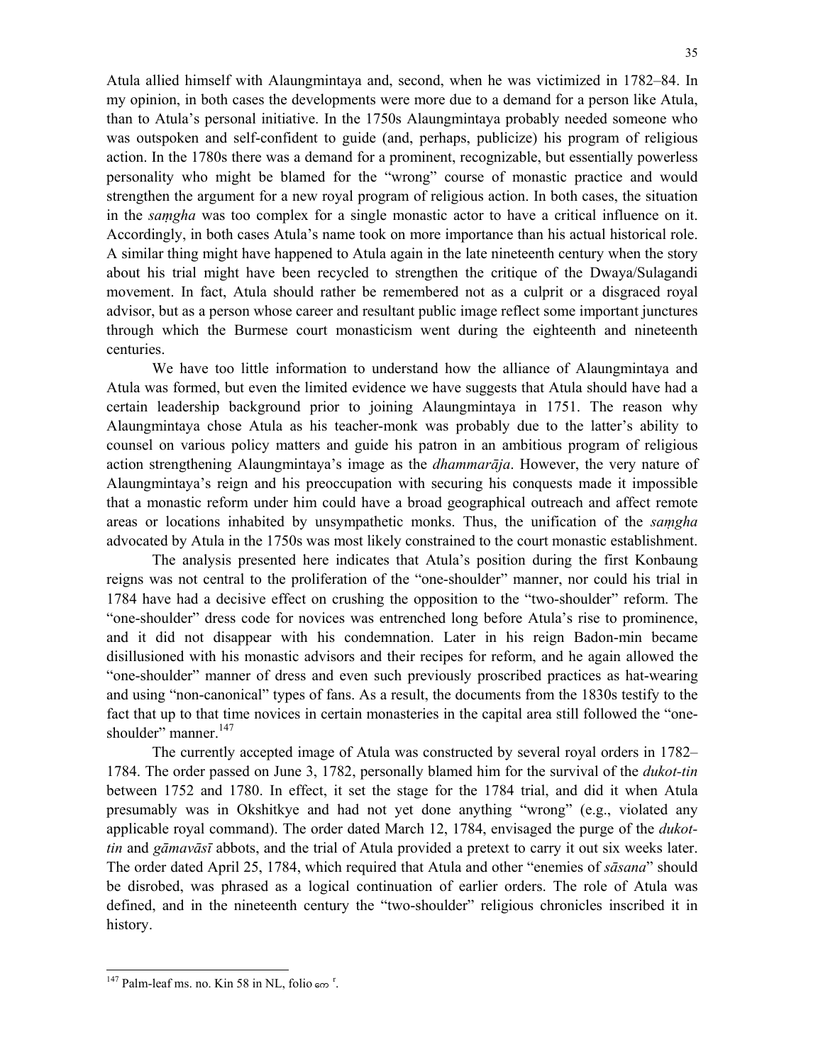Atula allied himself with Alaungmintaya and, second, when he was victimized in 1782–84. In my opinion, in both cases the developments were more due to a demand for a person like Atula, than to Atula's personal initiative. In the 1750s Alaungmintaya probably needed someone who was outspoken and self-confident to guide (and, perhaps, publicize) his program of religious action. In the 1780s there was a demand for a prominent, recognizable, but essentially powerless personality who might be blamed for the "wrong" course of monastic practice and would strengthen the argument for a new royal program of religious action. In both cases, the situation in the *saṃgha* was too complex for a single monastic actor to have a critical influence on it. Accordingly, in both cases Atula's name took on more importance than his actual historical role. A similar thing might have happened to Atula again in the late nineteenth century when the story about his trial might have been recycled to strengthen the critique of the Dwaya/Sulagandi movement. In fact, Atula should rather be remembered not as a culprit or a disgraced royal advisor, but as a person whose career and resultant public image reflect some important junctures through which the Burmese court monasticism went during the eighteenth and nineteenth centuries.

We have too little information to understand how the alliance of Alaungmintaya and Atula was formed, but even the limited evidence we have suggests that Atula should have had a certain leadership background prior to joining Alaungmintaya in 1751. The reason why Alaungmintaya chose Atula as his teacher-monk was probably due to the latter's ability to counsel on various policy matters and guide his patron in an ambitious program of religious action strengthening Alaungmintaya's image as the *dhammarāja*. However, the very nature of Alaungmintaya's reign and his preoccupation with securing his conquests made it impossible that a monastic reform under him could have a broad geographical outreach and affect remote areas or locations inhabited by unsympathetic monks. Thus, the unification of the *saṃgha* advocated by Atula in the 1750s was most likely constrained to the court monastic establishment.

The analysis presented here indicates that Atula's position during the first Konbaung reigns was not central to the proliferation of the "one-shoulder" manner, nor could his trial in 1784 have had a decisive effect on crushing the opposition to the "two-shoulder" reform. The "one-shoulder" dress code for novices was entrenched long before Atula's rise to prominence, and it did not disappear with his condemnation. Later in his reign Badon-min became disillusioned with his monastic advisors and their recipes for reform, and he again allowed the "one-shoulder" manner of dress and even such previously proscribed practices as hat-wearing and using "non-canonical" types of fans. As a result, the documents from the 1830s testify to the fact that up to that time novices in certain monasteries in the capital area still followed the "one-shoulder" manner.[147]

The currently accepted image of Atula was constructed by several royal orders in 1782–1784. The order passed on June 3, 1782, personally blamed him for the survival of the *dukot-tin* between 1752 and 1780. In effect, it set the stage for the 1784 trial, and did it when Atula presumably was in Okshitkye and had not yet done anything "wrong" (e.g., violated any applicable royal command). The order dated March 12, 1784, envisaged the purge of the *dukot-tin* and *gāmavāsī* abbots, and the trial of Atula provided a pretext to carry it out six weeks later. The order dated April 25, 1784, which required that Atula and other "enemies of *sāsana*" should be disrobed, was phrased as a logical continuation of earlier orders. The role of Atula was defined, and in the nineteenth century the "two-shoulder" religious chronicles inscribed it in history.

---

[147] Palm-leaf ms. no. Kin 58 in NL, folio တေ [r].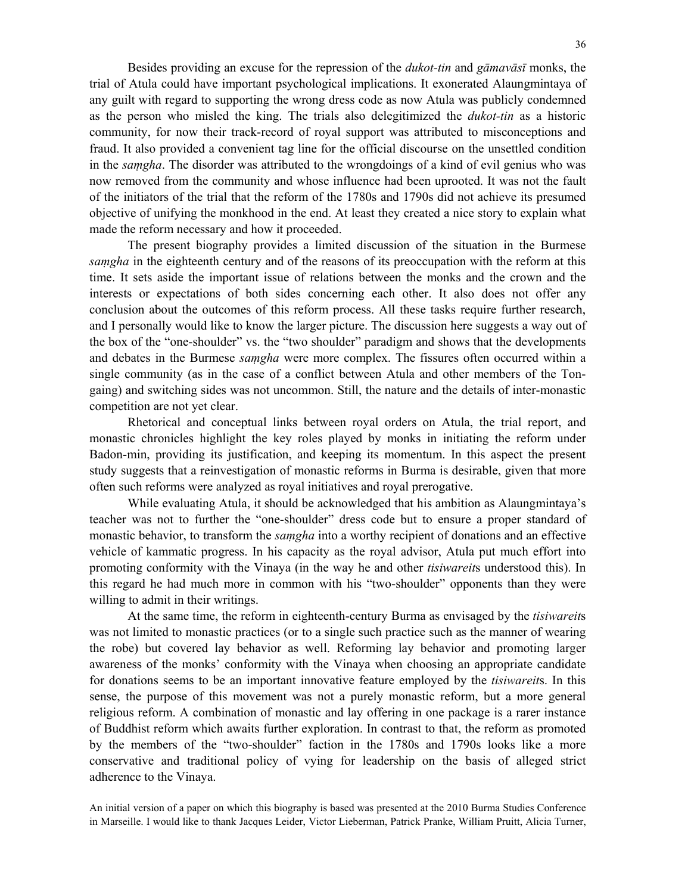Besides providing an excuse for the repression of the *dukot-tin* and *gāmavāsī* monks, the trial of Atula could have important psychological implications. It exonerated Alaungmintaya of any guilt with regard to supporting the wrong dress code as now Atula was publicly condemned as the person who misled the king. The trials also delegitimized the *dukot-tin* as a historic community, for now their track-record of royal support was attributed to misconceptions and fraud. It also provided a convenient tag line for the official discourse on the unsettled condition in the *saṃgha*. The disorder was attributed to the wrongdoings of a kind of evil genius who was now removed from the community and whose influence had been uprooted. It was not the fault of the initiators of the trial that the reform of the 1780s and 1790s did not achieve its presumed objective of unifying the monkhood in the end. At least they created a nice story to explain what made the reform necessary and how it proceeded.

The present biography provides a limited discussion of the situation in the Burmese *saṃgha* in the eighteenth century and of the reasons of its preoccupation with the reform at this time. It sets aside the important issue of relations between the monks and the crown and the interests or expectations of both sides concerning each other. It also does not offer any conclusion about the outcomes of this reform process. All these tasks require further research, and I personally would like to know the larger picture. The discussion here suggests a way out of the box of the "one-shoulder" vs. the "two shoulder" paradigm and shows that the developments and debates in the Burmese *saṃgha* were more complex. The fissures often occurred within a single community (as in the case of a conflict between Atula and other members of the Ton-gaing) and switching sides was not uncommon. Still, the nature and the details of inter-monastic competition are not yet clear.

Rhetorical and conceptual links between royal orders on Atula, the trial report, and monastic chronicles highlight the key roles played by monks in initiating the reform under Badon-min, providing its justification, and keeping its momentum. In this aspect the present study suggests that a reinvestigation of monastic reforms in Burma is desirable, given that more often such reforms were analyzed as royal initiatives and royal prerogative.

While evaluating Atula, it should be acknowledged that his ambition as Alaungmintaya's teacher was not to further the "one-shoulder" dress code but to ensure a proper standard of monastic behavior, to transform the *saṃgha* into a worthy recipient of donations and an effective vehicle of kammatic progress. In his capacity as the royal advisor, Atula put much effort into promoting conformity with the Vinaya (in the way he and other *tisiwareit*s understood this). In this regard he had much more in common with his "two-shoulder" opponents than they were willing to admit in their writings.

At the same time, the reform in eighteenth-century Burma as envisaged by the *tisiwareit*s was not limited to monastic practices (or to a single such practice such as the manner of wearing the robe) but covered lay behavior as well. Reforming lay behavior and promoting larger awareness of the monks' conformity with the Vinaya when choosing an appropriate candidate for donations seems to be an important innovative feature employed by the *tisiwareit*s. In this sense, the purpose of this movement was not a purely monastic reform, but a more general religious reform. A combination of monastic and lay offering in one package is a rarer instance of Buddhist reform which awaits further exploration. In contrast to that, the reform as promoted by the members of the "two-shoulder" faction in the 1780s and 1790s looks like a more conservative and traditional policy of vying for leadership on the basis of alleged strict adherence to the Vinaya.

An initial version of a paper on which this biography is based was presented at the 2010 Burma Studies Conference in Marseille. I would like to thank Jacques Leider, Victor Lieberman, Patrick Pranke, William Pruitt, Alicia Turner,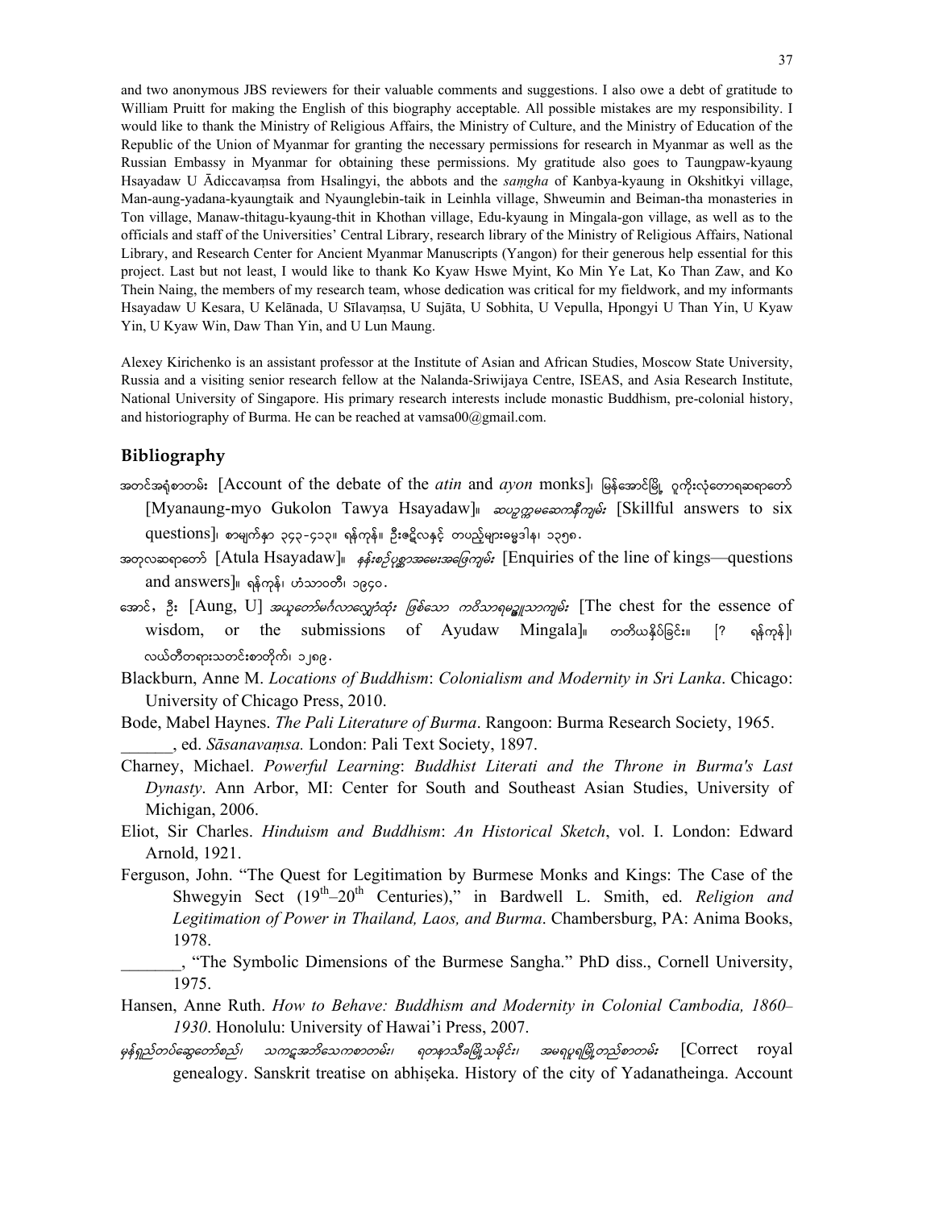and two anonymous JBS reviewers for their valuable comments and suggestions. I also owe a debt of gratitude to William Pruitt for making the English of this biography acceptable. All possible mistakes are my responsibility. I would like to thank the Ministry of Religious Affairs, the Ministry of Culture, and the Ministry of Education of the Republic of the Union of Myanmar for granting the necessary permissions for research in Myanmar as well as the Russian Embassy in Myanmar for obtaining these permissions. My gratitude also goes to Taungpaw-kyaung Hsayadaw U Ādiccavaṃsa from Hsalingyi, the abbots and the *saṃgha* of Kanbya-kyaung in Okshitkyi village, Man-aung-yadana-kyaungtaik and Nyaunglebin-taik in Leinhla village, Shweumin and Beiman-tha monasteries in Ton village, Manaw-thitagu-kyaung-thit in Khothan village, Edu-kyaung in Mingala-gon village, as well as to the officials and staff of the Universities' Central Library, research library of the Ministry of Religious Affairs, National Library, and Research Center for Ancient Myanmar Manuscripts (Yangon) for their generous help essential for this project. Last but not least, I would like to thank Ko Kyaw Hswe Myint, Ko Min Ye Lat, Ko Than Zaw, and Ko Thein Naing, the members of my research team, whose dedication was critical for my fieldwork, and my informants Hsayadaw U Kesara, U Kelānada, U Sīlavaṃsa, U Sujāta, U Sobhita, U Vepulla, Hpongyi U Than Yin, U Kyaw Yin, U Kyaw Win, Daw Than Yin, and U Lun Maung.

Alexey Kirichenko is an assistant professor at the Institute of Asian and African Studies, Moscow State University, Russia and a visiting senior research fellow at the Nalanda-Sriwijaya Centre, ISEAS, and Asia Research Institute, National University of Singapore. His primary research interests include monastic Buddhism, pre-colonial history, and historiography of Burma. He can be reached at vamsa00@gmail.com.

## Bibliography

အတင်အရုံစာတမ်း [Account of the debate of the *atin* and *ayon* monks]၊ မြန်အောင်မြို့ ဂူကိုးလုံတောရဆရာတော် [Myanaung-myo Gukolon Tawya Hsayadaw]။ *ဆပဥ္စကမေးဆောကနီကျမ်း* [Skillful answers to six questions]၊ စာမျက်နှာ ၃၄၃-၄၁၃။ ရန်ကုန်။ ဦးဇင့်လနှင့် တပည့်များမွေ့ဒါန၊ ၁၃၅၈.

အတုလဆရာတော် [Atula Hsayadaw]။ *နန်းစဉ်ပုစ္ဆာအမေးအဖြေကျမ်း* [Enquiries of the line of kings—questions and answers]။ ရန်ကုန်၊ ဟံသာဝတီ၊ ၁၉၄၀.

အောင်, ဦး [Aung, U] *အယုတော်မင်္ဂလာလျှောက်ထုံး ဖြစ်သော ကဝိသာရမဥ္ဇူသာကျမ်း* [The chest for the essence of wisdom, or the submissions of Ayudaw Mingala]။ တတိယနိပ်ခြင်း။ [? ရန်ကုန်]၊ လယ်တီတရားသတင်းစာတိုက်၊ ၁၂၈၉.

Blackburn, Anne M. *Locations of Buddhism*: *Colonialism and Modernity in Sri Lanka*. Chicago: University of Chicago Press, 2010.

Bode, Mabel Haynes. *The Pali Literature of Burma*. Rangoon: Burma Research Society, 1965.

\_\_\_\_\_\_, ed. *Sāsanavaṃsa.* London: Pali Text Society, 1897.

Charney, Michael. *Powerful Learning*: *Buddhist Literati and the Throne in Burma's Last Dynasty*. Ann Arbor, MI: Center for South and Southeast Asian Studies, University of Michigan, 2006.

Eliot, Sir Charles. *Hinduism and Buddhism*: *An Historical Sketch*, vol. I. London: Edward Arnold, 1921.

Ferguson, John. "The Quest for Legitimation by Burmese Monks and Kings: The Case of the Shwegyin Sect (19th–20th Centuries)," in Bardwell L. Smith, ed. *Religion and Legitimation of Power in Thailand, Laos, and Burma*. Chambersburg, PA: Anima Books, 1978.

\_\_\_\_\_\_\_, "The Symbolic Dimensions of the Burmese Sangha." PhD diss., Cornell University, 1975.

Hansen, Anne Ruth. *How to Behave: Buddhism and Modernity in Colonial Cambodia, 1860–1930*. Honolulu: University of Hawai'i Press, 2007.

*မှန်ရှည်တပ်ဆွေတော်စည်၊ သကင္ဂအဘိသေကစာတမ်း၊ ရတနာသိခြိုမြို့သမိုင်း၊ အမရပူရမြို့တည်စာတမ်း* [Correct royal genealogy. Sanskrit treatise on abhiṣeka. History of the city of Yadanatheinga. Account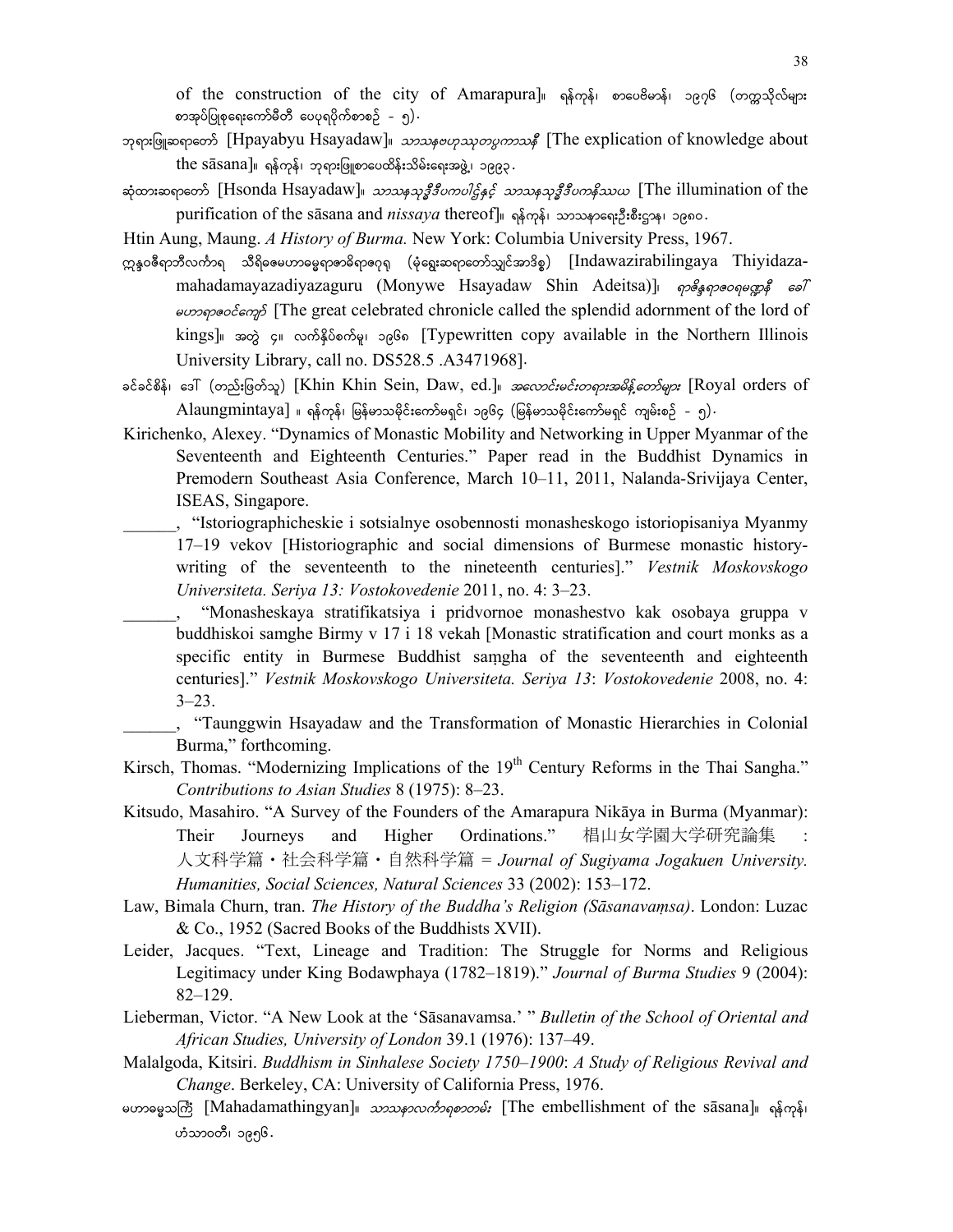of the construction of the city of Amarapura]။ ရန်ကုန်၊ စာပေဗိမာန်၊ ၁၉၇၆ (တက္ကသိုလ်များ စာအုပ်ပြုစုရေးကော်မီတီ ပေပုရပိုက်စာစဉ် - ၅)·

ဘုရားဖြူဆရာတော် [Hpayabyu Hsayadaw]။ *သာသနဗဟုသုတပွကာသနီ* [The explication of knowledge about the sāsana]။ ရန်ကုန်၊ ဘုရားဖြူစာပေထိန်းသိမ်းရေးအဖွဲ့၊ ၁၉၉၃.

ဆုံထားဆရာတော် [Hsonda Hsayadaw]။ *သာသနသုဒ္ဓိဒီပကပါဠိနှင့် သာသနသုဒ္ဓိဒီပကနိဿယ* [The illumination of the purification of the sāsana and *nissaya* thereof]။ ရန်ကုန်၊ သာသနာရေးဦးစီးဌာန၊ ၁၉၈၀.

Htin Aung, Maung. *A History of Burma.* New York: Columbia University Press, 1967.

ဣန္ဒဝဇီရာဘိလင်္ကာရ သီရိဓဇမဟာဓမ္မရာဇာဓိရာဇဂုရု (မုံရွေးဆရာတော်သျှင်အာဒိစ္စ) [Indawazirabilingaya Thiyidaza-mahadamayazadiyazaguru (Monywe Hsayadaw Shin Adeitsa)]၊ *ရာဇိန္ဒရာဇဝရမဏ္ဍနီ ခေါ် မဟာရာဇဝင်ကျော်* [The great celebrated chronicle called the splendid adornment of the lord of kings]။ အတွဲ ၄။ လက်နှိပ်စက်မူ၊ ၁၉၆၈ [Typewritten copy available in the Northern Illinois University Library, call no. DS528.5 .A3471968].

ခင်ခင်စိန်၊ ဒေါ် (တည်းဖြတ်သူ) [Khin Khin Sein, Daw, ed.]။ *အလောင်းမင်းတရားအမိန့်တော်များ* [Royal orders of Alaungmintaya] ။ ရန်ကုန်၊ မြန်မာသမိုင်းကော်မရှင်၊ ၁၉၆၄ (မြန်မာသမိုင်းကော်မရှင် ကျမ်းစဉ် - ၅)·

Kirichenko, Alexey. "Dynamics of Monastic Mobility and Networking in Upper Myanmar of the Seventeenth and Eighteenth Centuries." Paper read in the Buddhist Dynamics in Premodern Southeast Asia Conference, March 10–11, 2011, Nalanda-Srivijaya Center, ISEAS, Singapore.

______, "Istoriographicheskie i sotsialnye osobennosti monasheskogo istoriopisaniya Myanmy 17–19 vekov [Historiographic and social dimensions of Burmese monastic history-writing of the seventeenth to the nineteenth centuries]." *Vestnik Moskovskogo Universiteta. Seriya 13: Vostokovedenie* 2011, no. 4: 3–23.

______, "Monasheskaya stratifikatsiya i pridvornoe monashestvo kak osobaya gruppa v buddhiskoi samghe Birmy v 17 i 18 vekah [Monastic stratification and court monks as a specific entity in Burmese Buddhist saṃgha of the seventeenth and eighteenth centuries]." *Vestnik Moskovskogo Universiteta. Seriya 13*: *Vostokovedenie* 2008, no. 4: 3–23.

______, "Taunggwin Hsayadaw and the Transformation of Monastic Hierarchies in Colonial Burma," forthcoming.

Kirsch, Thomas. "Modernizing Implications of the 19th Century Reforms in the Thai Sangha." *Contributions to Asian Studies* 8 (1975): 8–23.

Kitsudo, Masahiro. "A Survey of the Founders of the Amarapura Nikāya in Burma (Myanmar): Their Journeys and Higher Ordinations." 椙山女学園大学研究論集 : 人文科学篇・社会科学篇・自然科学篇 = *Journal of Sugiyama Jogakuen University. Humanities, Social Sciences, Natural Sciences* 33 (2002): 153–172.

Law, Bimala Churn, tran. *The History of the Buddha's Religion (Sāsanavaṃsa)*. London: Luzac & Co., 1952 (Sacred Books of the Buddhists XVII).

Leider, Jacques. "Text, Lineage and Tradition: The Struggle for Norms and Religious Legitimacy under King Bodawphaya (1782–1819)." *Journal of Burma Studies* 9 (2004): 82–129.

Lieberman, Victor. "A New Look at the 'Sāsanavamsa.' " *Bulletin of the School of Oriental and African Studies, University of London* 39.1 (1976): 137–49.

Malalgoda, Kitsiri. *Buddhism in Sinhalese Society 1750–1900*: *A Study of Religious Revival and Change*. Berkeley, CA: University of California Press, 1976.

မဟာဓမ္မသင်္ကြံ [Mahadamathingyan]။ *သာသနာလင်္ကာရစာတမ်း* [The embellishment of the sāsana]။ ရန်ကုန်၊ ဟံသာဝတီ၊ ၁၉၅၆.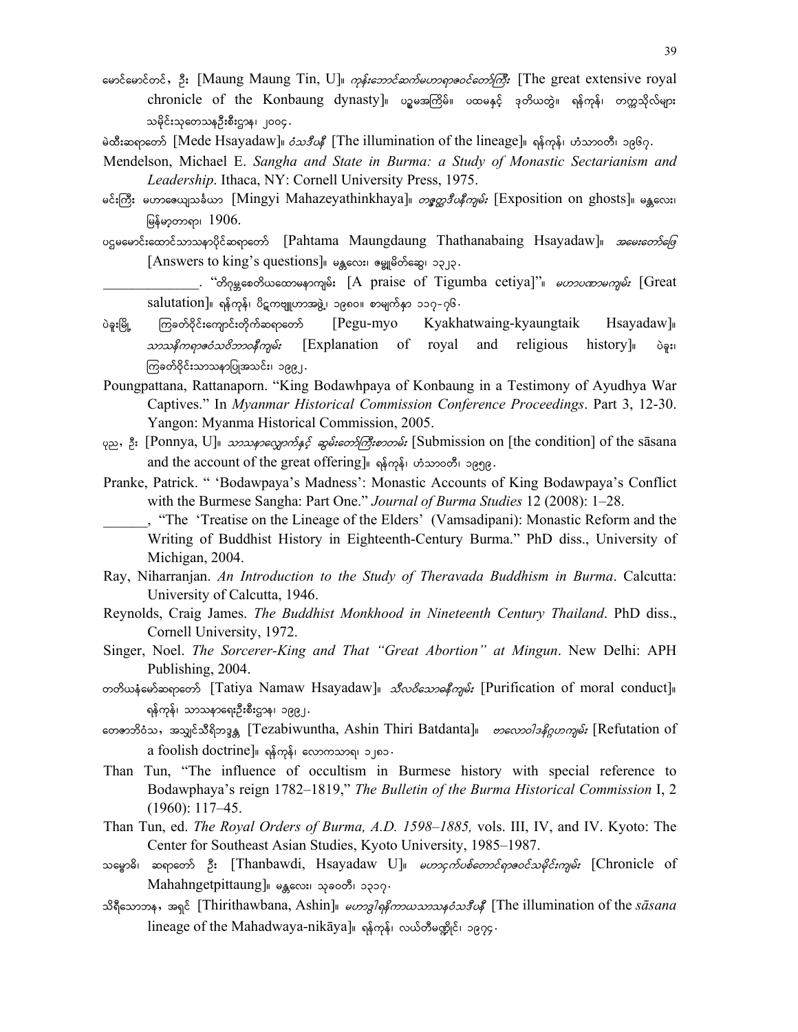မောင်မောင်တင်, ဦး [Maung Maung Tin, U]။ *ကုန်းဘောင်ဆက်မဟာရာဇဝင်တော်ကြီး* [The great extensive royal chronicle of the Konbaung dynasty]။ ပဥ္စမအကြိမ်။ ပထမနှင့် ဒုတိယတွဲ။ ရန်ကုန်၊ တက္ကသိုလ်များ သမိုင်းသုတေသနဦးစီးဌာန၊ ၂၀၀၄.

မဲထီးဆရာတော် [Mede Hsayadaw]။ *ဝံသဒီပနီ* [The illumination of the lineage]။ ရန်ကုန်၊ ဟံသာဝတီ၊ ၁၉၆၇.

Mendelson, Michael E. *Sangha and State in Burma: a Study of Monastic Sectarianism and Leadership*. Ithaca, NY: Cornell University Press, 1975.

မင်းကြီး မဟာဇေယျသင်္ခယာ [Mingyi Mahazeyathinkhaya]။ *တစ္ဆေဒီပနီကျမ်း* [Exposition on ghosts]။ မန္တလေး၊ မြန်မာ့တာရာ၊ 1906.

ပဌမမောင်းထောင်သာသနာပိုင်ဆရာတော် [Pahtama Maungdaung Thathanabaing Hsayadaw]။ *အမေးတော်ဖြေ* [Answers to king's questions]။ မန္တလေး၊ ဇမ္ဗူမိတ်ဆွေ၊ ၁၃၂၃.

______________. "တိဂုမ္ဘစေတီယထောမနာကျမ်း [A praise of Tigumba cetiya]"။ *မဟာပဏာမကျမ်း* [Great salutation]။ ရန်ကုန်၊ ပိဋကတ်ပုံနှိပ်အဖွဲ့၊ ၁၉၈၀။ စာမျက်နှာ ၁၁၇-၇၆.

ပဲခူးမြို့ ကြခတ်ဝိုင်းကျောင်းတိုက်ဆရာတော် [Pegu-myo Kyakhatwaing-kyaungtaik Hsayadaw]။ *သာသနိကရာဇဝံသဝိဘာဝနီကျမ်း* [Explanation of royal and religious history]။ ပဲခူး၊ ကြခတ်ဝိုင်းသာသနာပြုအသင်း၊ ၁၉၉၂.

Poungpattana, Rattanaporn. "King Bodawhpaya of Konbaung in a Testimony of Ayudhya War Captives." In *Myanmar Historical Commission Conference Proceedings*. Part 3, 12-30. Yangon: Myanma Historical Commission, 2005.

ပုည, ဦး [Ponnya, U]။ *သာသနာလျှောက်နှင့် ဆွမ်းတော်ကြီးစာတမ်း* [Submission on [the condition] of the sāsana and the account of the great offering]။ ရန်ကုန်၊ ဟံသာဝတီ၊ ၁၉၅၉.

Pranke, Patrick. " 'Bodawpaya's Madness': Monastic Accounts of King Bodawpaya's Conflict with the Burmese Sangha: Part One." *Journal of Burma Studies* 12 (2008): 1–28.

______, "The 'Treatise on the Lineage of the Elders' (Vamsadipani): Monastic Reform and the Writing of Buddhist History in Eighteenth-Century Burma." PhD diss., University of Michigan, 2004.

Ray, Niharranjan. *An Introduction to the Study of Theravada Buddhism in Burma*. Calcutta: University of Calcutta, 1946.

Reynolds, Craig James. *The Buddhist Monkhood in Nineteenth Century Thailand*. PhD diss., Cornell University, 1972.

Singer, Noel. *The Sorcerer-King and That "Great Abortion" at Mingun*. New Delhi: APH Publishing, 2004.

တတိယနံမော်ဆရာတော် [Tatiya Namaw Hsayadaw]။ *သီလဝိသောဓနီကျမ်း* [Purification of moral conduct]။ ရန်ကုန်၊ သာသနာရေးဦးစီးဌာန၊ ၁၉၉၂.

တေဇာဘိဝံသ, အသျှင်သီရိဘဒ္ဒန္တ [Tezabiwuntha, Ashin Thiri Batdanta]။ *ဗာလောဝါဒနိဂ္ဂဟကျမ်း* [Refutation of a foolish doctrine]။ ရန်ကုန်၊ လောကသာရ၊ ၁၂၈၁.

Than Tun, "The influence of occultism in Burmese history with special reference to Bodawphaya's reign 1782–1819," *The Bulletin of the Burma Historical Commission* I, 2 (1960): 117–45.

Than Tun, ed. *The Royal Orders of Burma, A.D. 1598–1885,* vols. III, IV, and IV. Kyoto: The Center for Southeast Asian Studies, Kyoto University, 1985–1987.

သမ္ဗောဓိ၊ ဆရာတော် ဦး [Thanbawdi, Hsayadaw U]။ *မဟာငှက်ပစ်တောင်ရာဇဝင်သမိုင်းကျမ်း* [Chronicle of Mahahngetpittaung]။ မန္တလေး၊ သုခဝတီ၊ ၁၃၁၇.

သိရီသောဘန, အရှင် [Thirithawbana, Ashin]။ *မဟာဒွါရနိကာယသာသနဝံသဒီပနီ* [The illumination of the *sāsana* lineage of the Mahadwaya-nikāya]။ ရန်ကုန်၊ လယ်တီမဏ္ဍိုင်၊ ၁၉၇၄.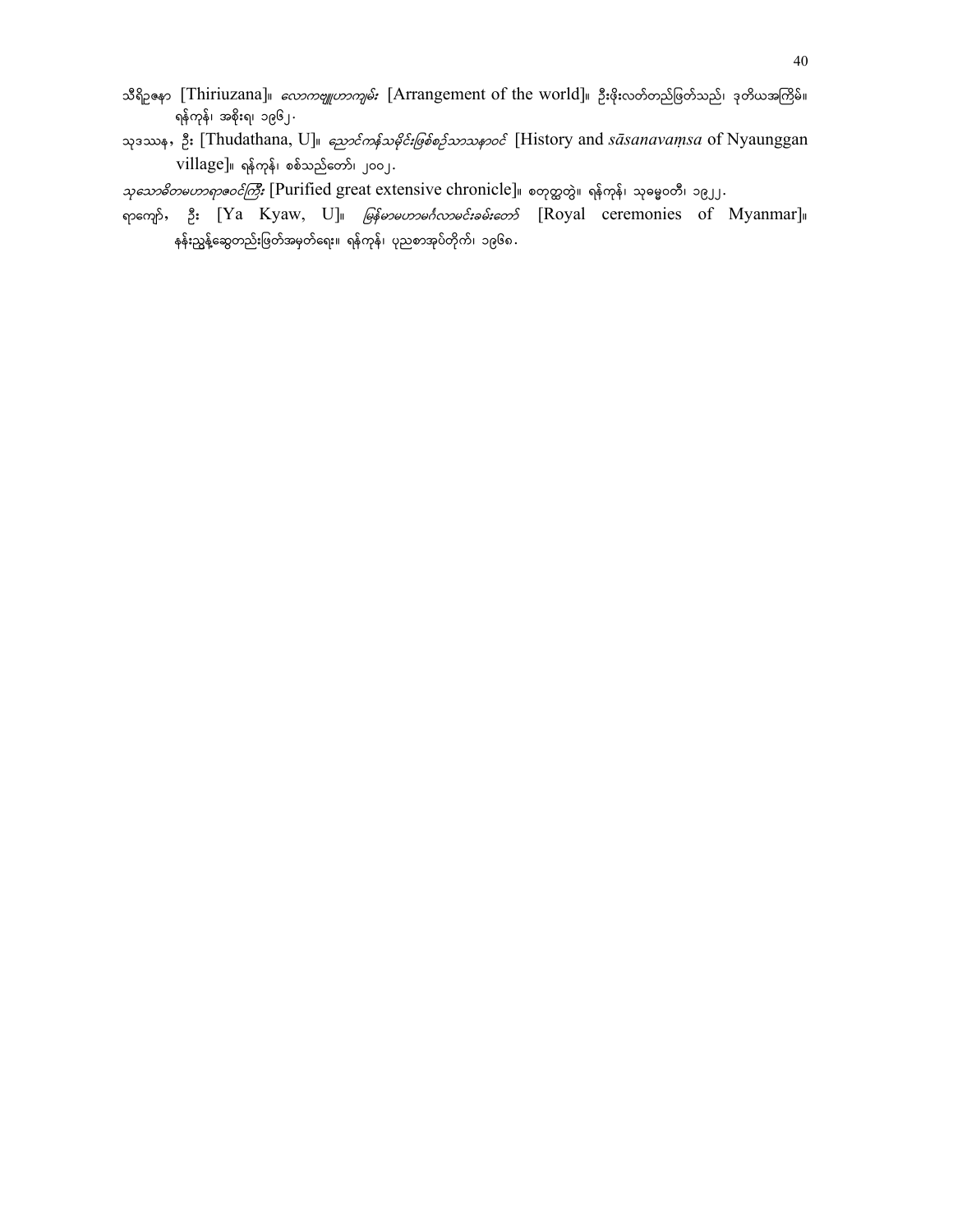သီရိဥဇနာ [Thiriuzana]။ *လောကဗျူဟာကျမ်း* [Arrangement of the world]။ ဦးဖိုးလတ်တည်းဖြတ်သည်၊ ဒုတိယအကြိမ်။ ရန်ကုန်၊ အစိုးရ၊ ၁၉၆၂.

သုဒဿန, ဦး [Thudathana, U]။ *ညောင်ကန်သမိုင်းဖြစ်စဉ်သာသနာဝင်* [History and *sāsanavaṃsa* of Nyaunggan village]။ ရန်ကုန်၊ စစ်သည်တော်၊ ၂၀၀၂.

*သုသောဓိတမဟာရာဇဝင်ကြီး* [Purified great extensive chronicle]။ စတုတ္ထတွဲ။ ရန်ကုန်၊ သုဓမ္မဝတီ၊ ၁၉၂၂.

ရာကျော်, ဦး [Ya Kyaw, U]။ *မြန်မာမဟာမင်္ဂလာမင်းခမ်းတော်* [Royal ceremonies of Myanmar]။ နန်းညွှန့်ဆွေတည်းဖြတ်အမှတ်ရေး။ ရန်ကုန်၊ ပုညစာအုပ်တိုက်၊ ၁၉၆၈.